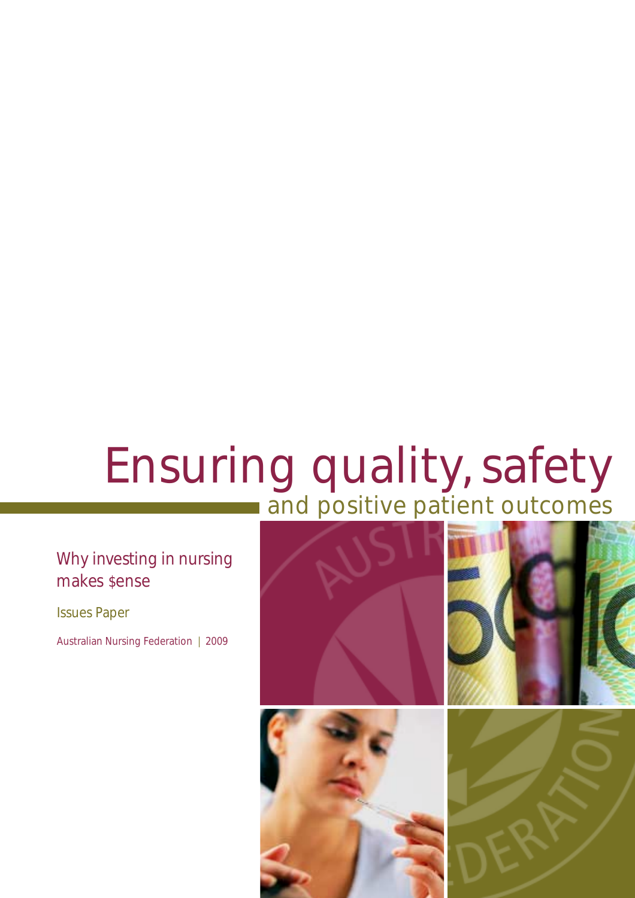# Ensuring quality, safety and positive patient outcomes

## Why investing in nursing makes $ense

Issues Paper

Australian Nursing Federation | 2009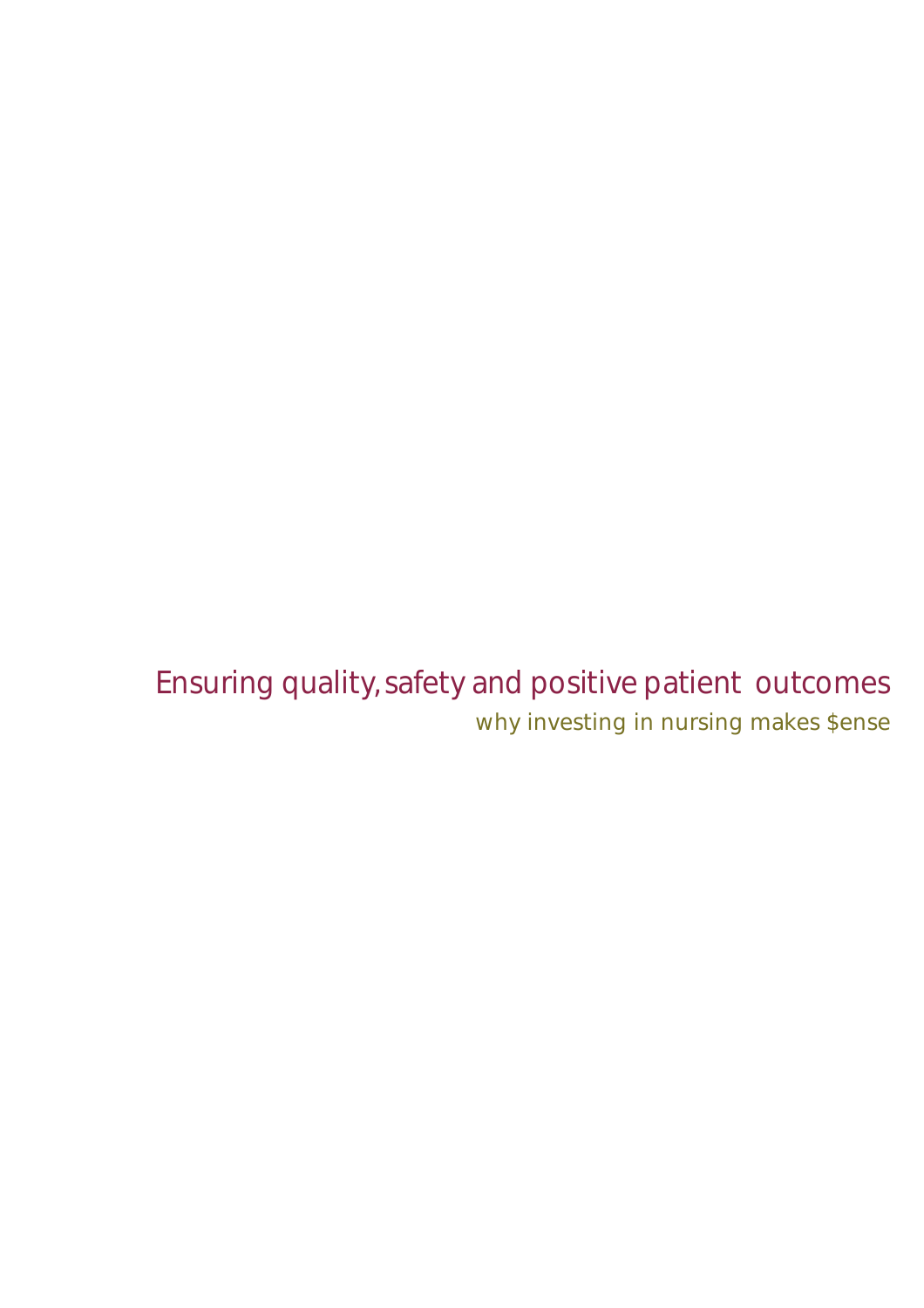# Ensuring quality, safety and positive patient outcomes

## why investing in nursing makes $ense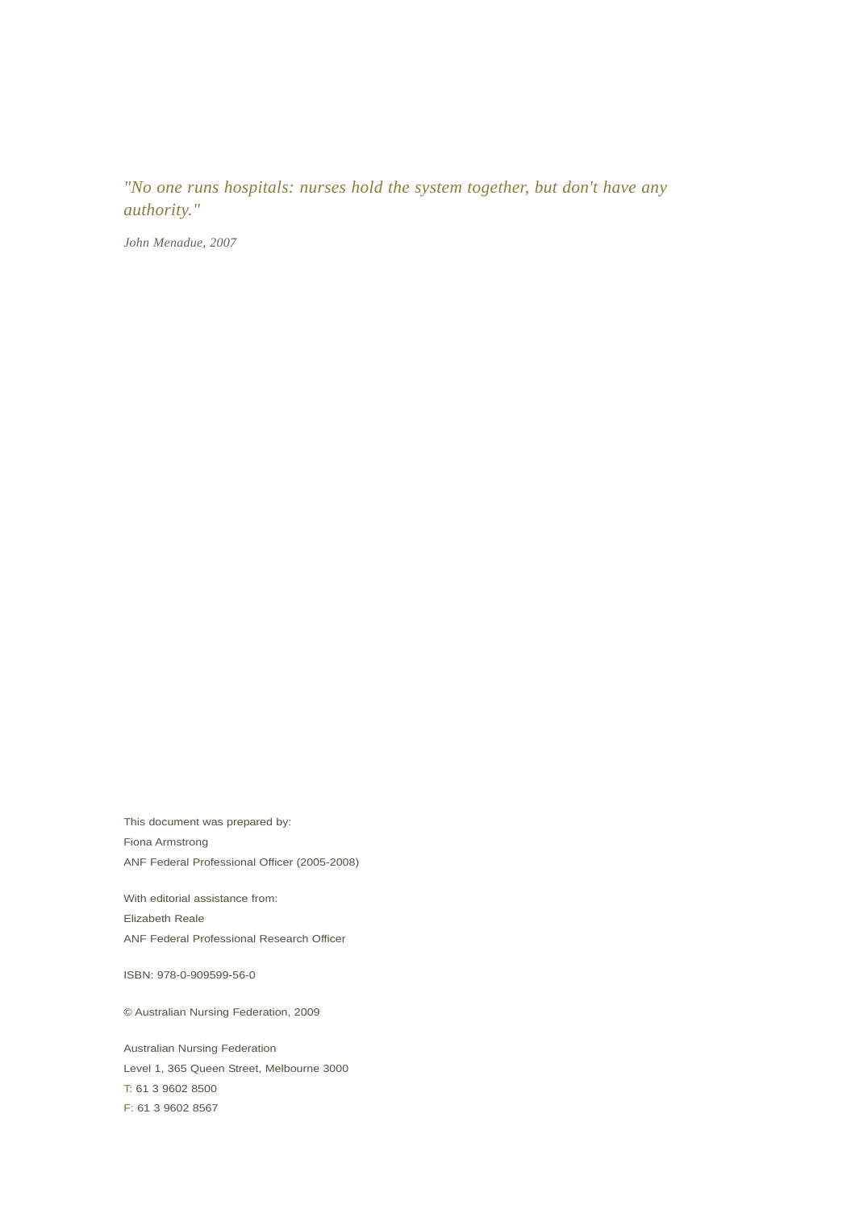*"No one runs hospitals: nurses hold the system together, but don't have any authority."*

*John Menadue, 2007*

This document was prepared by:

Fiona Armstrong

ANF Federal Professional Officer (2005-2008)

With editorial assistance from:

Elizabeth Reale

ANF Federal Professional Research Officer

ISBN: 978-0-909599-56-0

© Australian Nursing Federation, 2009

Australian Nursing Federation

Level 1, 365 Queen Street, Melbourne 3000

T: 61 3 9602 8500

F: 61 3 9602 8567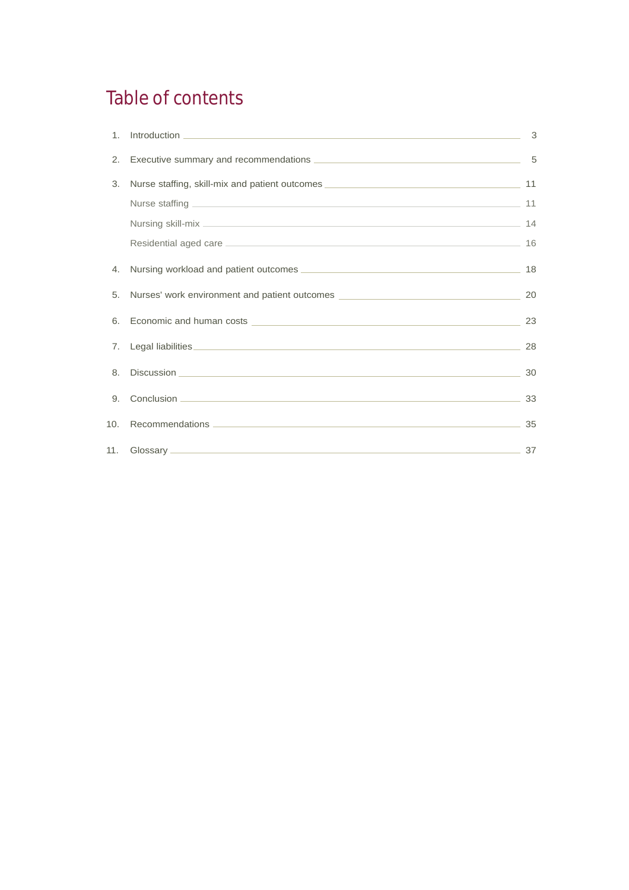# Table of contents

1. Introduction ........ 3
2. Executive summary and recommendations ........ 5
3. Nurse staffing, skill-mix and patient outcomes ........ 11
   - Nurse staffing ........ 11
   - Nursing skill-mix ........ 14
   - Residential aged care ........ 16
4. Nursing workload and patient outcomes ........ 18
5. Nurses' work environment and patient outcomes ........ 20
6. Economic and human costs ........ 23
7. Legal liabilities ........ 28
8. Discussion ........ 30
9. Conclusion ........ 33
10. Recommendations ........ 35
11. Glossary ........ 37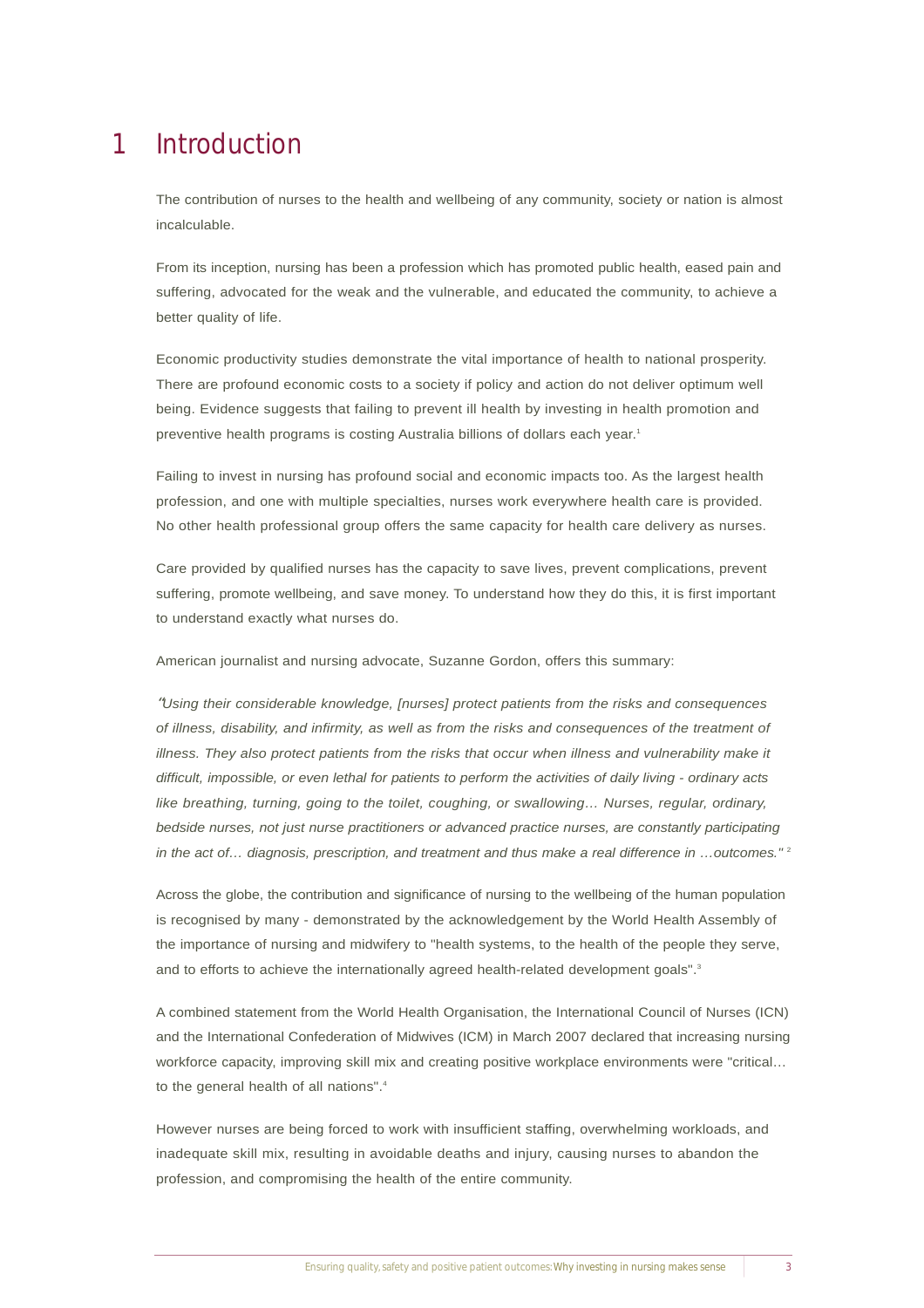# 1 Introduction

The contribution of nurses to the health and wellbeing of any community, society or nation is almost incalculable.

From its inception, nursing has been a profession which has promoted public health, eased pain and suffering, advocated for the weak and the vulnerable, and educated the community, to achieve a better quality of life.

Economic productivity studies demonstrate the vital importance of health to national prosperity. There are profound economic costs to a society if policy and action do not deliver optimum well being. Evidence suggests that failing to prevent ill health by investing in health promotion and preventive health programs is costing Australia billions of dollars each year.[1]

Failing to invest in nursing has profound social and economic impacts too. As the largest health profession, and one with multiple specialties, nurses work everywhere health care is provided. No other health professional group offers the same capacity for health care delivery as nurses.

Care provided by qualified nurses has the capacity to save lives, prevent complications, prevent suffering, promote wellbeing, and save money. To understand how they do this, it is first important to understand exactly what nurses do.

American journalist and nursing advocate, Suzanne Gordon, offers this summary:

*"Using their considerable knowledge, [nurses] protect patients from the risks and consequences of illness, disability, and infirmity, as well as from the risks and consequences of the treatment of illness. They also protect patients from the risks that occur when illness and vulnerability make it difficult, impossible, or even lethal for patients to perform the activities of daily living - ordinary acts like breathing, turning, going to the toilet, coughing, or swallowing… Nurses, regular, ordinary, bedside nurses, not just nurse practitioners or advanced practice nurses, are constantly participating in the act of… diagnosis, prescription, and treatment and thus make a real difference in …outcomes."* [2]

Across the globe, the contribution and significance of nursing to the wellbeing of the human population is recognised by many - demonstrated by the acknowledgement by the World Health Assembly of the importance of nursing and midwifery to "health systems, to the health of the people they serve, and to efforts to achieve the internationally agreed health-related development goals".[3]

A combined statement from the World Health Organisation, the International Council of Nurses (ICN) and the International Confederation of Midwives (ICM) in March 2007 declared that increasing nursing workforce capacity, improving skill mix and creating positive workplace environments were "critical… to the general health of all nations".[4]

However nurses are being forced to work with insufficient staffing, overwhelming workloads, and inadequate skill mix, resulting in avoidable deaths and injury, causing nurses to abandon the profession, and compromising the health of the entire community.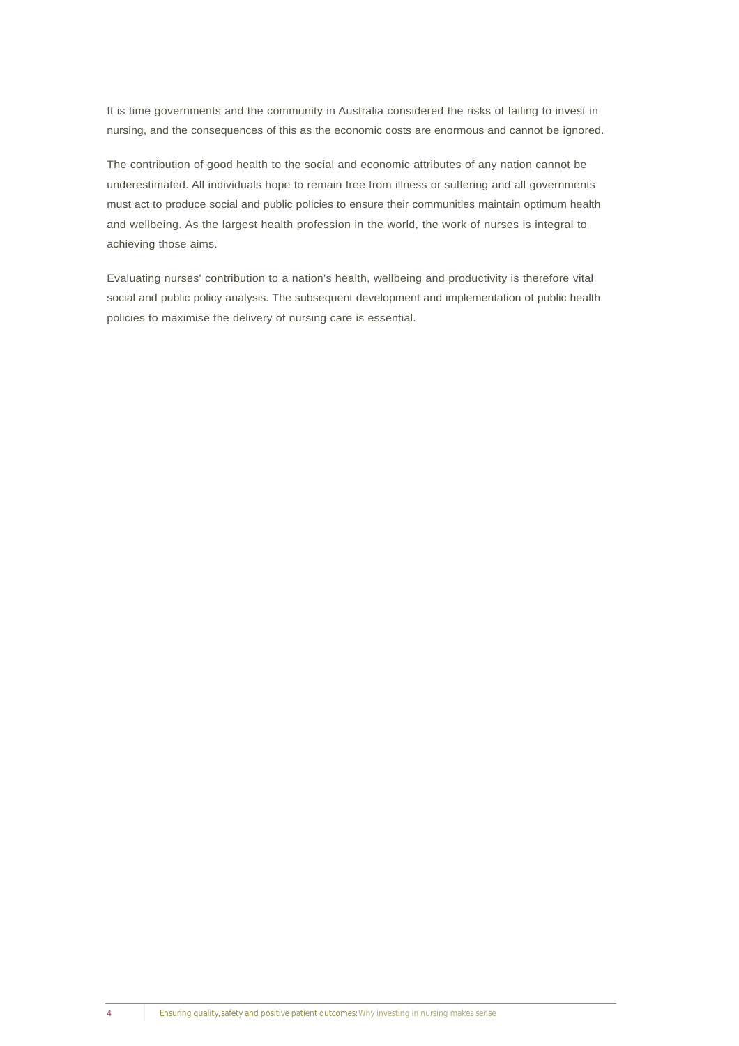It is time governments and the community in Australia considered the risks of failing to invest in nursing, and the consequences of this as the economic costs are enormous and cannot be ignored.

The contribution of good health to the social and economic attributes of any nation cannot be underestimated. All individuals hope to remain free from illness or suffering and all governments must act to produce social and public policies to ensure their communities maintain optimum health and wellbeing. As the largest health profession in the world, the work of nurses is integral to achieving those aims.

Evaluating nurses' contribution to a nation's health, wellbeing and productivity is therefore vital social and public policy analysis. The subsequent development and implementation of public health policies to maximise the delivery of nursing care is essential.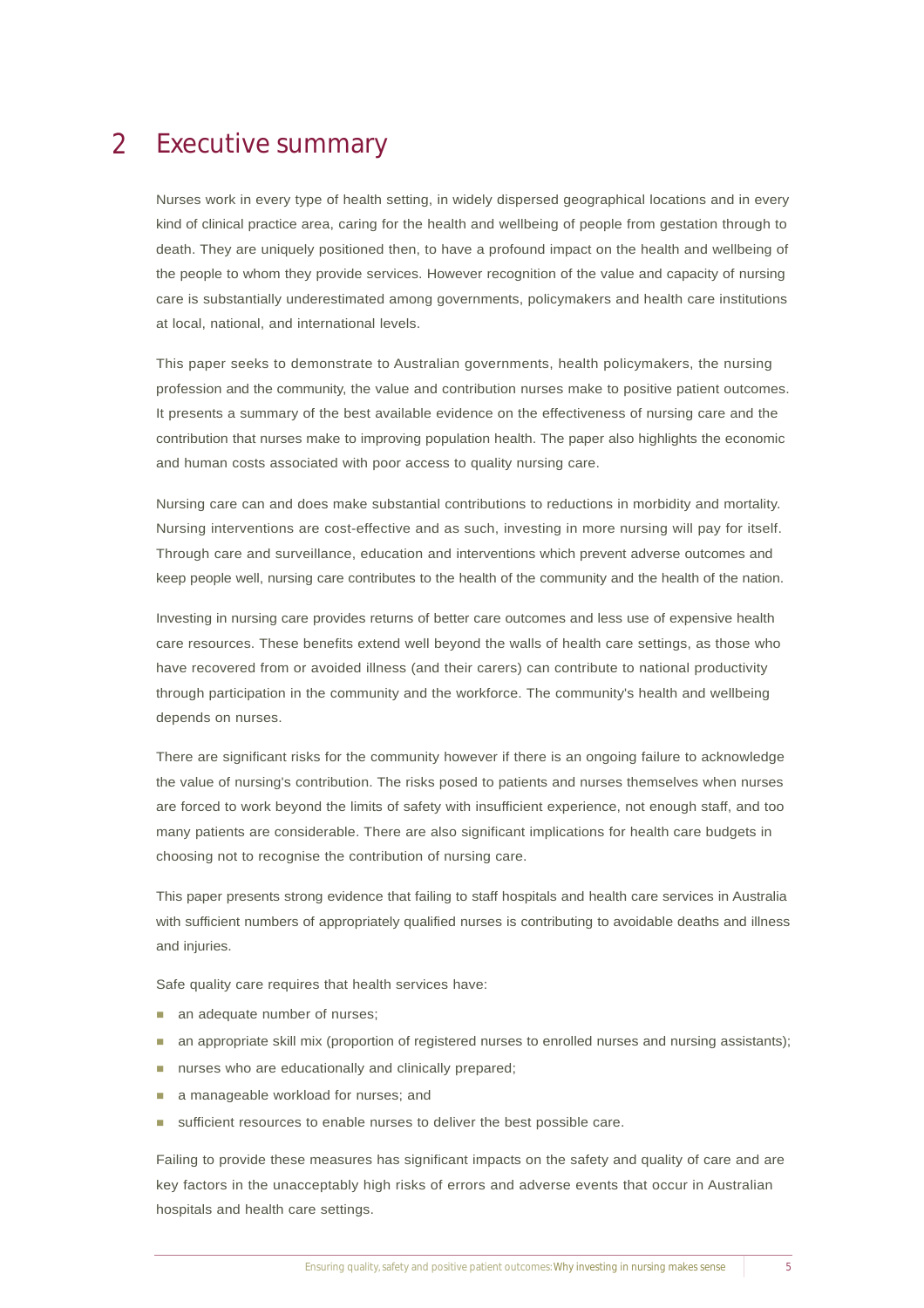# 2 Executive summary

Nurses work in every type of health setting, in widely dispersed geographical locations and in every kind of clinical practice area, caring for the health and wellbeing of people from gestation through to death. They are uniquely positioned then, to have a profound impact on the health and wellbeing of the people to whom they provide services. However recognition of the value and capacity of nursing care is substantially underestimated among governments, policymakers and health care institutions at local, national, and international levels.

This paper seeks to demonstrate to Australian governments, health policymakers, the nursing profession and the community, the value and contribution nurses make to positive patient outcomes. It presents a summary of the best available evidence on the effectiveness of nursing care and the contribution that nurses make to improving population health. The paper also highlights the economic and human costs associated with poor access to quality nursing care.

Nursing care can and does make substantial contributions to reductions in morbidity and mortality. Nursing interventions are cost-effective and as such, investing in more nursing will pay for itself. Through care and surveillance, education and interventions which prevent adverse outcomes and keep people well, nursing care contributes to the health of the community and the health of the nation.

Investing in nursing care provides returns of better care outcomes and less use of expensive health care resources. These benefits extend well beyond the walls of health care settings, as those who have recovered from or avoided illness (and their carers) can contribute to national productivity through participation in the community and the workforce. The community's health and wellbeing depends on nurses.

There are significant risks for the community however if there is an ongoing failure to acknowledge the value of nursing's contribution. The risks posed to patients and nurses themselves when nurses are forced to work beyond the limits of safety with insufficient experience, not enough staff, and too many patients are considerable. There are also significant implications for health care budgets in choosing not to recognise the contribution of nursing care.

This paper presents strong evidence that failing to staff hospitals and health care services in Australia with sufficient numbers of appropriately qualified nurses is contributing to avoidable deaths and illness and injuries.

Safe quality care requires that health services have:

- an adequate number of nurses;
- an appropriate skill mix (proportion of registered nurses to enrolled nurses and nursing assistants);
- nurses who are educationally and clinically prepared;
- a manageable workload for nurses; and
- sufficient resources to enable nurses to deliver the best possible care.

Failing to provide these measures has significant impacts on the safety and quality of care and are key factors in the unacceptably high risks of errors and adverse events that occur in Australian hospitals and health care settings.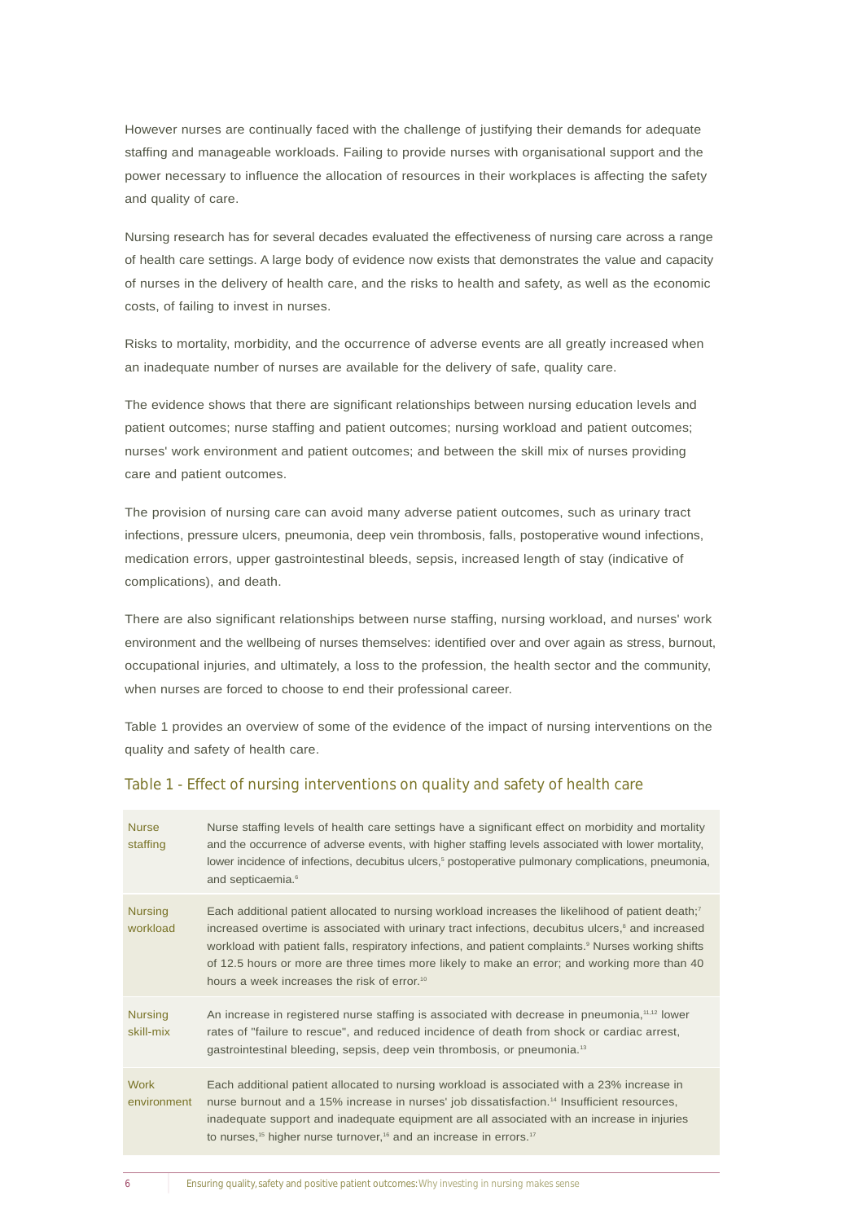However nurses are continually faced with the challenge of justifying their demands for adequate staffing and manageable workloads. Failing to provide nurses with organisational support and the power necessary to influence the allocation of resources in their workplaces is affecting the safety and quality of care.

Nursing research has for several decades evaluated the effectiveness of nursing care across a range of health care settings. A large body of evidence now exists that demonstrates the value and capacity of nurses in the delivery of health care, and the risks to health and safety, as well as the economic costs, of failing to invest in nurses.

Risks to mortality, morbidity, and the occurrence of adverse events are all greatly increased when an inadequate number of nurses are available for the delivery of safe, quality care.

The evidence shows that there are significant relationships between nursing education levels and patient outcomes; nurse staffing and patient outcomes; nursing workload and patient outcomes; nurses' work environment and patient outcomes; and between the skill mix of nurses providing care and patient outcomes.

The provision of nursing care can avoid many adverse patient outcomes, such as urinary tract infections, pressure ulcers, pneumonia, deep vein thrombosis, falls, postoperative wound infections, medication errors, upper gastrointestinal bleeds, sepsis, increased length of stay (indicative of complications), and death.

There are also significant relationships between nurse staffing, nursing workload, and nurses' work environment and the wellbeing of nurses themselves: identified over and over again as stress, burnout, occupational injuries, and ultimately, a loss to the profession, the health sector and the community, when nurses are forced to choose to end their professional career.

Table 1 provides an overview of some of the evidence of the impact of nursing interventions on the quality and safety of health care.

## Table 1 - Effect of nursing interventions on quality and safety of health care

| | |
|---|---|
| Nurse staffing | Nurse staffing levels of health care settings have a significant effect on morbidity and mortality and the occurrence of adverse events, with higher staffing levels associated with lower mortality, lower incidence of infections, decubitus ulcers,[5] postoperative pulmonary complications, pneumonia, and septicaemia.[6] |
| Nursing workload | Each additional patient allocated to nursing workload increases the likelihood of patient death;[7] increased overtime is associated with urinary tract infections, decubitus ulcers,[8] and increased workload with patient falls, respiratory infections, and patient complaints.[9] Nurses working shifts of 12.5 hours or more are three times more likely to make an error; and working more than 40 hours a week increases the risk of error.[10] |
| Nursing skill-mix | An increase in registered nurse staffing is associated with decrease in pneumonia,[11,12] lower rates of "failure to rescue", and reduced incidence of death from shock or cardiac arrest, gastrointestinal bleeding, sepsis, deep vein thrombosis, or pneumonia.[13] |
| Work environment | Each additional patient allocated to nursing workload is associated with a 23% increase in nurse burnout and a 15% increase in nurses' job dissatisfaction.[14] Insufficient resources, inadequate support and inadequate equipment are all associated with an increase in injuries to nurses,[15] higher nurse turnover,[16] and an increase in errors.[17] |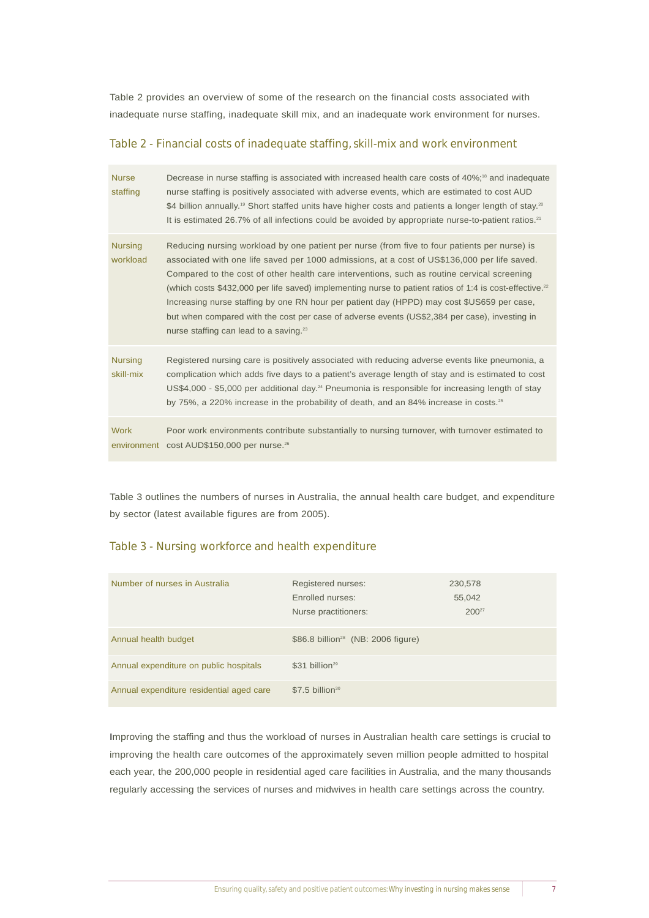Table 2 provides an overview of some of the research on the financial costs associated with inadequate nurse staffing, inadequate skill mix, and an inadequate work environment for nurses.

### Table 2 - Financial costs of inadequate staffing, skill-mix and work environment

| | |
|---|---|
| Nurse staffing | Decrease in nurse staffing is associated with increased health care costs of 40%;[18] and inadequate nurse staffing is positively associated with adverse events, which are estimated to cost AUD $4 billion annually.[19] Short staffed units have higher costs and patients a longer length of stay.[20] It is estimated 26.7% of all infections could be avoided by appropriate nurse-to-patient ratios.[21] |
| Nursing workload | Reducing nursing workload by one patient per nurse (from five to four patients per nurse) is associated with one life saved per 1000 admissions, at a cost of US$136,000 per life saved. Compared to the cost of other health care interventions, such as routine cervical screening (which costs $432,000 per life saved) implementing nurse to patient ratios of 1:4 is cost-effective.[22] Increasing nurse staffing by one RN hour per patient day (HPPD) may cost $US659 per case, but when compared with the cost per case of adverse events (US$2,384 per case), investing in nurse staffing can lead to a saving.[23] |
| Nursing skill-mix | Registered nursing care is positively associated with reducing adverse events like pneumonia, a complication which adds five days to a patient's average length of stay and is estimated to cost US$4,000 - $5,000 per additional day.[24] Pneumonia is responsible for increasing length of stay by 75%, a 220% increase in the probability of death, and an 84% increase in costs.[25] |
| Work environment | Poor work environments contribute substantially to nursing turnover, with turnover estimated to cost AUD$150,000 per nurse.[26] |

Table 3 outlines the numbers of nurses in Australia, the annual health care budget, and expenditure by sector (latest available figures are from 2005).

### Table 3 - Nursing workforce and health expenditure

| | | |
|---|---|---|
| Number of nurses in Australia | Registered nurses:<br>Enrolled nurses:<br>Nurse practitioners: | 230,578<br>55,042<br>200[27] |
| Annual health budget | $86.8 billion[28] (NB: 2006 figure) | |
| Annual expenditure on public hospitals | $31 billion[29] | |
| Annual expenditure residential aged care | $7.5 billion[30] | |

Improving the staffing and thus the workload of nurses in Australian health care settings is crucial to improving the health care outcomes of the approximately seven million people admitted to hospital each year, the 200,000 people in residential aged care facilities in Australia, and the many thousands regularly accessing the services of nurses and midwives in health care settings across the country.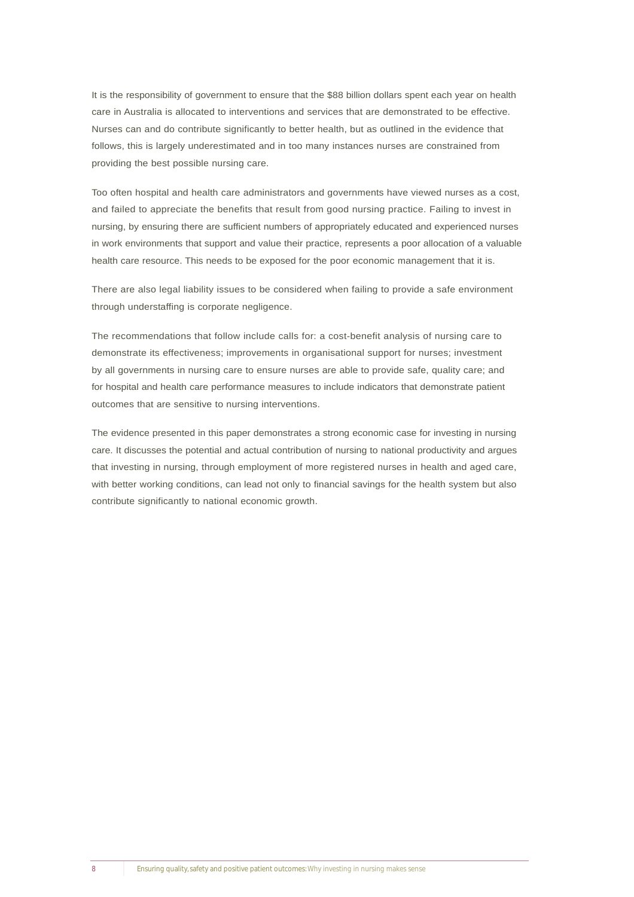It is the responsibility of government to ensure that the $88 billion dollars spent each year on health care in Australia is allocated to interventions and services that are demonstrated to be effective. Nurses can and do contribute significantly to better health, but as outlined in the evidence that follows, this is largely underestimated and in too many instances nurses are constrained from providing the best possible nursing care.

Too often hospital and health care administrators and governments have viewed nurses as a cost, and failed to appreciate the benefits that result from good nursing practice. Failing to invest in nursing, by ensuring there are sufficient numbers of appropriately educated and experienced nurses in work environments that support and value their practice, represents a poor allocation of a valuable health care resource. This needs to be exposed for the poor economic management that it is.

There are also legal liability issues to be considered when failing to provide a safe environment through understaffing is corporate negligence.

The recommendations that follow include calls for: a cost-benefit analysis of nursing care to demonstrate its effectiveness; improvements in organisational support for nurses; investment by all governments in nursing care to ensure nurses are able to provide safe, quality care; and for hospital and health care performance measures to include indicators that demonstrate patient outcomes that are sensitive to nursing interventions.

The evidence presented in this paper demonstrates a strong economic case for investing in nursing care. It discusses the potential and actual contribution of nursing to national productivity and argues that investing in nursing, through employment of more registered nurses in health and aged care, with better working conditions, can lead not only to financial savings for the health system but also contribute significantly to national economic growth.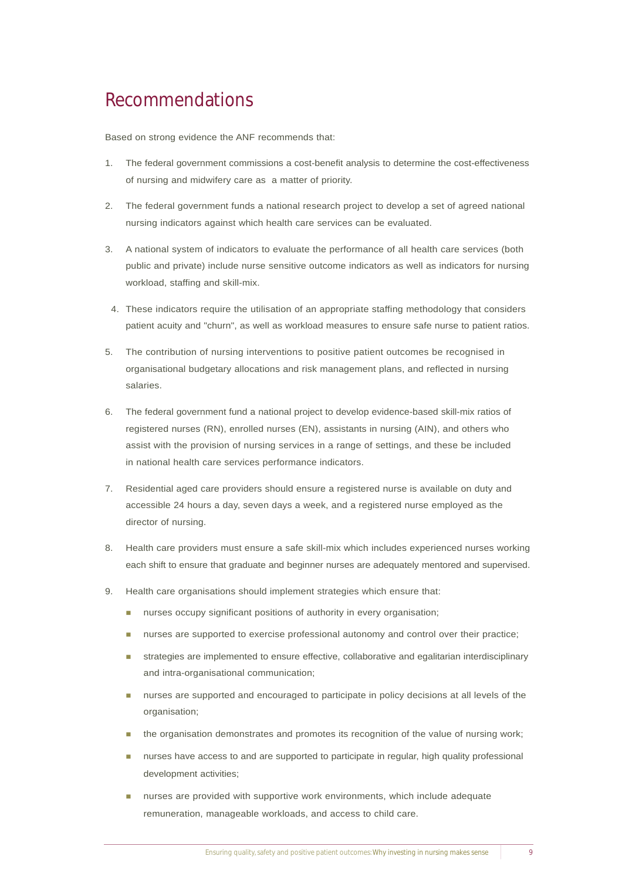# Recommendations

Based on strong evidence the ANF recommends that:

1. The federal government commissions a cost-benefit analysis to determine the cost-effectiveness of nursing and midwifery care as  a matter of priority.

2. The federal government funds a national research project to develop a set of agreed national nursing indicators against which health care services can be evaluated.

3. A national system of indicators to evaluate the performance of all health care services (both public and private) include nurse sensitive outcome indicators as well as indicators for nursing workload, staffing and skill-mix.

4. These indicators require the utilisation of an appropriate staffing methodology that considers patient acuity and "churn", as well as workload measures to ensure safe nurse to patient ratios.

5. The contribution of nursing interventions to positive patient outcomes be recognised in organisational budgetary allocations and risk management plans, and reflected in nursing salaries.

6. The federal government fund a national project to develop evidence-based skill-mix ratios of registered nurses (RN), enrolled nurses (EN), assistants in nursing (AIN), and others who assist with the provision of nursing services in a range of settings, and these be included in national health care services performance indicators.

7. Residential aged care providers should ensure a registered nurse is available on duty and accessible 24 hours a day, seven days a week, and a registered nurse employed as the director of nursing.

8. Health care providers must ensure a safe skill-mix which includes experienced nurses working each shift to ensure that graduate and beginner nurses are adequately mentored and supervised.

9. Health care organisations should implement strategies which ensure that:
   - nurses occupy significant positions of authority in every organisation;
   - nurses are supported to exercise professional autonomy and control over their practice;
   - strategies are implemented to ensure effective, collaborative and egalitarian interdisciplinary and intra-organisational communication;
   - nurses are supported and encouraged to participate in policy decisions at all levels of the organisation;
   - the organisation demonstrates and promotes its recognition of the value of nursing work;
   - nurses have access to and are supported to participate in regular, high quality professional development activities;
   - nurses are provided with supportive work environments, which include adequate remuneration, manageable workloads, and access to child care.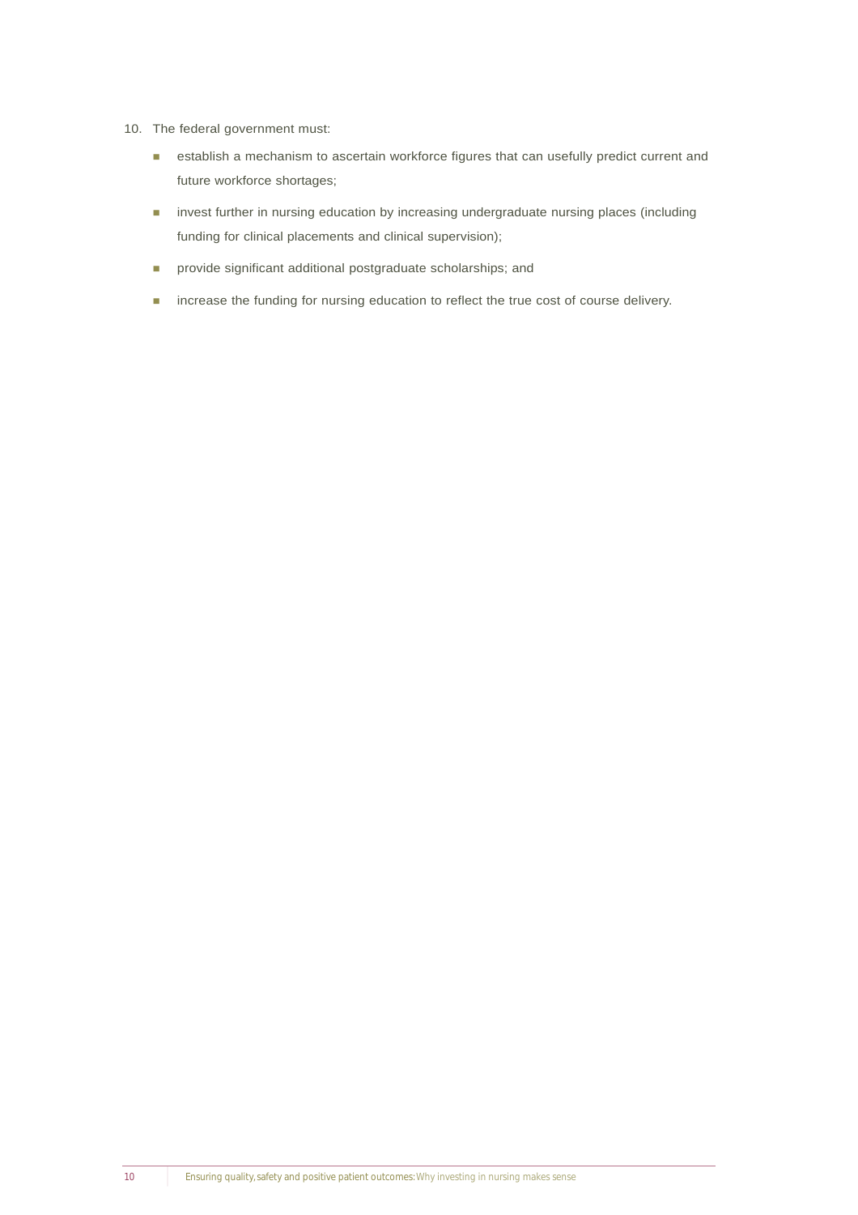10. The federal government must:

    - establish a mechanism to ascertain workforce figures that can usefully predict current and future workforce shortages;
    - invest further in nursing education by increasing undergraduate nursing places (including funding for clinical placements and clinical supervision);
    - provide significant additional postgraduate scholarships; and
    - increase the funding for nursing education to reflect the true cost of course delivery.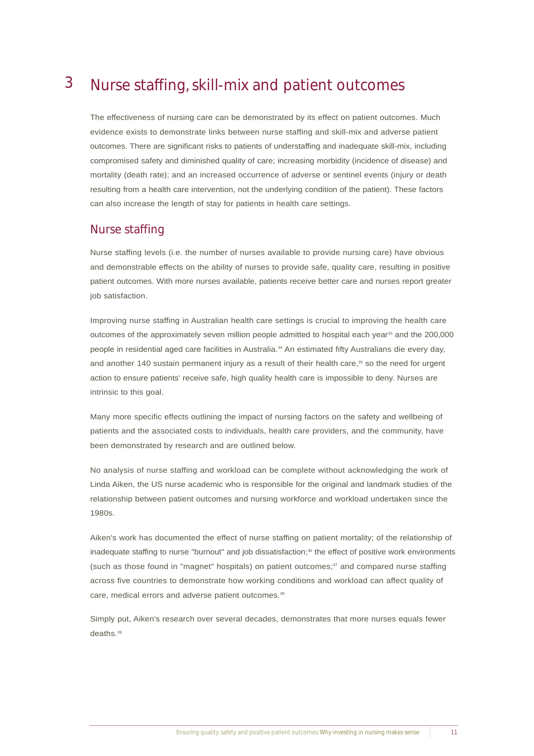# 3 Nurse staffing, skill-mix and patient outcomes

The effectiveness of nursing care can be demonstrated by its effect on patient outcomes. Much evidence exists to demonstrate links between nurse staffing and skill-mix and adverse patient outcomes. There are significant risks to patients of understaffing and inadequate skill-mix, including compromised safety and diminished quality of care; increasing morbidity (incidence of disease) and mortality (death rate); and an increased occurrence of adverse or sentinel events (injury or death resulting from a health care intervention, not the underlying condition of the patient). These factors can also increase the length of stay for patients in health care settings.

## Nurse staffing

Nurse staffing levels (i.e. the number of nurses available to provide nursing care) have obvious and demonstrable effects on the ability of nurses to provide safe, quality care, resulting in positive patient outcomes. With more nurses available, patients receive better care and nurses report greater job satisfaction.

Improving nurse staffing in Australian health care settings is crucial to improving the health care outcomes of the approximately seven million people admitted to hospital each year[33] and the 200,000 people in residential aged care facilities in Australia.[34] An estimated fifty Australians die every day, and another 140 sustain permanent injury as a result of their health care,[35] so the need for urgent action to ensure patients' receive safe, high quality health care is impossible to deny. Nurses are intrinsic to this goal.

Many more specific effects outlining the impact of nursing factors on the safety and wellbeing of patients and the associated costs to individuals, health care providers, and the community, have been demonstrated by research and are outlined below.

No analysis of nurse staffing and workload can be complete without acknowledging the work of Linda Aiken, the US nurse academic who is responsible for the original and landmark studies of the relationship between patient outcomes and nursing workforce and workload undertaken since the 1980s.

Aiken's work has documented the effect of nurse staffing on patient mortality; of the relationship of inadequate staffing to nurse "burnout" and job dissatisfaction;[36] the effect of positive work environments (such as those found in "magnet" hospitals) on patient outcomes;[37] and compared nurse staffing across five countries to demonstrate how working conditions and workload can affect quality of care, medical errors and adverse patient outcomes.[38]

Simply put, Aiken's research over several decades, demonstrates that more nurses equals fewer deaths.[39]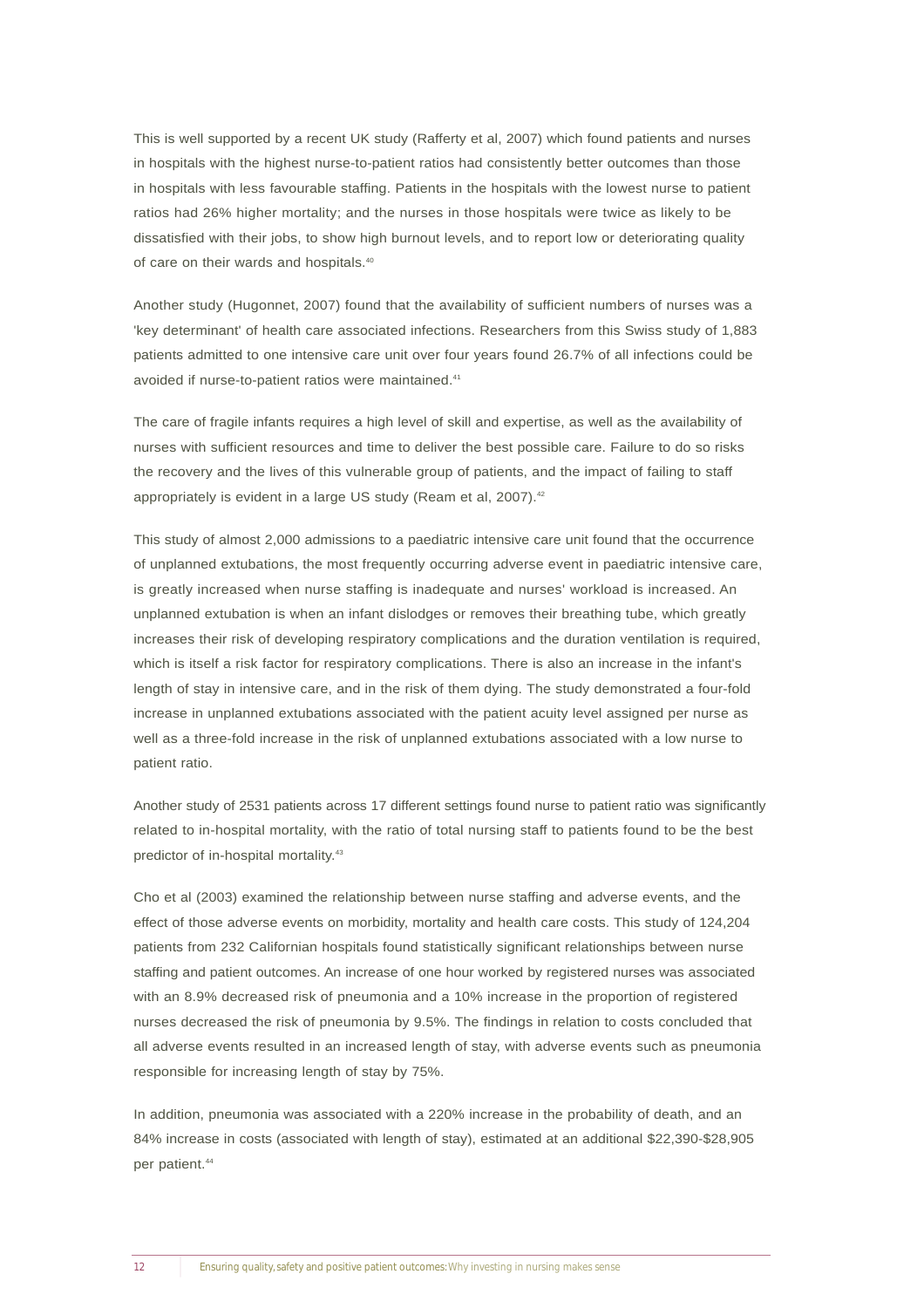This is well supported by a recent UK study (Rafferty et al, 2007) which found patients and nurses in hospitals with the highest nurse-to-patient ratios had consistently better outcomes than those in hospitals with less favourable staffing. Patients in the hospitals with the lowest nurse to patient ratios had 26% higher mortality; and the nurses in those hospitals were twice as likely to be dissatisfied with their jobs, to show high burnout levels, and to report low or deteriorating quality of care on their wards and hospitals.[40]

Another study (Hugonnet, 2007) found that the availability of sufficient numbers of nurses was a 'key determinant' of health care associated infections. Researchers from this Swiss study of 1,883 patients admitted to one intensive care unit over four years found 26.7% of all infections could be avoided if nurse-to-patient ratios were maintained.[41]

The care of fragile infants requires a high level of skill and expertise, as well as the availability of nurses with sufficient resources and time to deliver the best possible care. Failure to do so risks the recovery and the lives of this vulnerable group of patients, and the impact of failing to staff appropriately is evident in a large US study (Ream et al, 2007).[42]

This study of almost 2,000 admissions to a paediatric intensive care unit found that the occurrence of unplanned extubations, the most frequently occurring adverse event in paediatric intensive care, is greatly increased when nurse staffing is inadequate and nurses' workload is increased. An unplanned extubation is when an infant dislodges or removes their breathing tube, which greatly increases their risk of developing respiratory complications and the duration ventilation is required, which is itself a risk factor for respiratory complications. There is also an increase in the infant's length of stay in intensive care, and in the risk of them dying. The study demonstrated a four-fold increase in unplanned extubations associated with the patient acuity level assigned per nurse as well as a three-fold increase in the risk of unplanned extubations associated with a low nurse to patient ratio.

Another study of 2531 patients across 17 different settings found nurse to patient ratio was significantly related to in-hospital mortality, with the ratio of total nursing staff to patients found to be the best predictor of in-hospital mortality.[43]

Cho et al (2003) examined the relationship between nurse staffing and adverse events, and the effect of those adverse events on morbidity, mortality and health care costs. This study of 124,204 patients from 232 Californian hospitals found statistically significant relationships between nurse staffing and patient outcomes. An increase of one hour worked by registered nurses was associated with an 8.9% decreased risk of pneumonia and a 10% increase in the proportion of registered nurses decreased the risk of pneumonia by 9.5%. The findings in relation to costs concluded that all adverse events resulted in an increased length of stay, with adverse events such as pneumonia responsible for increasing length of stay by 75%.

In addition, pneumonia was associated with a 220% increase in the probability of death, and an 84% increase in costs (associated with length of stay), estimated at an additional $22,390-$28,905 per patient.[44]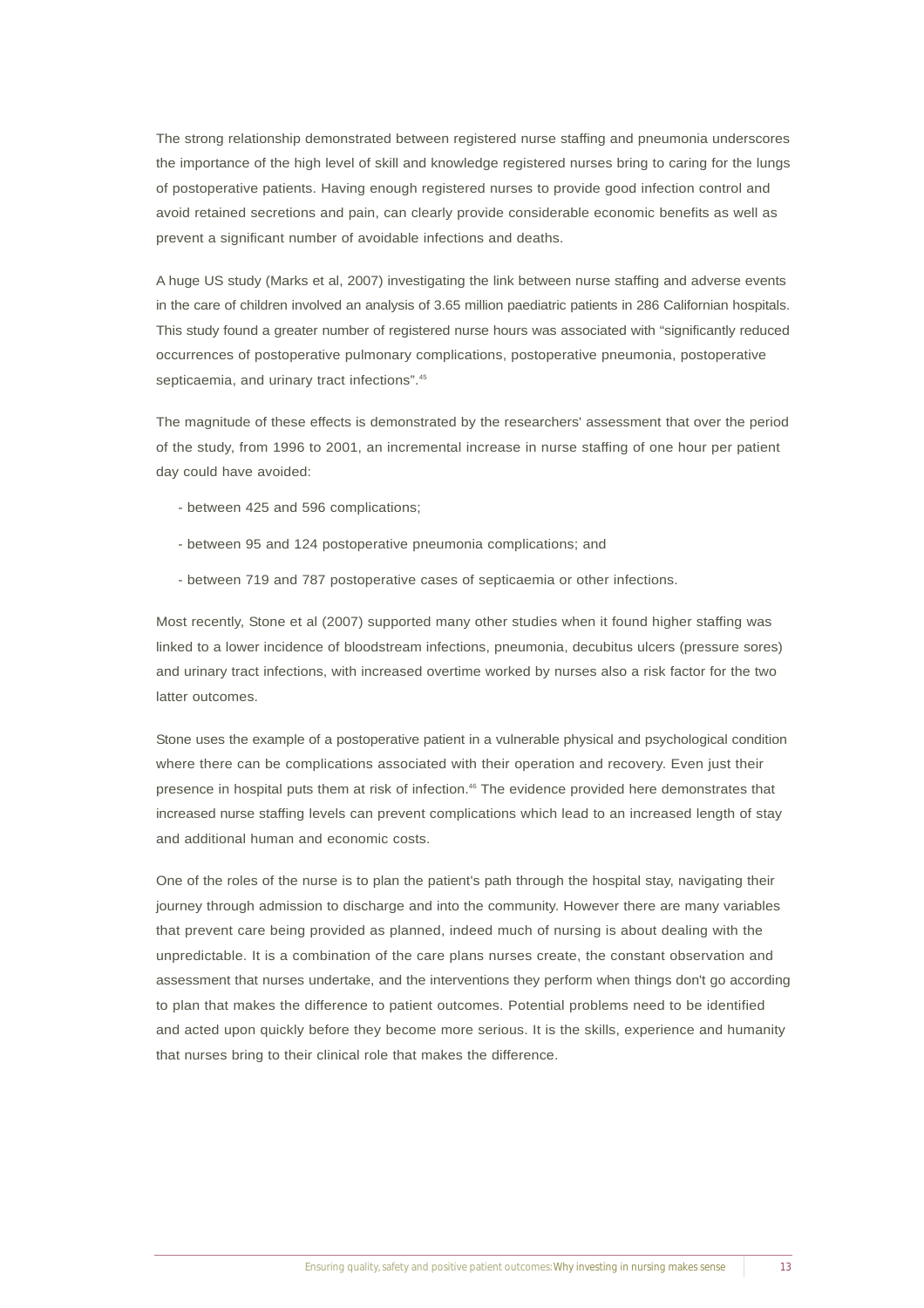The strong relationship demonstrated between registered nurse staffing and pneumonia underscores the importance of the high level of skill and knowledge registered nurses bring to caring for the lungs of postoperative patients. Having enough registered nurses to provide good infection control and avoid retained secretions and pain, can clearly provide considerable economic benefits as well as prevent a significant number of avoidable infections and deaths.

A huge US study (Marks et al, 2007) investigating the link between nurse staffing and adverse events in the care of children involved an analysis of 3.65 million paediatric patients in 286 Californian hospitals. This study found a greater number of registered nurse hours was associated with "significantly reduced occurrences of postoperative pulmonary complications, postoperative pneumonia, postoperative septicaemia, and urinary tract infections".[45]

The magnitude of these effects is demonstrated by the researchers' assessment that over the period of the study, from 1996 to 2001, an incremental increase in nurse staffing of one hour per patient day could have avoided:

- between 425 and 596 complications;
- between 95 and 124 postoperative pneumonia complications; and
- between 719 and 787 postoperative cases of septicaemia or other infections.

Most recently, Stone et al (2007) supported many other studies when it found higher staffing was linked to a lower incidence of bloodstream infections, pneumonia, decubitus ulcers (pressure sores) and urinary tract infections, with increased overtime worked by nurses also a risk factor for the two latter outcomes.

Stone uses the example of a postoperative patient in a vulnerable physical and psychological condition where there can be complications associated with their operation and recovery. Even just their presence in hospital puts them at risk of infection.[46] The evidence provided here demonstrates that increased nurse staffing levels can prevent complications which lead to an increased length of stay and additional human and economic costs.

One of the roles of the nurse is to plan the patient's path through the hospital stay, navigating their journey through admission to discharge and into the community. However there are many variables that prevent care being provided as planned, indeed much of nursing is about dealing with the unpredictable. It is a combination of the care plans nurses create, the constant observation and assessment that nurses undertake, and the interventions they perform when things don't go according to plan that makes the difference to patient outcomes. Potential problems need to be identified and acted upon quickly before they become more serious. It is the skills, experience and humanity that nurses bring to their clinical role that makes the difference.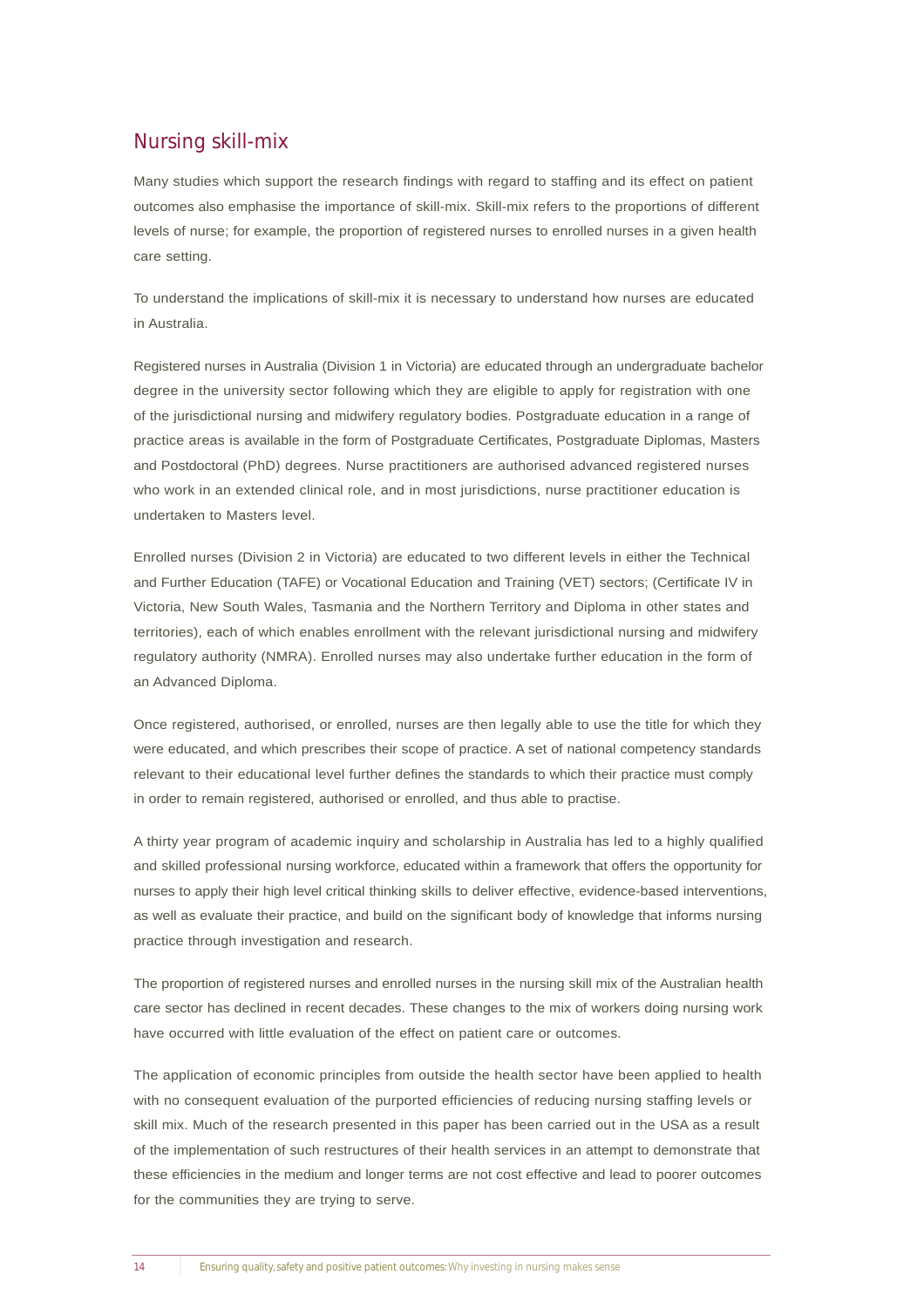## Nursing skill-mix

Many studies which support the research findings with regard to staffing and its effect on patient outcomes also emphasise the importance of skill-mix. Skill-mix refers to the proportions of different levels of nurse; for example, the proportion of registered nurses to enrolled nurses in a given health care setting.

To understand the implications of skill-mix it is necessary to understand how nurses are educated in Australia.

Registered nurses in Australia (Division 1 in Victoria) are educated through an undergraduate bachelor degree in the university sector following which they are eligible to apply for registration with one of the jurisdictional nursing and midwifery regulatory bodies. Postgraduate education in a range of practice areas is available in the form of Postgraduate Certificates, Postgraduate Diplomas, Masters and Postdoctoral (PhD) degrees. Nurse practitioners are authorised advanced registered nurses who work in an extended clinical role, and in most jurisdictions, nurse practitioner education is undertaken to Masters level.

Enrolled nurses (Division 2 in Victoria) are educated to two different levels in either the Technical and Further Education (TAFE) or Vocational Education and Training (VET) sectors; (Certificate IV in Victoria, New South Wales, Tasmania and the Northern Territory and Diploma in other states and territories), each of which enables enrollment with the relevant jurisdictional nursing and midwifery regulatory authority (NMRA). Enrolled nurses may also undertake further education in the form of an Advanced Diploma.

Once registered, authorised, or enrolled, nurses are then legally able to use the title for which they were educated, and which prescribes their scope of practice. A set of national competency standards relevant to their educational level further defines the standards to which their practice must comply in order to remain registered, authorised or enrolled, and thus able to practise.

A thirty year program of academic inquiry and scholarship in Australia has led to a highly qualified and skilled professional nursing workforce, educated within a framework that offers the opportunity for nurses to apply their high level critical thinking skills to deliver effective, evidence-based interventions, as well as evaluate their practice, and build on the significant body of knowledge that informs nursing practice through investigation and research.

The proportion of registered nurses and enrolled nurses in the nursing skill mix of the Australian health care sector has declined in recent decades. These changes to the mix of workers doing nursing work have occurred with little evaluation of the effect on patient care or outcomes.

The application of economic principles from outside the health sector have been applied to health with no consequent evaluation of the purported efficiencies of reducing nursing staffing levels or skill mix. Much of the research presented in this paper has been carried out in the USA as a result of the implementation of such restructures of their health services in an attempt to demonstrate that these efficiencies in the medium and longer terms are not cost effective and lead to poorer outcomes for the communities they are trying to serve.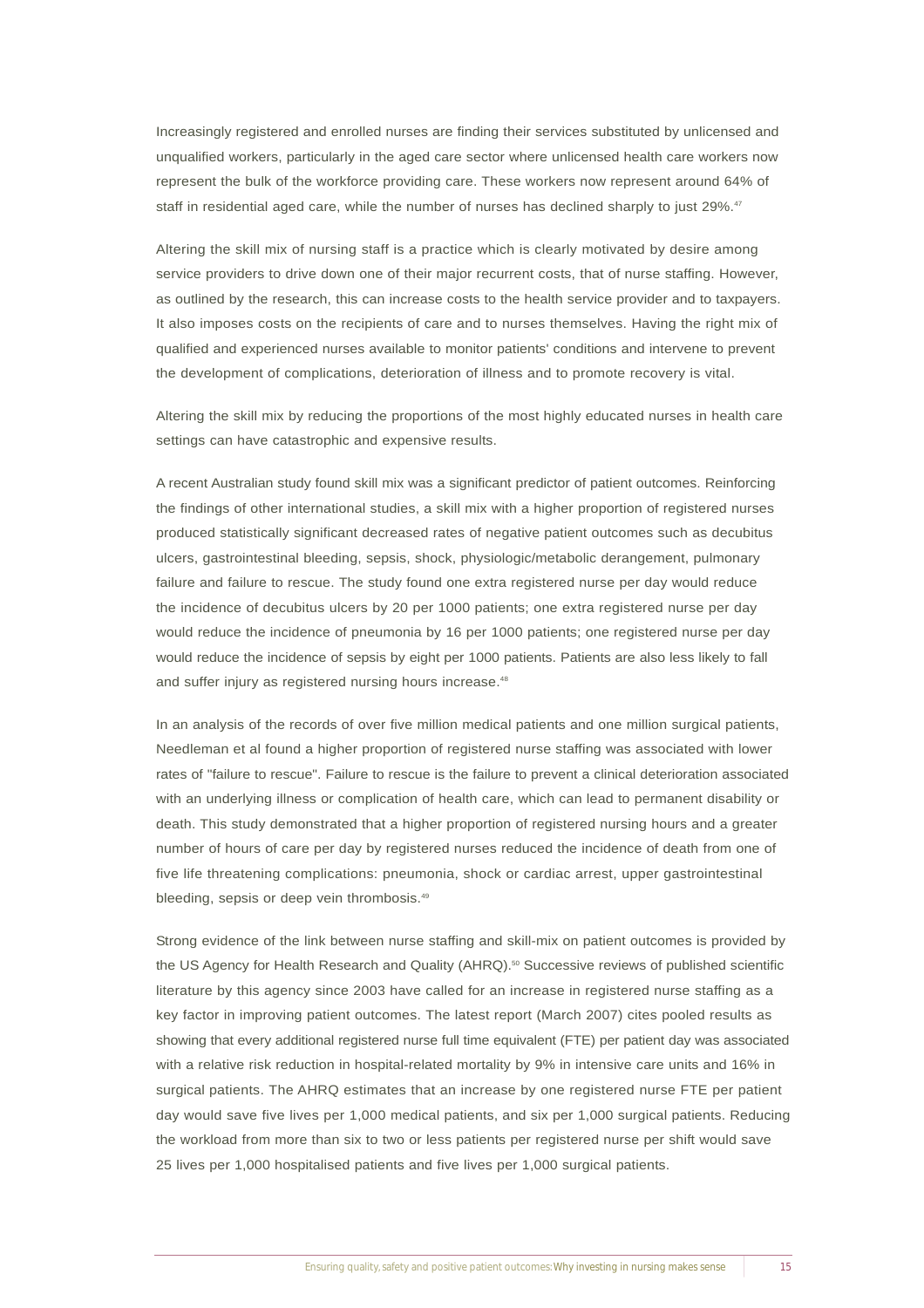Increasingly registered and enrolled nurses are finding their services substituted by unlicensed and unqualified workers, particularly in the aged care sector where unlicensed health care workers now represent the bulk of the workforce providing care. These workers now represent around 64% of staff in residential aged care, while the number of nurses has declined sharply to just 29%.[47]

Altering the skill mix of nursing staff is a practice which is clearly motivated by desire among service providers to drive down one of their major recurrent costs, that of nurse staffing. However, as outlined by the research, this can increase costs to the health service provider and to taxpayers. It also imposes costs on the recipients of care and to nurses themselves. Having the right mix of qualified and experienced nurses available to monitor patients' conditions and intervene to prevent the development of complications, deterioration of illness and to promote recovery is vital.

Altering the skill mix by reducing the proportions of the most highly educated nurses in health care settings can have catastrophic and expensive results.

A recent Australian study found skill mix was a significant predictor of patient outcomes. Reinforcing the findings of other international studies, a skill mix with a higher proportion of registered nurses produced statistically significant decreased rates of negative patient outcomes such as decubitus ulcers, gastrointestinal bleeding, sepsis, shock, physiologic/metabolic derangement, pulmonary failure and failure to rescue. The study found one extra registered nurse per day would reduce the incidence of decubitus ulcers by 20 per 1000 patients; one extra registered nurse per day would reduce the incidence of pneumonia by 16 per 1000 patients; one registered nurse per day would reduce the incidence of sepsis by eight per 1000 patients. Patients are also less likely to fall and suffer injury as registered nursing hours increase.[48]

In an analysis of the records of over five million medical patients and one million surgical patients, Needleman et al found a higher proportion of registered nurse staffing was associated with lower rates of "failure to rescue". Failure to rescue is the failure to prevent a clinical deterioration associated with an underlying illness or complication of health care, which can lead to permanent disability or death. This study demonstrated that a higher proportion of registered nursing hours and a greater number of hours of care per day by registered nurses reduced the incidence of death from one of five life threatening complications: pneumonia, shock or cardiac arrest, upper gastrointestinal bleeding, sepsis or deep vein thrombosis.[49]

Strong evidence of the link between nurse staffing and skill-mix on patient outcomes is provided by the US Agency for Health Research and Quality (AHRQ).[50] Successive reviews of published scientific literature by this agency since 2003 have called for an increase in registered nurse staffing as a key factor in improving patient outcomes. The latest report (March 2007) cites pooled results as showing that every additional registered nurse full time equivalent (FTE) per patient day was associated with a relative risk reduction in hospital-related mortality by 9% in intensive care units and 16% in surgical patients. The AHRQ estimates that an increase by one registered nurse FTE per patient day would save five lives per 1,000 medical patients, and six per 1,000 surgical patients. Reducing the workload from more than six to two or less patients per registered nurse per shift would save 25 lives per 1,000 hospitalised patients and five lives per 1,000 surgical patients.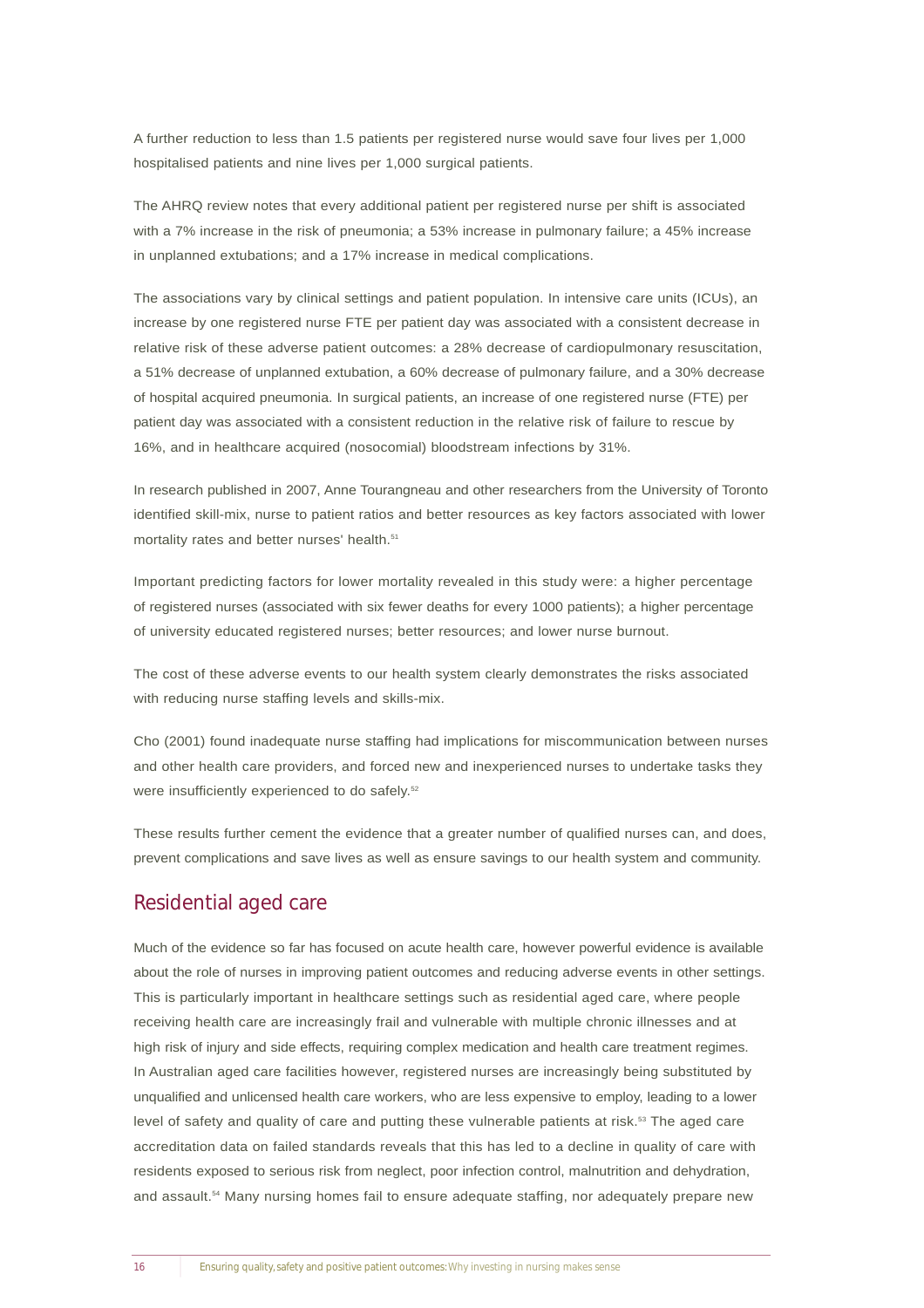A further reduction to less than 1.5 patients per registered nurse would save four lives per 1,000 hospitalised patients and nine lives per 1,000 surgical patients.

The AHRQ review notes that every additional patient per registered nurse per shift is associated with a 7% increase in the risk of pneumonia; a 53% increase in pulmonary failure; a 45% increase in unplanned extubations; and a 17% increase in medical complications.

The associations vary by clinical settings and patient population. In intensive care units (ICUs), an increase by one registered nurse FTE per patient day was associated with a consistent decrease in relative risk of these adverse patient outcomes: a 28% decrease of cardiopulmonary resuscitation, a 51% decrease of unplanned extubation, a 60% decrease of pulmonary failure, and a 30% decrease of hospital acquired pneumonia. In surgical patients, an increase of one registered nurse (FTE) per patient day was associated with a consistent reduction in the relative risk of failure to rescue by 16%, and in healthcare acquired (nosocomial) bloodstream infections by 31%.

In research published in 2007, Anne Tourangneau and other researchers from the University of Toronto identified skill-mix, nurse to patient ratios and better resources as key factors associated with lower mortality rates and better nurses' health.[51]

Important predicting factors for lower mortality revealed in this study were: a higher percentage of registered nurses (associated with six fewer deaths for every 1000 patients); a higher percentage of university educated registered nurses; better resources; and lower nurse burnout.

The cost of these adverse events to our health system clearly demonstrates the risks associated with reducing nurse staffing levels and skills-mix.

Cho (2001) found inadequate nurse staffing had implications for miscommunication between nurses and other health care providers, and forced new and inexperienced nurses to undertake tasks they were insufficiently experienced to do safely.[52]

These results further cement the evidence that a greater number of qualified nurses can, and does, prevent complications and save lives as well as ensure savings to our health system and community.

## Residential aged care

Much of the evidence so far has focused on acute health care, however powerful evidence is available about the role of nurses in improving patient outcomes and reducing adverse events in other settings. This is particularly important in healthcare settings such as residential aged care, where people receiving health care are increasingly frail and vulnerable with multiple chronic illnesses and at high risk of injury and side effects, requiring complex medication and health care treatment regimes. In Australian aged care facilities however, registered nurses are increasingly being substituted by unqualified and unlicensed health care workers, who are less expensive to employ, leading to a lower level of safety and quality of care and putting these vulnerable patients at risk.[53] The aged care accreditation data on failed standards reveals that this has led to a decline in quality of care with residents exposed to serious risk from neglect, poor infection control, malnutrition and dehydration, and assault.[54] Many nursing homes fail to ensure adequate staffing, nor adequately prepare new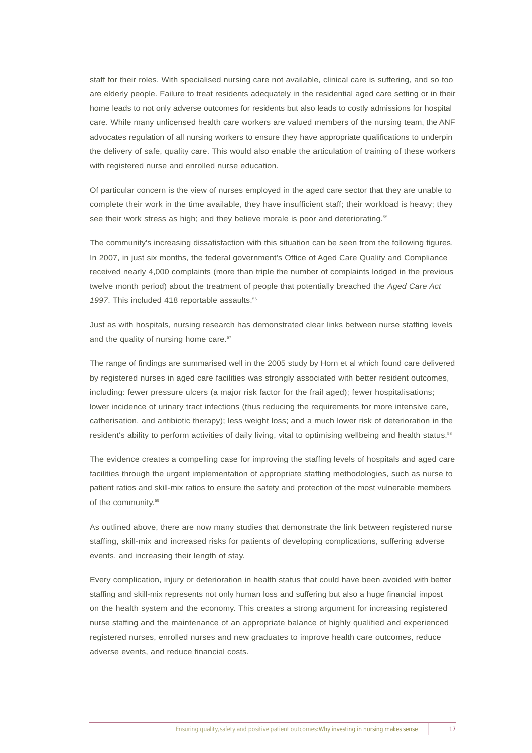staff for their roles. With specialised nursing care not available, clinical care is suffering, and so too are elderly people. Failure to treat residents adequately in the residential aged care setting or in their home leads to not only adverse outcomes for residents but also leads to costly admissions for hospital care. While many unlicensed health care workers are valued members of the nursing team, the ANF advocates regulation of all nursing workers to ensure they have appropriate qualifications to underpin the delivery of safe, quality care. This would also enable the articulation of training of these workers with registered nurse and enrolled nurse education.

Of particular concern is the view of nurses employed in the aged care sector that they are unable to complete their work in the time available, they have insufficient staff; their workload is heavy; they see their work stress as high; and they believe morale is poor and deteriorating.[55]

The community's increasing dissatisfaction with this situation can be seen from the following figures. In 2007, in just six months, the federal government's Office of Aged Care Quality and Compliance received nearly 4,000 complaints (more than triple the number of complaints lodged in the previous twelve month period) about the treatment of people that potentially breached the *Aged Care Act 1997*. This included 418 reportable assaults.[56]

Just as with hospitals, nursing research has demonstrated clear links between nurse staffing levels and the quality of nursing home care.[57]

The range of findings are summarised well in the 2005 study by Horn et al which found care delivered by registered nurses in aged care facilities was strongly associated with better resident outcomes, including: fewer pressure ulcers (a major risk factor for the frail aged); fewer hospitalisations; lower incidence of urinary tract infections (thus reducing the requirements for more intensive care, catherisation, and antibiotic therapy); less weight loss; and a much lower risk of deterioration in the resident's ability to perform activities of daily living, vital to optimising wellbeing and health status.[58]

The evidence creates a compelling case for improving the staffing levels of hospitals and aged care facilities through the urgent implementation of appropriate staffing methodologies, such as nurse to patient ratios and skill-mix ratios to ensure the safety and protection of the most vulnerable members of the community.[59]

As outlined above, there are now many studies that demonstrate the link between registered nurse staffing, skill-mix and increased risks for patients of developing complications, suffering adverse events, and increasing their length of stay.

Every complication, injury or deterioration in health status that could have been avoided with better staffing and skill-mix represents not only human loss and suffering but also a huge financial impost on the health system and the economy. This creates a strong argument for increasing registered nurse staffing and the maintenance of an appropriate balance of highly qualified and experienced registered nurses, enrolled nurses and new graduates to improve health care outcomes, reduce adverse events, and reduce financial costs.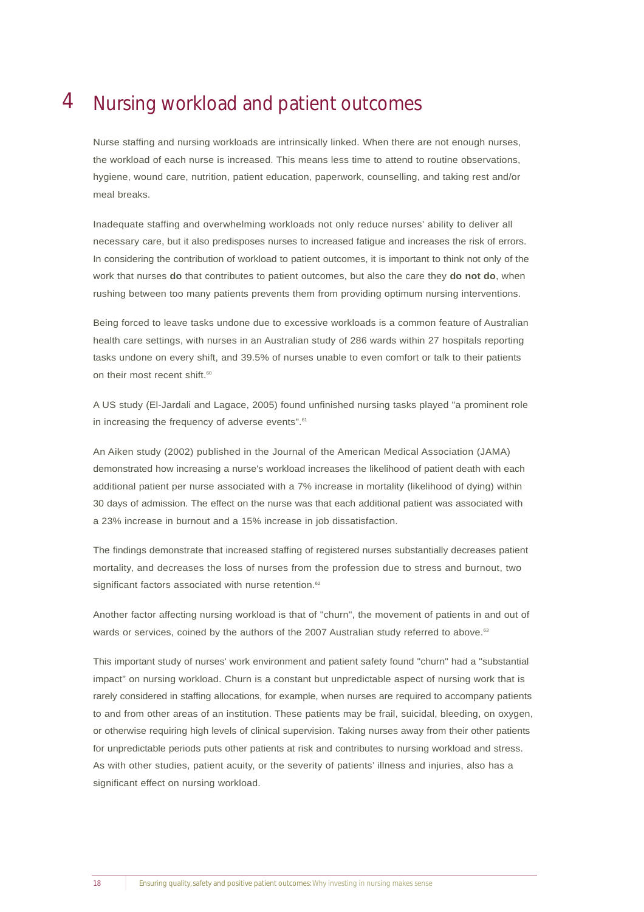# 4 Nursing workload and patient outcomes

Nurse staffing and nursing workloads are intrinsically linked. When there are not enough nurses, the workload of each nurse is increased. This means less time to attend to routine observations, hygiene, wound care, nutrition, patient education, paperwork, counselling, and taking rest and/or meal breaks.

Inadequate staffing and overwhelming workloads not only reduce nurses' ability to deliver all necessary care, but it also predisposes nurses to increased fatigue and increases the risk of errors. In considering the contribution of workload to patient outcomes, it is important to think not only of the work that nurses **do** that contributes to patient outcomes, but also the care they **do not do**, when rushing between too many patients prevents them from providing optimum nursing interventions.

Being forced to leave tasks undone due to excessive workloads is a common feature of Australian health care settings, with nurses in an Australian study of 286 wards within 27 hospitals reporting tasks undone on every shift, and 39.5% of nurses unable to even comfort or talk to their patients on their most recent shift.[60]

A US study (El-Jardali and Lagace, 2005) found unfinished nursing tasks played "a prominent role in increasing the frequency of adverse events".[61]

An Aiken study (2002) published in the Journal of the American Medical Association (JAMA) demonstrated how increasing a nurse's workload increases the likelihood of patient death with each additional patient per nurse associated with a 7% increase in mortality (likelihood of dying) within 30 days of admission. The effect on the nurse was that each additional patient was associated with a 23% increase in burnout and a 15% increase in job dissatisfaction.

The findings demonstrate that increased staffing of registered nurses substantially decreases patient mortality, and decreases the loss of nurses from the profession due to stress and burnout, two significant factors associated with nurse retention.[62]

Another factor affecting nursing workload is that of "churn", the movement of patients in and out of wards or services, coined by the authors of the 2007 Australian study referred to above.[63]

This important study of nurses' work environment and patient safety found "churn" had a "substantial impact" on nursing workload. Churn is a constant but unpredictable aspect of nursing work that is rarely considered in staffing allocations, for example, when nurses are required to accompany patients to and from other areas of an institution. These patients may be frail, suicidal, bleeding, on oxygen, or otherwise requiring high levels of clinical supervision. Taking nurses away from their other patients for unpredictable periods puts other patients at risk and contributes to nursing workload and stress. As with other studies, patient acuity, or the severity of patients' illness and injuries, also has a significant effect on nursing workload.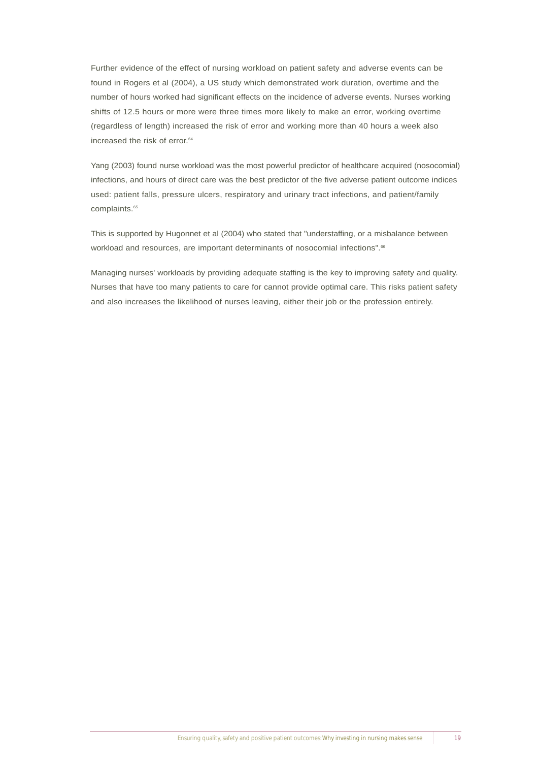Further evidence of the effect of nursing workload on patient safety and adverse events can be found in Rogers et al (2004), a US study which demonstrated work duration, overtime and the number of hours worked had significant effects on the incidence of adverse events. Nurses working shifts of 12.5 hours or more were three times more likely to make an error, working overtime (regardless of length) increased the risk of error and working more than 40 hours a week also increased the risk of error.[64]

Yang (2003) found nurse workload was the most powerful predictor of healthcare acquired (nosocomial) infections, and hours of direct care was the best predictor of the five adverse patient outcome indices used: patient falls, pressure ulcers, respiratory and urinary tract infections, and patient/family complaints.[65]

This is supported by Hugonnet et al (2004) who stated that "understaffing, or a misbalance between workload and resources, are important determinants of nosocomial infections".[66]

Managing nurses' workloads by providing adequate staffing is the key to improving safety and quality. Nurses that have too many patients to care for cannot provide optimal care. This risks patient safety and also increases the likelihood of nurses leaving, either their job or the profession entirely.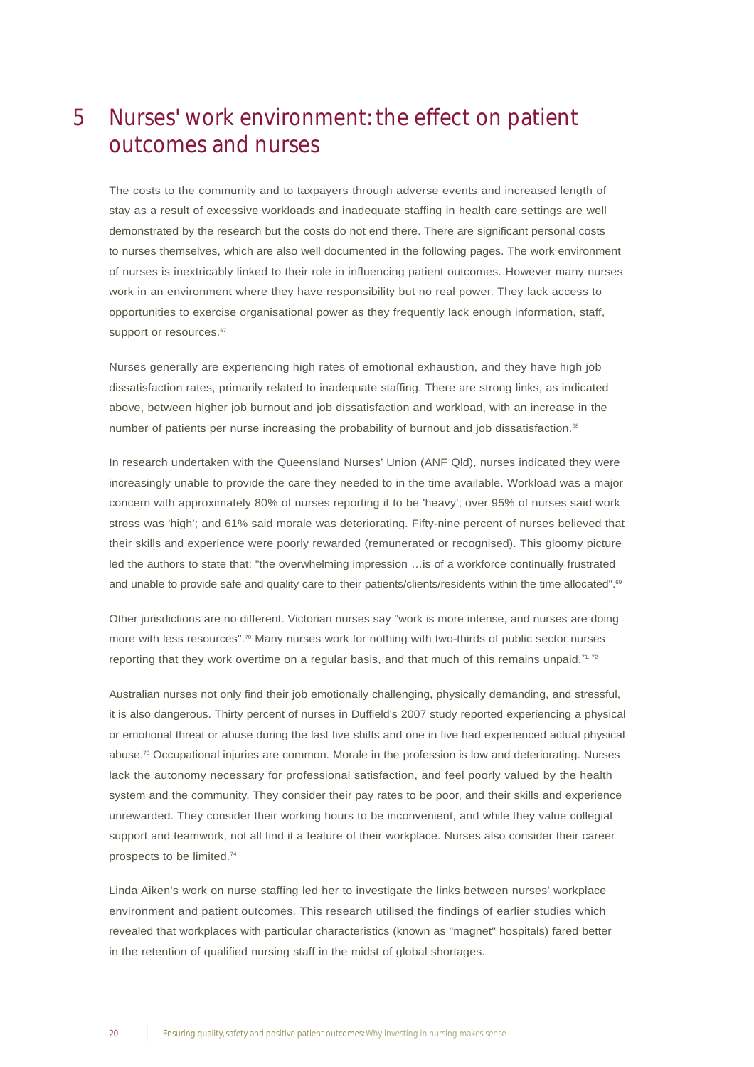# 5 Nurses' work environment: the effect on patient outcomes and nurses

The costs to the community and to taxpayers through adverse events and increased length of stay as a result of excessive workloads and inadequate staffing in health care settings are well demonstrated by the research but the costs do not end there. There are significant personal costs to nurses themselves, which are also well documented in the following pages. The work environment of nurses is inextricably linked to their role in influencing patient outcomes. However many nurses work in an environment where they have responsibility but no real power. They lack access to opportunities to exercise organisational power as they frequently lack enough information, staff, support or resources.[67]

Nurses generally are experiencing high rates of emotional exhaustion, and they have high job dissatisfaction rates, primarily related to inadequate staffing. There are strong links, as indicated above, between higher job burnout and job dissatisfaction and workload, with an increase in the number of patients per nurse increasing the probability of burnout and job dissatisfaction.[68]

In research undertaken with the Queensland Nurses' Union (ANF Qld), nurses indicated they were increasingly unable to provide the care they needed to in the time available. Workload was a major concern with approximately 80% of nurses reporting it to be 'heavy'; over 95% of nurses said work stress was 'high'; and 61% said morale was deteriorating. Fifty-nine percent of nurses believed that their skills and experience were poorly rewarded (remunerated or recognised). This gloomy picture led the authors to state that: "the overwhelming impression …is of a workforce continually frustrated and unable to provide safe and quality care to their patients/clients/residents within the time allocated".[69]

Other jurisdictions are no different. Victorian nurses say "work is more intense, and nurses are doing more with less resources".[70] Many nurses work for nothing with two-thirds of public sector nurses reporting that they work overtime on a regular basis, and that much of this remains unpaid.[71, 72]

Australian nurses not only find their job emotionally challenging, physically demanding, and stressful, it is also dangerous. Thirty percent of nurses in Duffield's 2007 study reported experiencing a physical or emotional threat or abuse during the last five shifts and one in five had experienced actual physical abuse.[73] Occupational injuries are common. Morale in the profession is low and deteriorating. Nurses lack the autonomy necessary for professional satisfaction, and feel poorly valued by the health system and the community. They consider their pay rates to be poor, and their skills and experience unrewarded. They consider their working hours to be inconvenient, and while they value collegial support and teamwork, not all find it a feature of their workplace. Nurses also consider their career prospects to be limited.[74]

Linda Aiken's work on nurse staffing led her to investigate the links between nurses' workplace environment and patient outcomes. This research utilised the findings of earlier studies which revealed that workplaces with particular characteristics (known as "magnet" hospitals) fared better in the retention of qualified nursing staff in the midst of global shortages.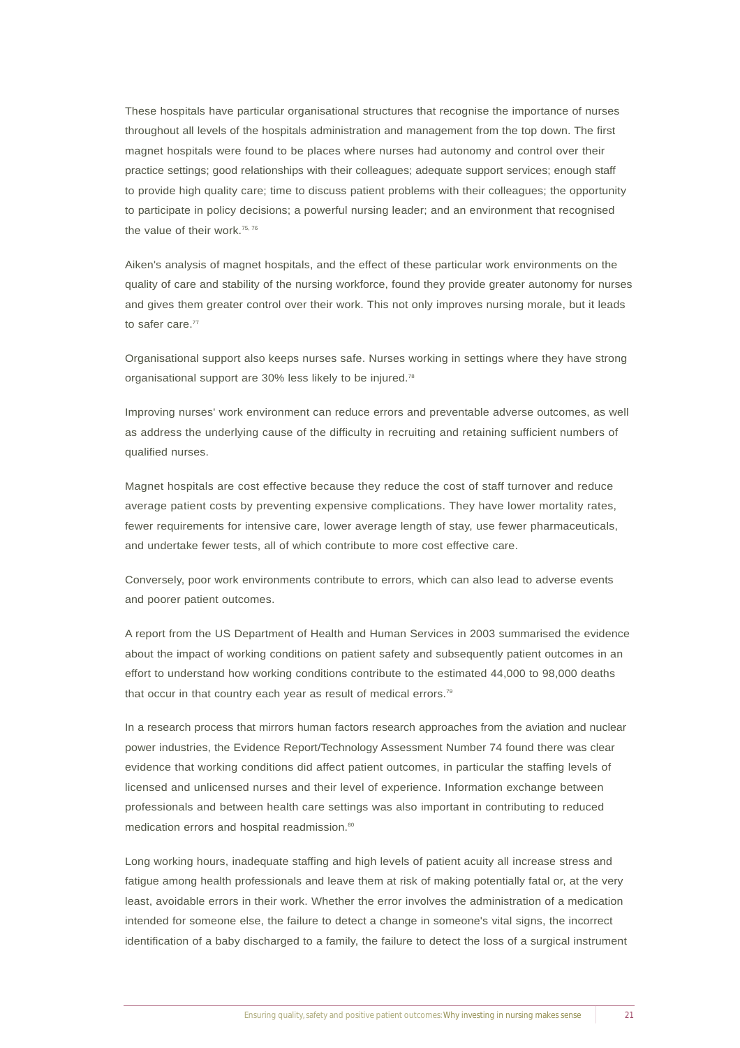These hospitals have particular organisational structures that recognise the importance of nurses throughout all levels of the hospitals administration and management from the top down. The first magnet hospitals were found to be places where nurses had autonomy and control over their practice settings; good relationships with their colleagues; adequate support services; enough staff to provide high quality care; time to discuss patient problems with their colleagues; the opportunity to participate in policy decisions; a powerful nursing leader; and an environment that recognised the value of their work.[75, 76]

Aiken's analysis of magnet hospitals, and the effect of these particular work environments on the quality of care and stability of the nursing workforce, found they provide greater autonomy for nurses and gives them greater control over their work. This not only improves nursing morale, but it leads to safer care.[77]

Organisational support also keeps nurses safe. Nurses working in settings where they have strong organisational support are 30% less likely to be injured.[78]

Improving nurses' work environment can reduce errors and preventable adverse outcomes, as well as address the underlying cause of the difficulty in recruiting and retaining sufficient numbers of qualified nurses.

Magnet hospitals are cost effective because they reduce the cost of staff turnover and reduce average patient costs by preventing expensive complications. They have lower mortality rates, fewer requirements for intensive care, lower average length of stay, use fewer pharmaceuticals, and undertake fewer tests, all of which contribute to more cost effective care.

Conversely, poor work environments contribute to errors, which can also lead to adverse events and poorer patient outcomes.

A report from the US Department of Health and Human Services in 2003 summarised the evidence about the impact of working conditions on patient safety and subsequently patient outcomes in an effort to understand how working conditions contribute to the estimated 44,000 to 98,000 deaths that occur in that country each year as result of medical errors.[79]

In a research process that mirrors human factors research approaches from the aviation and nuclear power industries, the Evidence Report/Technology Assessment Number 74 found there was clear evidence that working conditions did affect patient outcomes, in particular the staffing levels of licensed and unlicensed nurses and their level of experience. Information exchange between professionals and between health care settings was also important in contributing to reduced medication errors and hospital readmission.[80]

Long working hours, inadequate staffing and high levels of patient acuity all increase stress and fatigue among health professionals and leave them at risk of making potentially fatal or, at the very least, avoidable errors in their work. Whether the error involves the administration of a medication intended for someone else, the failure to detect a change in someone's vital signs, the incorrect identification of a baby discharged to a family, the failure to detect the loss of a surgical instrument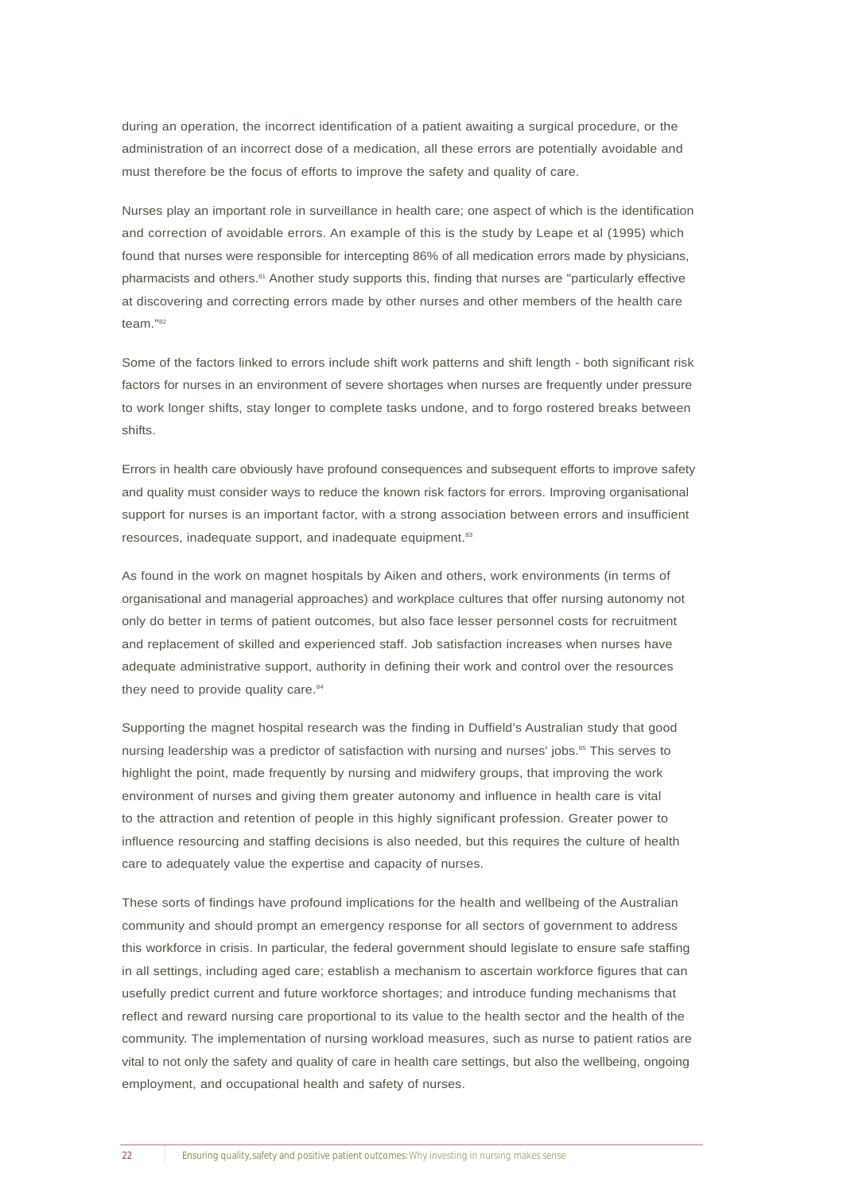during an operation, the incorrect identification of a patient awaiting a surgical procedure, or the administration of an incorrect dose of a medication, all these errors are potentially avoidable and must therefore be the focus of efforts to improve the safety and quality of care.

Nurses play an important role in surveillance in health care; one aspect of which is the identification and correction of avoidable errors. An example of this is the study by Leape et al (1995) which found that nurses were responsible for intercepting 86% of all medication errors made by physicians, pharmacists and others.[81] Another study supports this, finding that nurses are "particularly effective at discovering and correcting errors made by other nurses and other members of the health care team."[82]

Some of the factors linked to errors include shift work patterns and shift length - both significant risk factors for nurses in an environment of severe shortages when nurses are frequently under pressure to work longer shifts, stay longer to complete tasks undone, and to forgo rostered breaks between shifts.

Errors in health care obviously have profound consequences and subsequent efforts to improve safety and quality must consider ways to reduce the known risk factors for errors. Improving organisational support for nurses is an important factor, with a strong association between errors and insufficient resources, inadequate support, and inadequate equipment.[83]

As found in the work on magnet hospitals by Aiken and others, work environments (in terms of organisational and managerial approaches) and workplace cultures that offer nursing autonomy not only do better in terms of patient outcomes, but also face lesser personnel costs for recruitment and replacement of skilled and experienced staff. Job satisfaction increases when nurses have adequate administrative support, authority in defining their work and control over the resources they need to provide quality care.[84]

Supporting the magnet hospital research was the finding in Duffield's Australian study that good nursing leadership was a predictor of satisfaction with nursing and nurses' jobs.[85] This serves to highlight the point, made frequently by nursing and midwifery groups, that improving the work environment of nurses and giving them greater autonomy and influence in health care is vital to the attraction and retention of people in this highly significant profession. Greater power to influence resourcing and staffing decisions is also needed, but this requires the culture of health care to adequately value the expertise and capacity of nurses.

These sorts of findings have profound implications for the health and wellbeing of the Australian community and should prompt an emergency response for all sectors of government to address this workforce in crisis. In particular, the federal government should legislate to ensure safe staffing in all settings, including aged care; establish a mechanism to ascertain workforce figures that can usefully predict current and future workforce shortages; and introduce funding mechanisms that reflect and reward nursing care proportional to its value to the health sector and the health of the community. The implementation of nursing workload measures, such as nurse to patient ratios are vital to not only the safety and quality of care in health care settings, but also the wellbeing, ongoing employment, and occupational health and safety of nurses.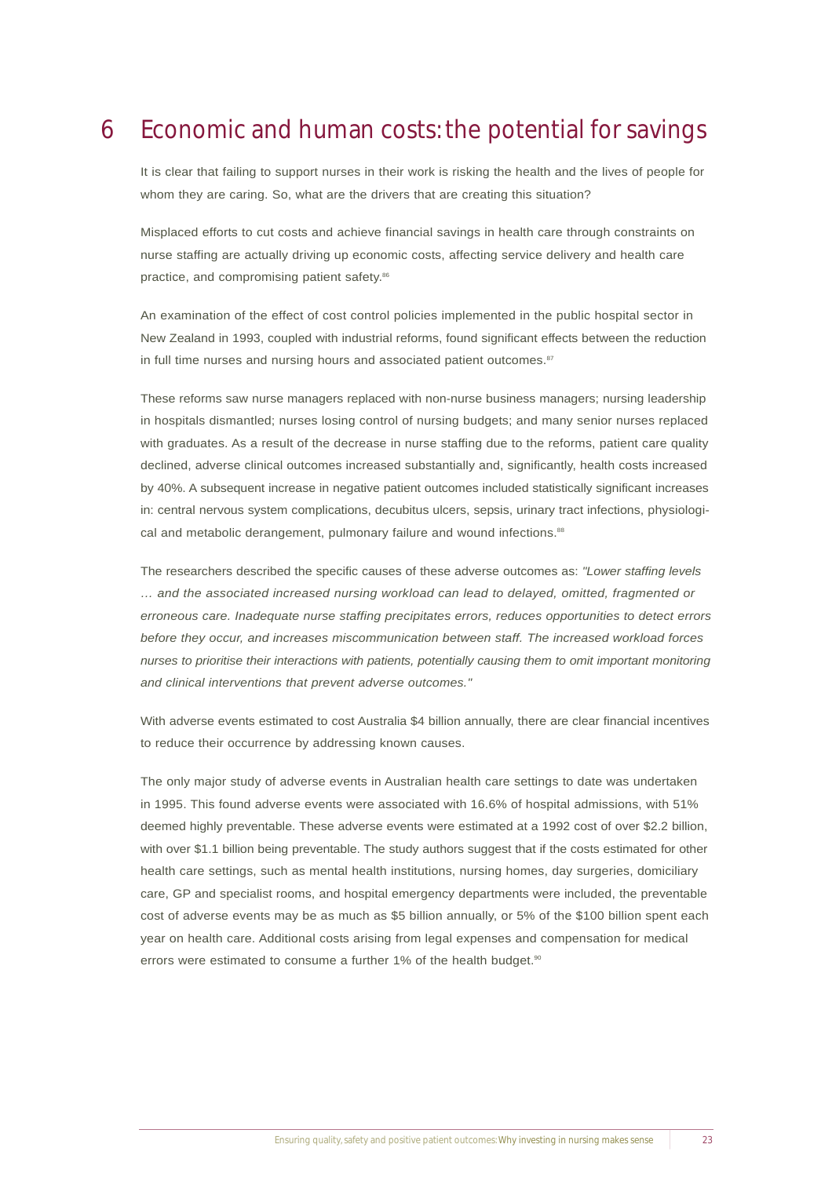# 6 Economic and human costs: the potential for savings

It is clear that failing to support nurses in their work is risking the health and the lives of people for whom they are caring. So, what are the drivers that are creating this situation?

Misplaced efforts to cut costs and achieve financial savings in health care through constraints on nurse staffing are actually driving up economic costs, affecting service delivery and health care practice, and compromising patient safety.[86]

An examination of the effect of cost control policies implemented in the public hospital sector in New Zealand in 1993, coupled with industrial reforms, found significant effects between the reduction in full time nurses and nursing hours and associated patient outcomes.[87]

These reforms saw nurse managers replaced with non-nurse business managers; nursing leadership in hospitals dismantled; nurses losing control of nursing budgets; and many senior nurses replaced with graduates. As a result of the decrease in nurse staffing due to the reforms, patient care quality declined, adverse clinical outcomes increased substantially and, significantly, health costs increased by 40%. A subsequent increase in negative patient outcomes included statistically significant increases in: central nervous system complications, decubitus ulcers, sepsis, urinary tract infections, physiological and metabolic derangement, pulmonary failure and wound infections.[88]

The researchers described the specific causes of these adverse outcomes as: *"Lower staffing levels … and the associated increased nursing workload can lead to delayed, omitted, fragmented or erroneous care. Inadequate nurse staffing precipitates errors, reduces opportunities to detect errors before they occur, and increases miscommunication between staff. The increased workload forces nurses to prioritise their interactions with patients, potentially causing them to omit important monitoring and clinical interventions that prevent adverse outcomes."*

With adverse events estimated to cost Australia $4 billion annually, there are clear financial incentives to reduce their occurrence by addressing known causes.

The only major study of adverse events in Australian health care settings to date was undertaken in 1995. This found adverse events were associated with 16.6% of hospital admissions, with 51% deemed highly preventable. These adverse events were estimated at a 1992 cost of over $2.2 billion, with over $1.1 billion being preventable. The study authors suggest that if the costs estimated for other health care settings, such as mental health institutions, nursing homes, day surgeries, domiciliary care, GP and specialist rooms, and hospital emergency departments were included, the preventable cost of adverse events may be as much as $5 billion annually, or 5% of the $100 billion spent each year on health care. Additional costs arising from legal expenses and compensation for medical errors were estimated to consume a further 1% of the health budget.[90]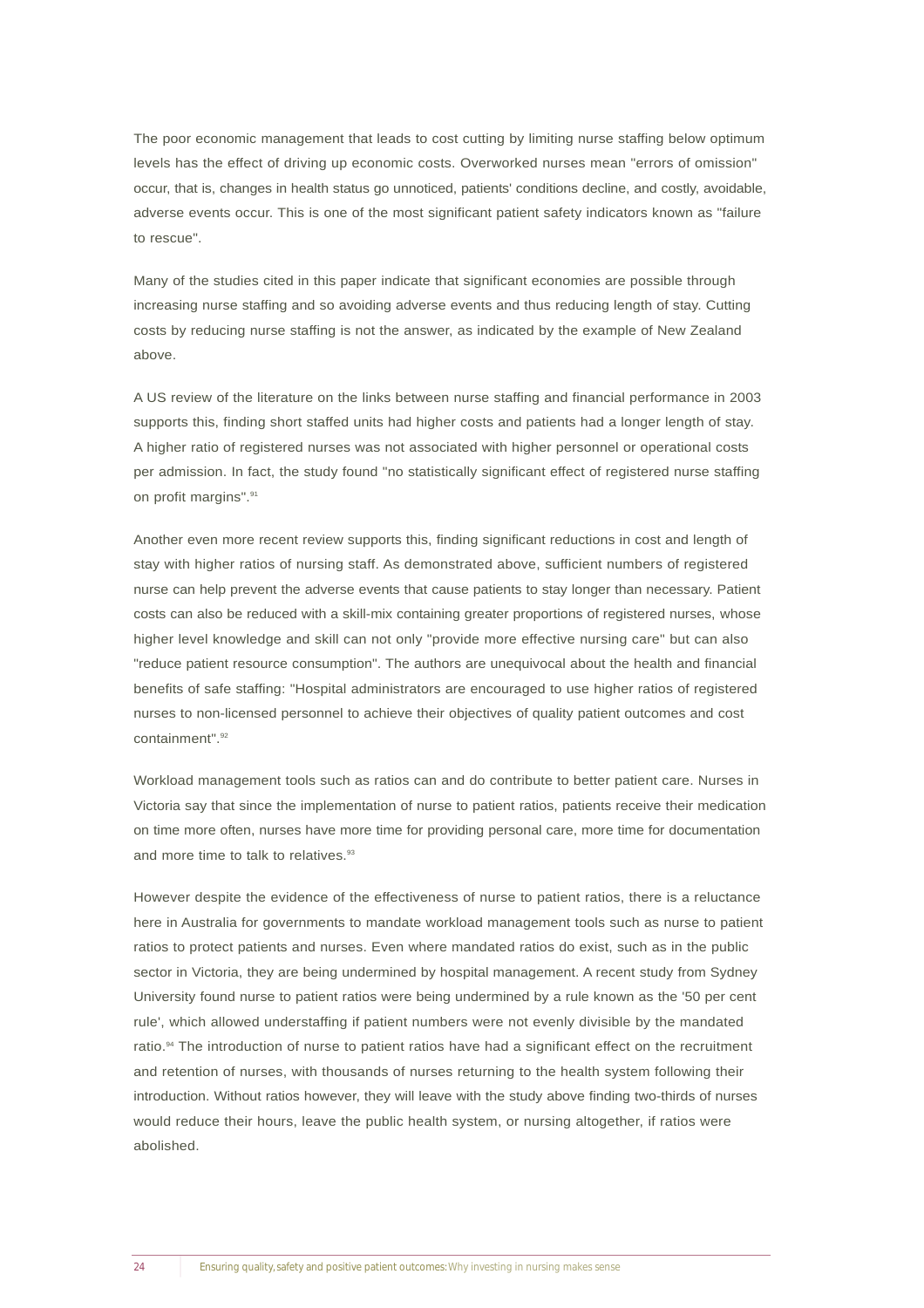The poor economic management that leads to cost cutting by limiting nurse staffing below optimum levels has the effect of driving up economic costs. Overworked nurses mean "errors of omission" occur, that is, changes in health status go unnoticed, patients' conditions decline, and costly, avoidable, adverse events occur. This is one of the most significant patient safety indicators known as "failure to rescue".

Many of the studies cited in this paper indicate that significant economies are possible through increasing nurse staffing and so avoiding adverse events and thus reducing length of stay. Cutting costs by reducing nurse staffing is not the answer, as indicated by the example of New Zealand above.

A US review of the literature on the links between nurse staffing and financial performance in 2003 supports this, finding short staffed units had higher costs and patients had a longer length of stay. A higher ratio of registered nurses was not associated with higher personnel or operational costs per admission. In fact, the study found "no statistically significant effect of registered nurse staffing on profit margins".[91]

Another even more recent review supports this, finding significant reductions in cost and length of stay with higher ratios of nursing staff. As demonstrated above, sufficient numbers of registered nurse can help prevent the adverse events that cause patients to stay longer than necessary. Patient costs can also be reduced with a skill-mix containing greater proportions of registered nurses, whose higher level knowledge and skill can not only "provide more effective nursing care" but can also "reduce patient resource consumption". The authors are unequivocal about the health and financial benefits of safe staffing: "Hospital administrators are encouraged to use higher ratios of registered nurses to non-licensed personnel to achieve their objectives of quality patient outcomes and cost containment".[92]

Workload management tools such as ratios can and do contribute to better patient care. Nurses in Victoria say that since the implementation of nurse to patient ratios, patients receive their medication on time more often, nurses have more time for providing personal care, more time for documentation and more time to talk to relatives.[93]

However despite the evidence of the effectiveness of nurse to patient ratios, there is a reluctance here in Australia for governments to mandate workload management tools such as nurse to patient ratios to protect patients and nurses. Even where mandated ratios do exist, such as in the public sector in Victoria, they are being undermined by hospital management. A recent study from Sydney University found nurse to patient ratios were being undermined by a rule known as the '50 per cent rule', which allowed understaffing if patient numbers were not evenly divisible by the mandated ratio.[94] The introduction of nurse to patient ratios have had a significant effect on the recruitment and retention of nurses, with thousands of nurses returning to the health system following their introduction. Without ratios however, they will leave with the study above finding two-thirds of nurses would reduce their hours, leave the public health system, or nursing altogether, if ratios were abolished.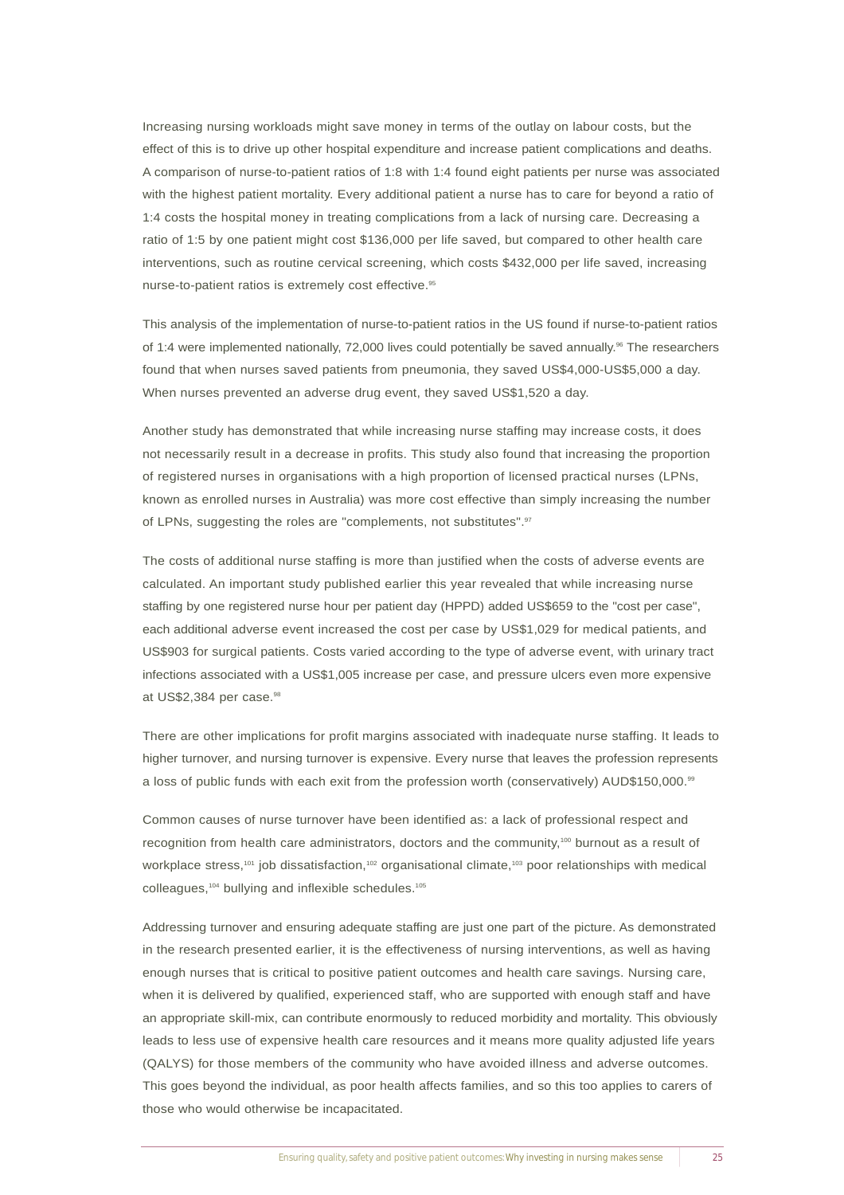Increasing nursing workloads might save money in terms of the outlay on labour costs, but the effect of this is to drive up other hospital expenditure and increase patient complications and deaths. A comparison of nurse-to-patient ratios of 1:8 with 1:4 found eight patients per nurse was associated with the highest patient mortality. Every additional patient a nurse has to care for beyond a ratio of 1:4 costs the hospital money in treating complications from a lack of nursing care. Decreasing a ratio of 1:5 by one patient might cost $136,000 per life saved, but compared to other health care interventions, such as routine cervical screening, which costs $432,000 per life saved, increasing nurse-to-patient ratios is extremely cost effective.[95]

This analysis of the implementation of nurse-to-patient ratios in the US found if nurse-to-patient ratios of 1:4 were implemented nationally, 72,000 lives could potentially be saved annually.[96] The researchers found that when nurses saved patients from pneumonia, they saved US$4,000-US$5,000 a day. When nurses prevented an adverse drug event, they saved US$1,520 a day.

Another study has demonstrated that while increasing nurse staffing may increase costs, it does not necessarily result in a decrease in profits. This study also found that increasing the proportion of registered nurses in organisations with a high proportion of licensed practical nurses (LPNs, known as enrolled nurses in Australia) was more cost effective than simply increasing the number of LPNs, suggesting the roles are "complements, not substitutes".[97]

The costs of additional nurse staffing is more than justified when the costs of adverse events are calculated. An important study published earlier this year revealed that while increasing nurse staffing by one registered nurse hour per patient day (HPPD) added US$659 to the "cost per case", each additional adverse event increased the cost per case by US$1,029 for medical patients, and US$903 for surgical patients. Costs varied according to the type of adverse event, with urinary tract infections associated with a US$1,005 increase per case, and pressure ulcers even more expensive at US$2,384 per case.[98]

There are other implications for profit margins associated with inadequate nurse staffing. It leads to higher turnover, and nursing turnover is expensive. Every nurse that leaves the profession represents a loss of public funds with each exit from the profession worth (conservatively) AUD$150,000.[99]

Common causes of nurse turnover have been identified as: a lack of professional respect and recognition from health care administrators, doctors and the community,[100] burnout as a result of workplace stress,[101] job dissatisfaction,[102] organisational climate,[103] poor relationships with medical colleagues,[104] bullying and inflexible schedules.[105]

Addressing turnover and ensuring adequate staffing are just one part of the picture. As demonstrated in the research presented earlier, it is the effectiveness of nursing interventions, as well as having enough nurses that is critical to positive patient outcomes and health care savings. Nursing care, when it is delivered by qualified, experienced staff, who are supported with enough staff and have an appropriate skill-mix, can contribute enormously to reduced morbidity and mortality. This obviously leads to less use of expensive health care resources and it means more quality adjusted life years (QALYS) for those members of the community who have avoided illness and adverse outcomes. This goes beyond the individual, as poor health affects families, and so this too applies to carers of those who would otherwise be incapacitated.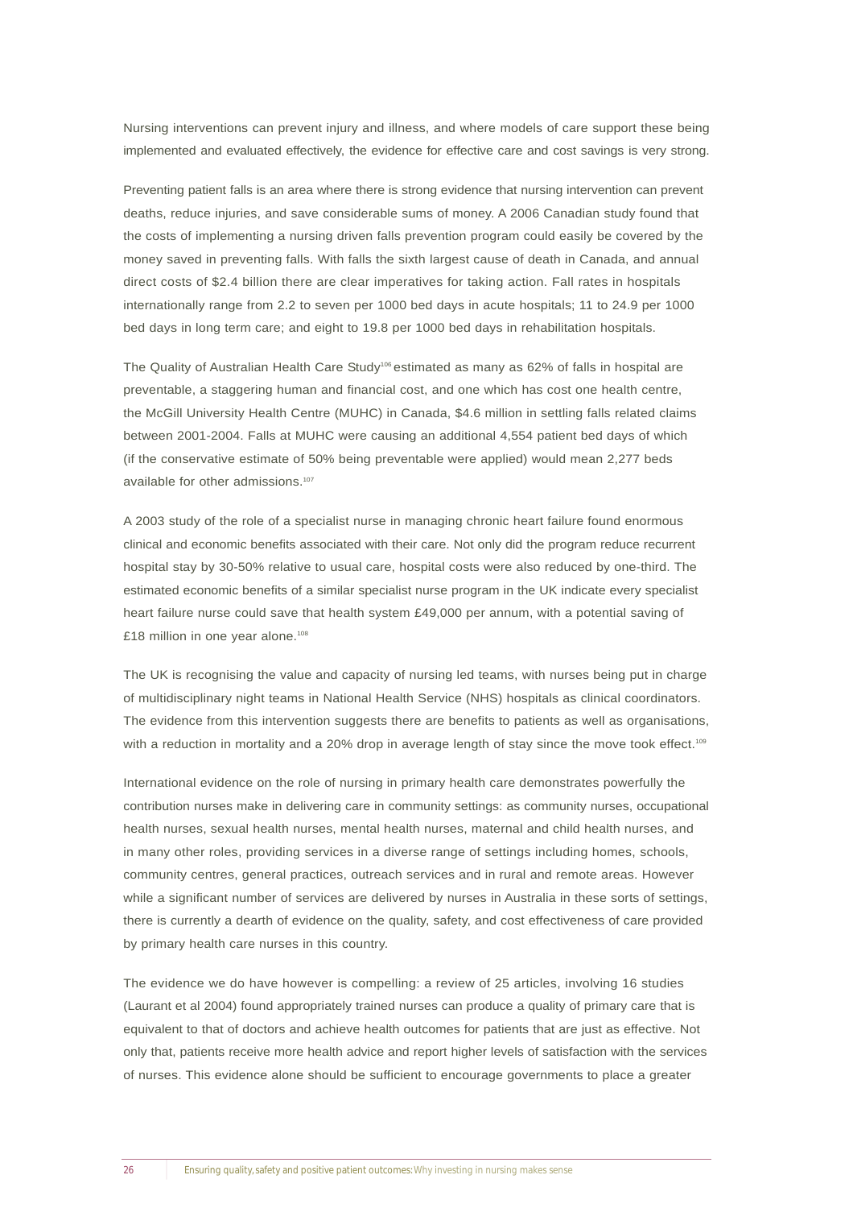Nursing interventions can prevent injury and illness, and where models of care support these being implemented and evaluated effectively, the evidence for effective care and cost savings is very strong.

Preventing patient falls is an area where there is strong evidence that nursing intervention can prevent deaths, reduce injuries, and save considerable sums of money. A 2006 Canadian study found that the costs of implementing a nursing driven falls prevention program could easily be covered by the money saved in preventing falls. With falls the sixth largest cause of death in Canada, and annual direct costs of $2.4 billion there are clear imperatives for taking action. Fall rates in hospitals internationally range from 2.2 to seven per 1000 bed days in acute hospitals; 11 to 24.9 per 1000 bed days in long term care; and eight to 19.8 per 1000 bed days in rehabilitation hospitals.

The Quality of Australian Health Care Study[106] estimated as many as 62% of falls in hospital are preventable, a staggering human and financial cost, and one which has cost one health centre, the McGill University Health Centre (MUHC) in Canada, $4.6 million in settling falls related claims between 2001-2004. Falls at MUHC were causing an additional 4,554 patient bed days of which (if the conservative estimate of 50% being preventable were applied) would mean 2,277 beds available for other admissions.[107]

A 2003 study of the role of a specialist nurse in managing chronic heart failure found enormous clinical and economic benefits associated with their care. Not only did the program reduce recurrent hospital stay by 30-50% relative to usual care, hospital costs were also reduced by one-third. The estimated economic benefits of a similar specialist nurse program in the UK indicate every specialist heart failure nurse could save that health system £49,000 per annum, with a potential saving of £18 million in one year alone.[108]

The UK is recognising the value and capacity of nursing led teams, with nurses being put in charge of multidisciplinary night teams in National Health Service (NHS) hospitals as clinical coordinators. The evidence from this intervention suggests there are benefits to patients as well as organisations, with a reduction in mortality and a 20% drop in average length of stay since the move took effect.[109]

International evidence on the role of nursing in primary health care demonstrates powerfully the contribution nurses make in delivering care in community settings: as community nurses, occupational health nurses, sexual health nurses, mental health nurses, maternal and child health nurses, and in many other roles, providing services in a diverse range of settings including homes, schools, community centres, general practices, outreach services and in rural and remote areas. However while a significant number of services are delivered by nurses in Australia in these sorts of settings, there is currently a dearth of evidence on the quality, safety, and cost effectiveness of care provided by primary health care nurses in this country.

The evidence we do have however is compelling: a review of 25 articles, involving 16 studies (Laurant et al 2004) found appropriately trained nurses can produce a quality of primary care that is equivalent to that of doctors and achieve health outcomes for patients that are just as effective. Not only that, patients receive more health advice and report higher levels of satisfaction with the services of nurses. This evidence alone should be sufficient to encourage governments to place a greater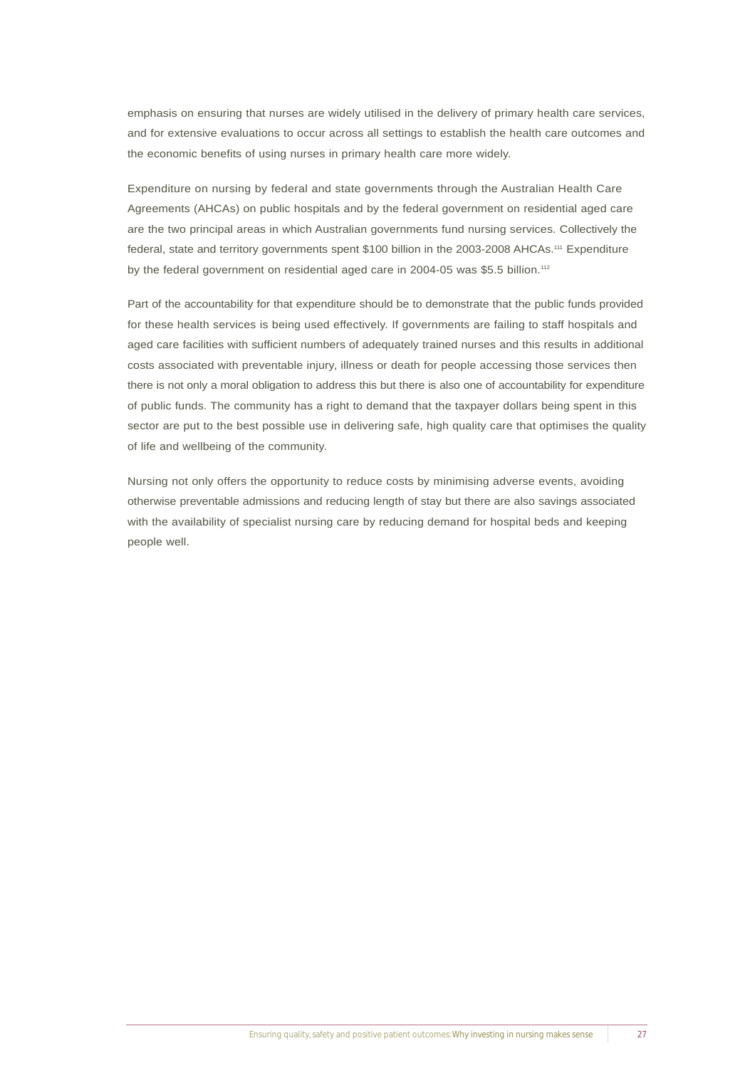emphasis on ensuring that nurses are widely utilised in the delivery of primary health care services, and for extensive evaluations to occur across all settings to establish the health care outcomes and the economic benefits of using nurses in primary health care more widely.

Expenditure on nursing by federal and state governments through the Australian Health Care Agreements (AHCAs) on public hospitals and by the federal government on residential aged care are the two principal areas in which Australian governments fund nursing services. Collectively the federal, state and territory governments spent $100 billion in the 2003-2008 AHCAs.[111] Expenditure by the federal government on residential aged care in 2004-05 was $5.5 billion.[112]

Part of the accountability for that expenditure should be to demonstrate that the public funds provided for these health services is being used effectively. If governments are failing to staff hospitals and aged care facilities with sufficient numbers of adequately trained nurses and this results in additional costs associated with preventable injury, illness or death for people accessing those services then there is not only a moral obligation to address this but there is also one of accountability for expenditure of public funds. The community has a right to demand that the taxpayer dollars being spent in this sector are put to the best possible use in delivering safe, high quality care that optimises the quality of life and wellbeing of the community.

Nursing not only offers the opportunity to reduce costs by minimising adverse events, avoiding otherwise preventable admissions and reducing length of stay but there are also savings associated with the availability of specialist nursing care by reducing demand for hospital beds and keeping people well.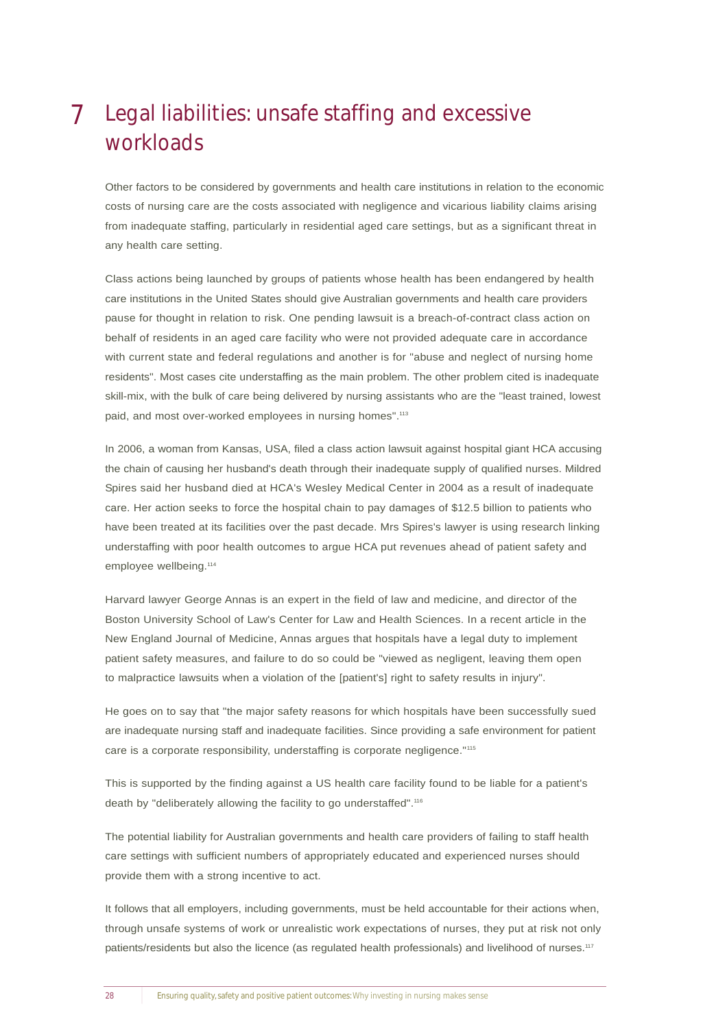# 7 Legal liabilities: unsafe staffing and excessive workloads

Other factors to be considered by governments and health care institutions in relation to the economic costs of nursing care are the costs associated with negligence and vicarious liability claims arising from inadequate staffing, particularly in residential aged care settings, but as a significant threat in any health care setting.

Class actions being launched by groups of patients whose health has been endangered by health care institutions in the United States should give Australian governments and health care providers pause for thought in relation to risk. One pending lawsuit is a breach-of-contract class action on behalf of residents in an aged care facility who were not provided adequate care in accordance with current state and federal regulations and another is for "abuse and neglect of nursing home residents". Most cases cite understaffing as the main problem. The other problem cited is inadequate skill-mix, with the bulk of care being delivered by nursing assistants who are the "least trained, lowest paid, and most over-worked employees in nursing homes".[113]

In 2006, a woman from Kansas, USA, filed a class action lawsuit against hospital giant HCA accusing the chain of causing her husband's death through their inadequate supply of qualified nurses. Mildred Spires said her husband died at HCA's Wesley Medical Center in 2004 as a result of inadequate care. Her action seeks to force the hospital chain to pay damages of $12.5 billion to patients who have been treated at its facilities over the past decade. Mrs Spires's lawyer is using research linking understaffing with poor health outcomes to argue HCA put revenues ahead of patient safety and employee wellbeing.[114]

Harvard lawyer George Annas is an expert in the field of law and medicine, and director of the Boston University School of Law's Center for Law and Health Sciences. In a recent article in the New England Journal of Medicine, Annas argues that hospitals have a legal duty to implement patient safety measures, and failure to do so could be "viewed as negligent, leaving them open to malpractice lawsuits when a violation of the [patient's] right to safety results in injury".

He goes on to say that "the major safety reasons for which hospitals have been successfully sued are inadequate nursing staff and inadequate facilities. Since providing a safe environment for patient care is a corporate responsibility, understaffing is corporate negligence."[115]

This is supported by the finding against a US health care facility found to be liable for a patient's death by "deliberately allowing the facility to go understaffed".[116]

The potential liability for Australian governments and health care providers of failing to staff health care settings with sufficient numbers of appropriately educated and experienced nurses should provide them with a strong incentive to act.

It follows that all employers, including governments, must be held accountable for their actions when, through unsafe systems of work or unrealistic work expectations of nurses, they put at risk not only patients/residents but also the licence (as regulated health professionals) and livelihood of nurses.[117]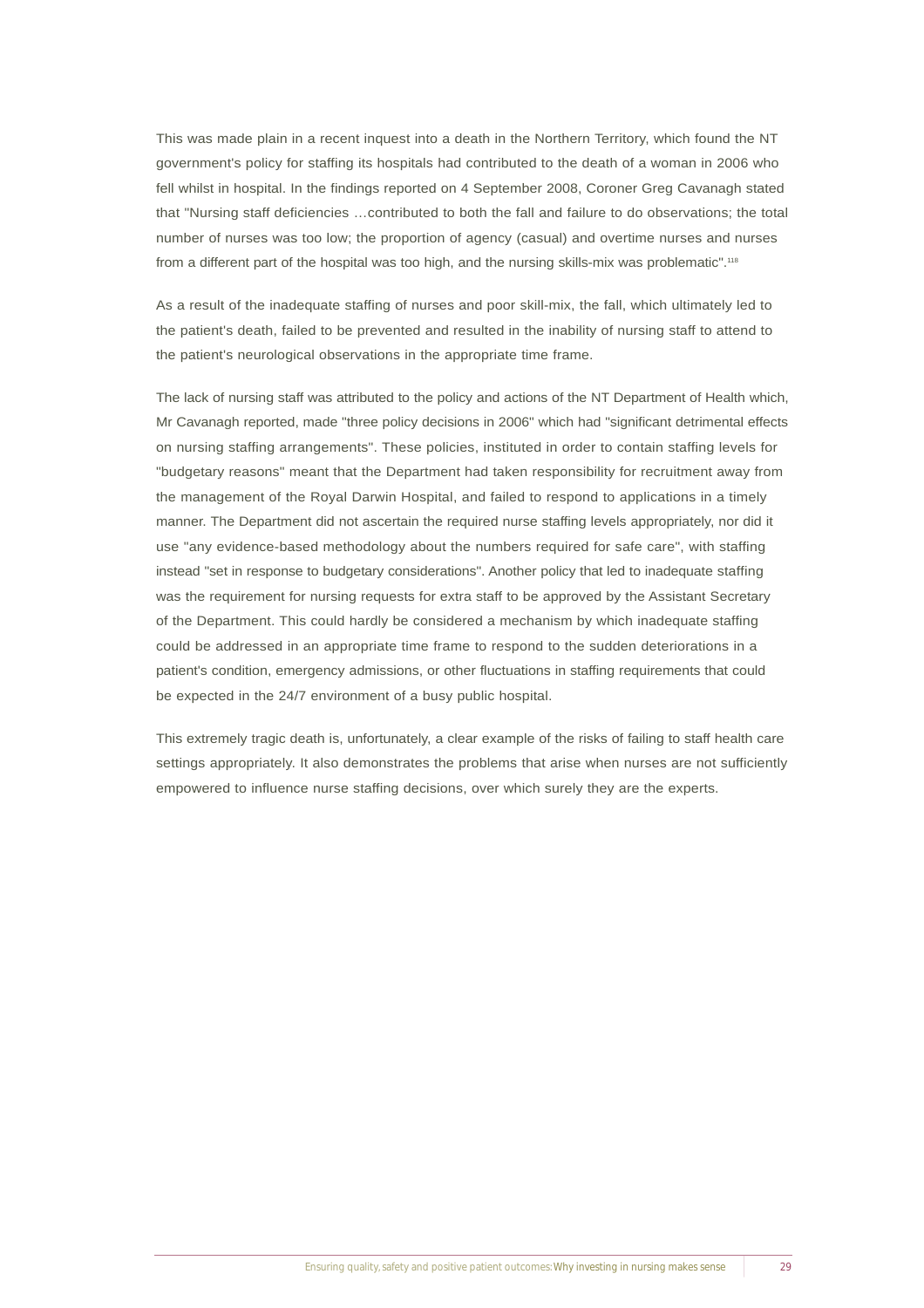This was made plain in a recent inquest into a death in the Northern Territory, which found the NT government's policy for staffing its hospitals had contributed to the death of a woman in 2006 who fell whilst in hospital. In the findings reported on 4 September 2008, Coroner Greg Cavanagh stated that "Nursing staff deficiencies …contributed to both the fall and failure to do observations; the total number of nurses was too low; the proportion of agency (casual) and overtime nurses and nurses from a different part of the hospital was too high, and the nursing skills-mix was problematic".[118]

As a result of the inadequate staffing of nurses and poor skill-mix, the fall, which ultimately led to the patient's death, failed to be prevented and resulted in the inability of nursing staff to attend to the patient's neurological observations in the appropriate time frame.

The lack of nursing staff was attributed to the policy and actions of the NT Department of Health which, Mr Cavanagh reported, made "three policy decisions in 2006" which had "significant detrimental effects on nursing staffing arrangements". These policies, instituted in order to contain staffing levels for "budgetary reasons" meant that the Department had taken responsibility for recruitment away from the management of the Royal Darwin Hospital, and failed to respond to applications in a timely manner. The Department did not ascertain the required nurse staffing levels appropriately, nor did it use "any evidence-based methodology about the numbers required for safe care", with staffing instead "set in response to budgetary considerations". Another policy that led to inadequate staffing was the requirement for nursing requests for extra staff to be approved by the Assistant Secretary of the Department. This could hardly be considered a mechanism by which inadequate staffing could be addressed in an appropriate time frame to respond to the sudden deteriorations in a patient's condition, emergency admissions, or other fluctuations in staffing requirements that could be expected in the 24/7 environment of a busy public hospital.

This extremely tragic death is, unfortunately, a clear example of the risks of failing to staff health care settings appropriately. It also demonstrates the problems that arise when nurses are not sufficiently empowered to influence nurse staffing decisions, over which surely they are the experts.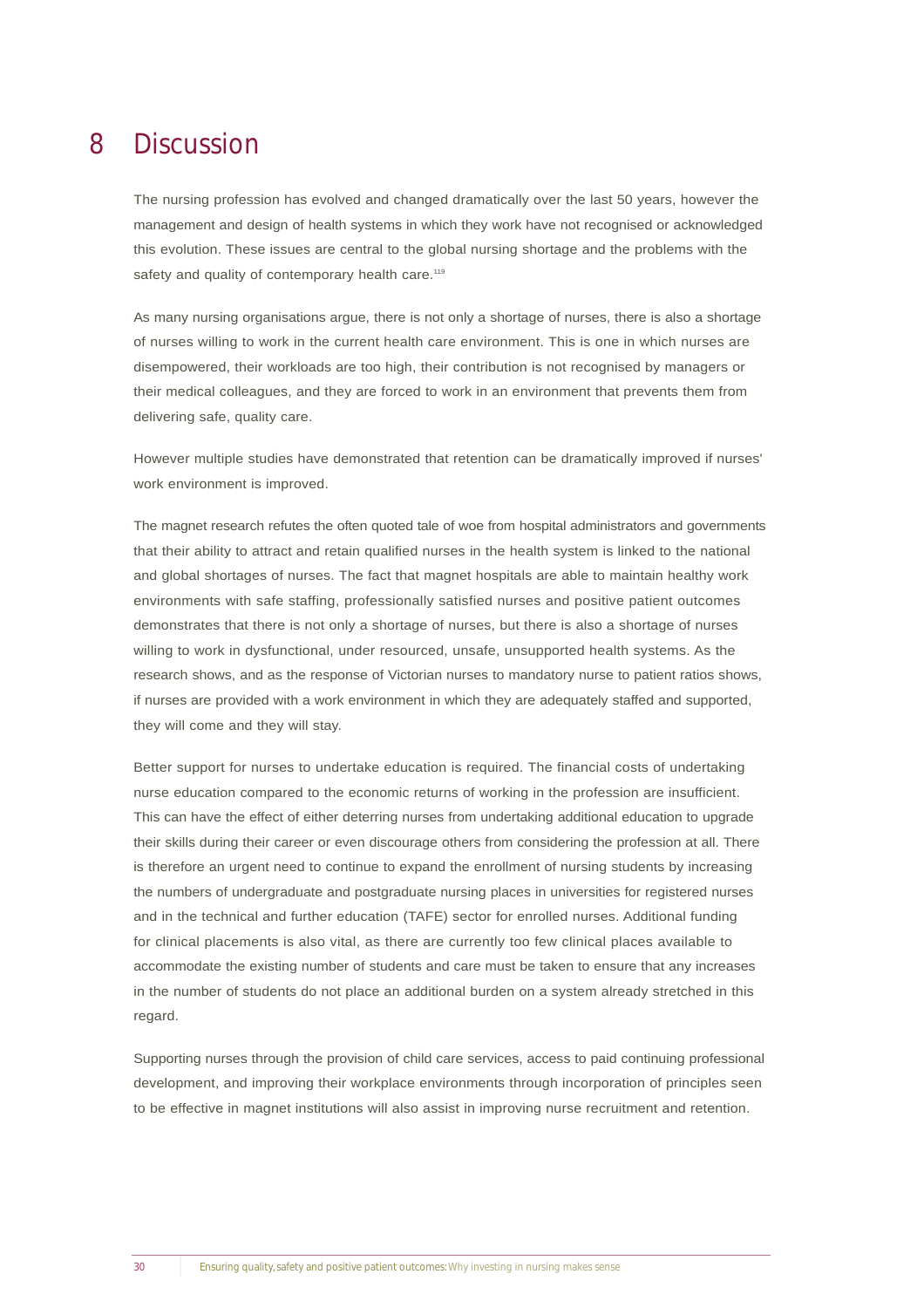# 8 Discussion

The nursing profession has evolved and changed dramatically over the last 50 years, however the management and design of health systems in which they work have not recognised or acknowledged this evolution. These issues are central to the global nursing shortage and the problems with the safety and quality of contemporary health care.[119]

As many nursing organisations argue, there is not only a shortage of nurses, there is also a shortage of nurses willing to work in the current health care environment. This is one in which nurses are disempowered, their workloads are too high, their contribution is not recognised by managers or their medical colleagues, and they are forced to work in an environment that prevents them from delivering safe, quality care.

However multiple studies have demonstrated that retention can be dramatically improved if nurses' work environment is improved.

The magnet research refutes the often quoted tale of woe from hospital administrators and governments that their ability to attract and retain qualified nurses in the health system is linked to the national and global shortages of nurses. The fact that magnet hospitals are able to maintain healthy work environments with safe staffing, professionally satisfied nurses and positive patient outcomes demonstrates that there is not only a shortage of nurses, but there is also a shortage of nurses willing to work in dysfunctional, under resourced, unsafe, unsupported health systems. As the research shows, and as the response of Victorian nurses to mandatory nurse to patient ratios shows, if nurses are provided with a work environment in which they are adequately staffed and supported, they will come and they will stay.

Better support for nurses to undertake education is required. The financial costs of undertaking nurse education compared to the economic returns of working in the profession are insufficient. This can have the effect of either deterring nurses from undertaking additional education to upgrade their skills during their career or even discourage others from considering the profession at all. There is therefore an urgent need to continue to expand the enrollment of nursing students by increasing the numbers of undergraduate and postgraduate nursing places in universities for registered nurses and in the technical and further education (TAFE) sector for enrolled nurses. Additional funding for clinical placements is also vital, as there are currently too few clinical places available to accommodate the existing number of students and care must be taken to ensure that any increases in the number of students do not place an additional burden on a system already stretched in this regard.

Supporting nurses through the provision of child care services, access to paid continuing professional development, and improving their workplace environments through incorporation of principles seen to be effective in magnet institutions will also assist in improving nurse recruitment and retention.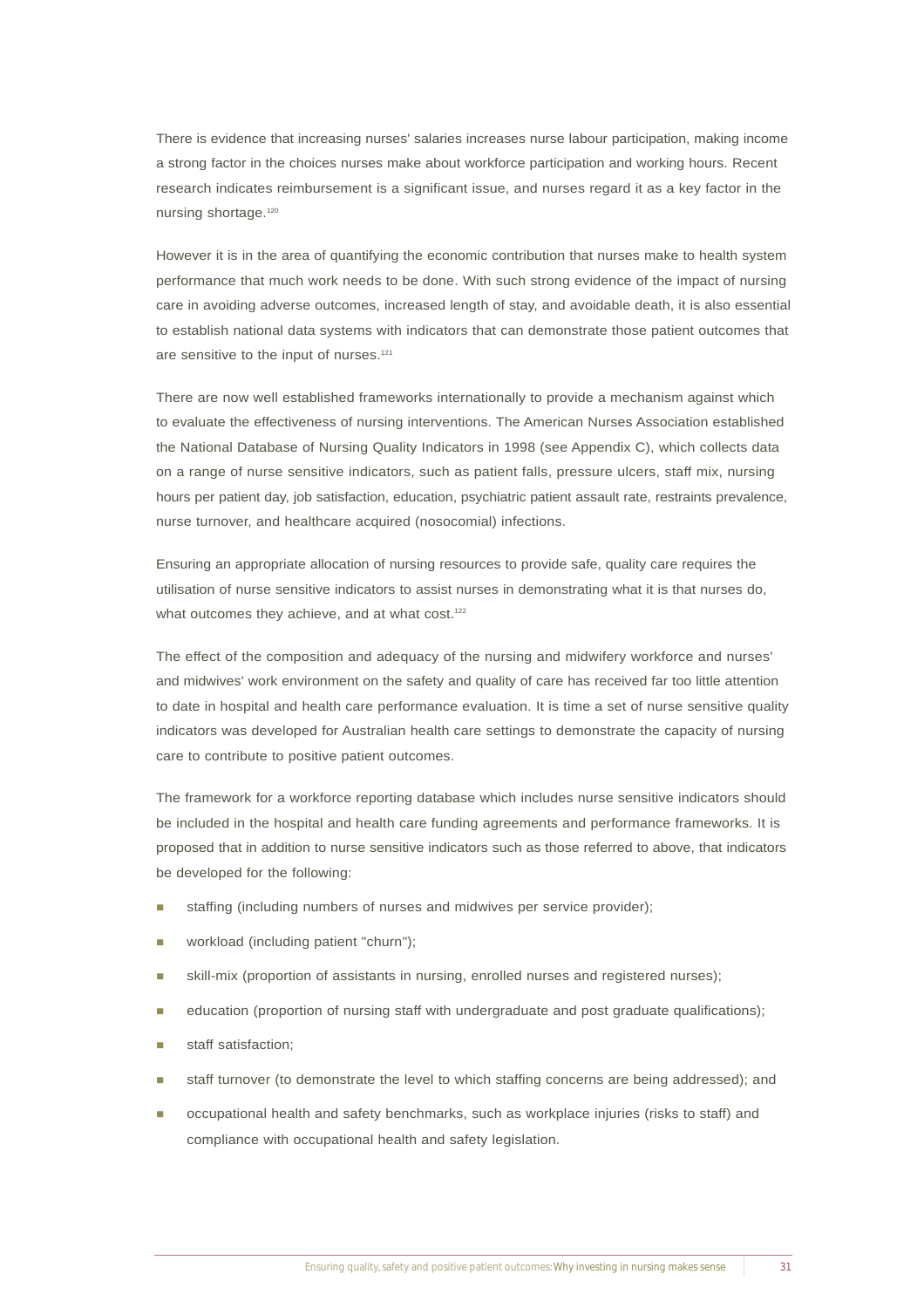There is evidence that increasing nurses' salaries increases nurse labour participation, making income a strong factor in the choices nurses make about workforce participation and working hours. Recent research indicates reimbursement is a significant issue, and nurses regard it as a key factor in the nursing shortage.[120]

However it is in the area of quantifying the economic contribution that nurses make to health system performance that much work needs to be done. With such strong evidence of the impact of nursing care in avoiding adverse outcomes, increased length of stay, and avoidable death, it is also essential to establish national data systems with indicators that can demonstrate those patient outcomes that are sensitive to the input of nurses.[121]

There are now well established frameworks internationally to provide a mechanism against which to evaluate the effectiveness of nursing interventions. The American Nurses Association established the National Database of Nursing Quality Indicators in 1998 (see Appendix C), which collects data on a range of nurse sensitive indicators, such as patient falls, pressure ulcers, staff mix, nursing hours per patient day, job satisfaction, education, psychiatric patient assault rate, restraints prevalence, nurse turnover, and healthcare acquired (nosocomial) infections.

Ensuring an appropriate allocation of nursing resources to provide safe, quality care requires the utilisation of nurse sensitive indicators to assist nurses in demonstrating what it is that nurses do, what outcomes they achieve, and at what cost.[122]

The effect of the composition and adequacy of the nursing and midwifery workforce and nurses' and midwives' work environment on the safety and quality of care has received far too little attention to date in hospital and health care performance evaluation. It is time a set of nurse sensitive quality indicators was developed for Australian health care settings to demonstrate the capacity of nursing care to contribute to positive patient outcomes.

The framework for a workforce reporting database which includes nurse sensitive indicators should be included in the hospital and health care funding agreements and performance frameworks. It is proposed that in addition to nurse sensitive indicators such as those referred to above, that indicators be developed for the following:

- staffing (including numbers of nurses and midwives per service provider);
- workload (including patient "churn");
- skill-mix (proportion of assistants in nursing, enrolled nurses and registered nurses);
- education (proportion of nursing staff with undergraduate and post graduate qualifications);
- staff satisfaction;
- staff turnover (to demonstrate the level to which staffing concerns are being addressed); and
- occupational health and safety benchmarks, such as workplace injuries (risks to staff) and compliance with occupational health and safety legislation.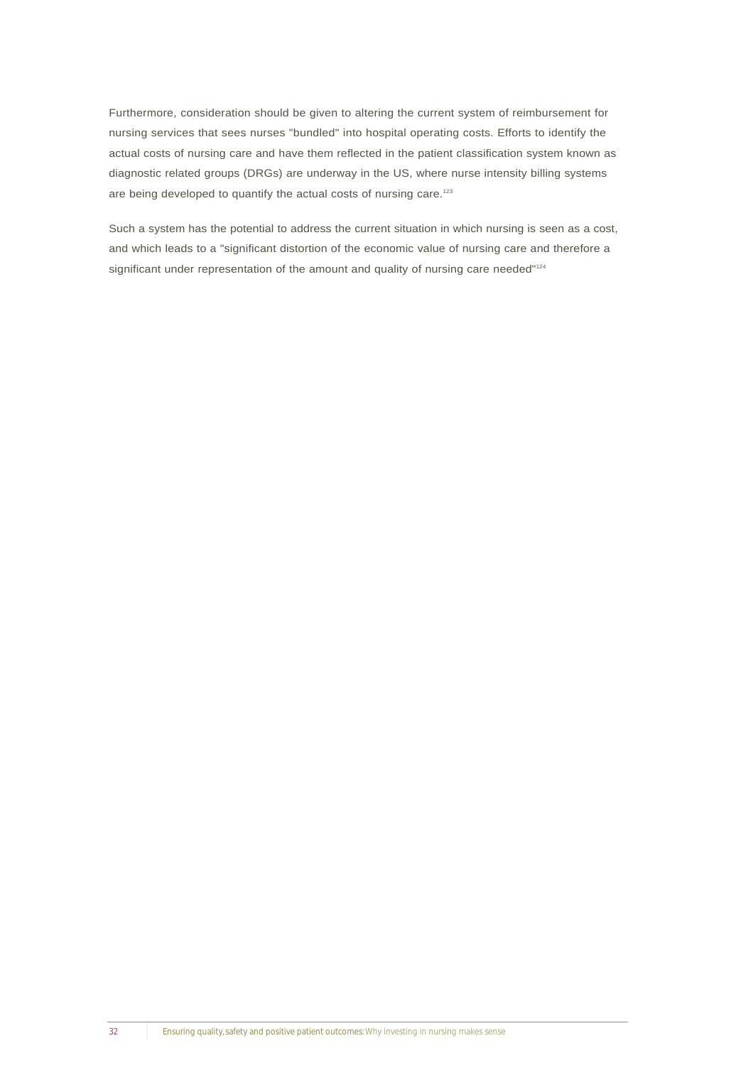Furthermore, consideration should be given to altering the current system of reimbursement for nursing services that sees nurses "bundled" into hospital operating costs. Efforts to identify the actual costs of nursing care and have them reflected in the patient classification system known as diagnostic related groups (DRGs) are underway in the US, where nurse intensity billing systems are being developed to quantify the actual costs of nursing care.[123]

Such a system has the potential to address the current situation in which nursing is seen as a cost, and which leads to a "significant distortion of the economic value of nursing care and therefore a significant under representation of the amount and quality of nursing care needed"[124]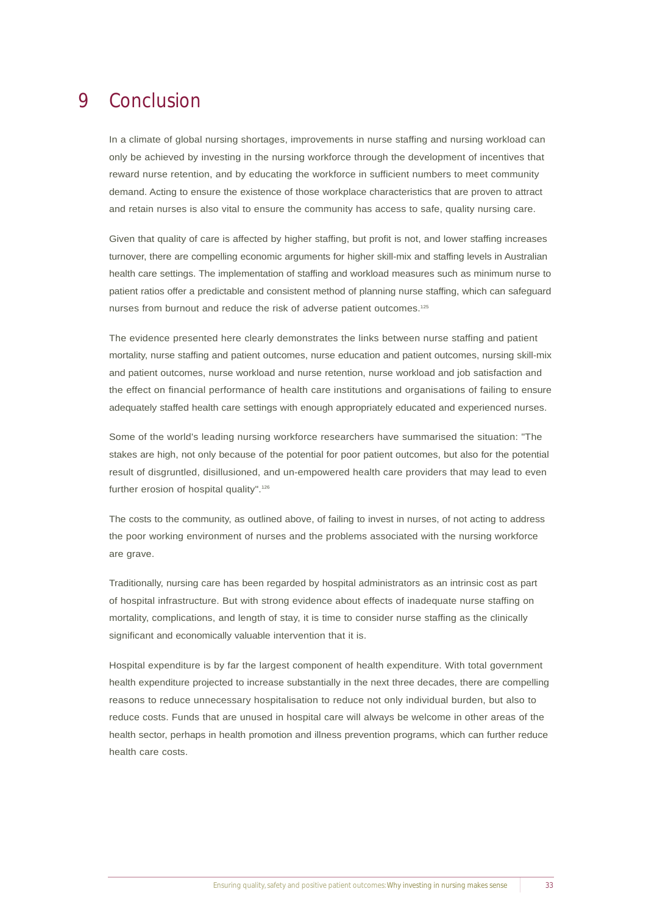# 9 Conclusion

In a climate of global nursing shortages, improvements in nurse staffing and nursing workload can only be achieved by investing in the nursing workforce through the development of incentives that reward nurse retention, and by educating the workforce in sufficient numbers to meet community demand. Acting to ensure the existence of those workplace characteristics that are proven to attract and retain nurses is also vital to ensure the community has access to safe, quality nursing care.

Given that quality of care is affected by higher staffing, but profit is not, and lower staffing increases turnover, there are compelling economic arguments for higher skill-mix and staffing levels in Australian health care settings. The implementation of staffing and workload measures such as minimum nurse to patient ratios offer a predictable and consistent method of planning nurse staffing, which can safeguard nurses from burnout and reduce the risk of adverse patient outcomes.[125]

The evidence presented here clearly demonstrates the links between nurse staffing and patient mortality, nurse staffing and patient outcomes, nurse education and patient outcomes, nursing skill-mix and patient outcomes, nurse workload and nurse retention, nurse workload and job satisfaction and the effect on financial performance of health care institutions and organisations of failing to ensure adequately staffed health care settings with enough appropriately educated and experienced nurses.

Some of the world's leading nursing workforce researchers have summarised the situation: "The stakes are high, not only because of the potential for poor patient outcomes, but also for the potential result of disgruntled, disillusioned, and un-empowered health care providers that may lead to even further erosion of hospital quality".[126]

The costs to the community, as outlined above, of failing to invest in nurses, of not acting to address the poor working environment of nurses and the problems associated with the nursing workforce are grave.

Traditionally, nursing care has been regarded by hospital administrators as an intrinsic cost as part of hospital infrastructure. But with strong evidence about effects of inadequate nurse staffing on mortality, complications, and length of stay, it is time to consider nurse staffing as the clinically significant and economically valuable intervention that it is.

Hospital expenditure is by far the largest component of health expenditure. With total government health expenditure projected to increase substantially in the next three decades, there are compelling reasons to reduce unnecessary hospitalisation to reduce not only individual burden, but also to reduce costs. Funds that are unused in hospital care will always be welcome in other areas of the health sector, perhaps in health promotion and illness prevention programs, which can further reduce health care costs.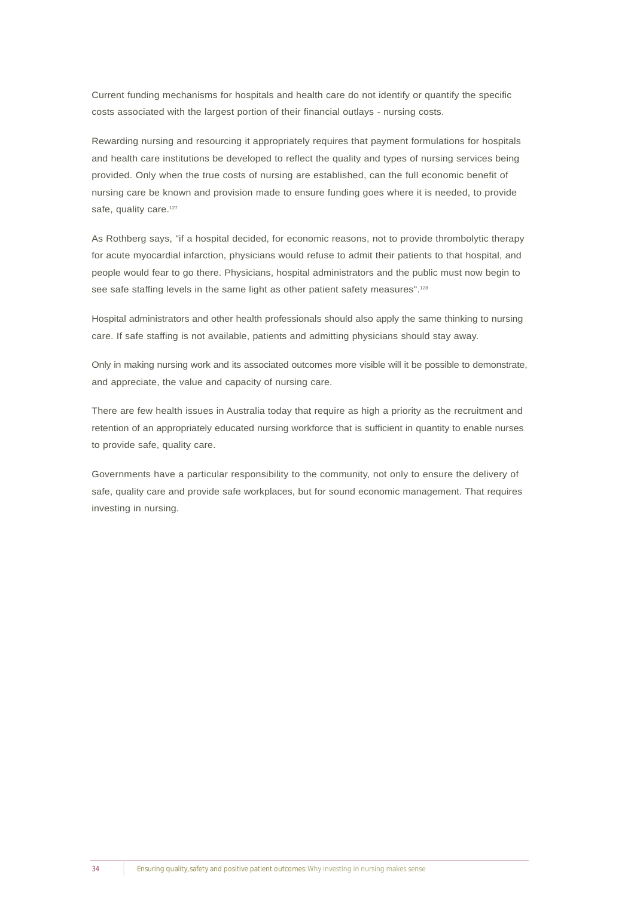Current funding mechanisms for hospitals and health care do not identify or quantify the specific costs associated with the largest portion of their financial outlays - nursing costs.

Rewarding nursing and resourcing it appropriately requires that payment formulations for hospitals and health care institutions be developed to reflect the quality and types of nursing services being provided. Only when the true costs of nursing are established, can the full economic benefit of nursing care be known and provision made to ensure funding goes where it is needed, to provide safe, quality care.[127]

As Rothberg says, "if a hospital decided, for economic reasons, not to provide thrombolytic therapy for acute myocardial infarction, physicians would refuse to admit their patients to that hospital, and people would fear to go there. Physicians, hospital administrators and the public must now begin to see safe staffing levels in the same light as other patient safety measures".[128]

Hospital administrators and other health professionals should also apply the same thinking to nursing care. If safe staffing is not available, patients and admitting physicians should stay away.

Only in making nursing work and its associated outcomes more visible will it be possible to demonstrate, and appreciate, the value and capacity of nursing care.

There are few health issues in Australia today that require as high a priority as the recruitment and retention of an appropriately educated nursing workforce that is sufficient in quantity to enable nurses to provide safe, quality care.

Governments have a particular responsibility to the community, not only to ensure the delivery of safe, quality care and provide safe workplaces, but for sound economic management. That requires investing in nursing.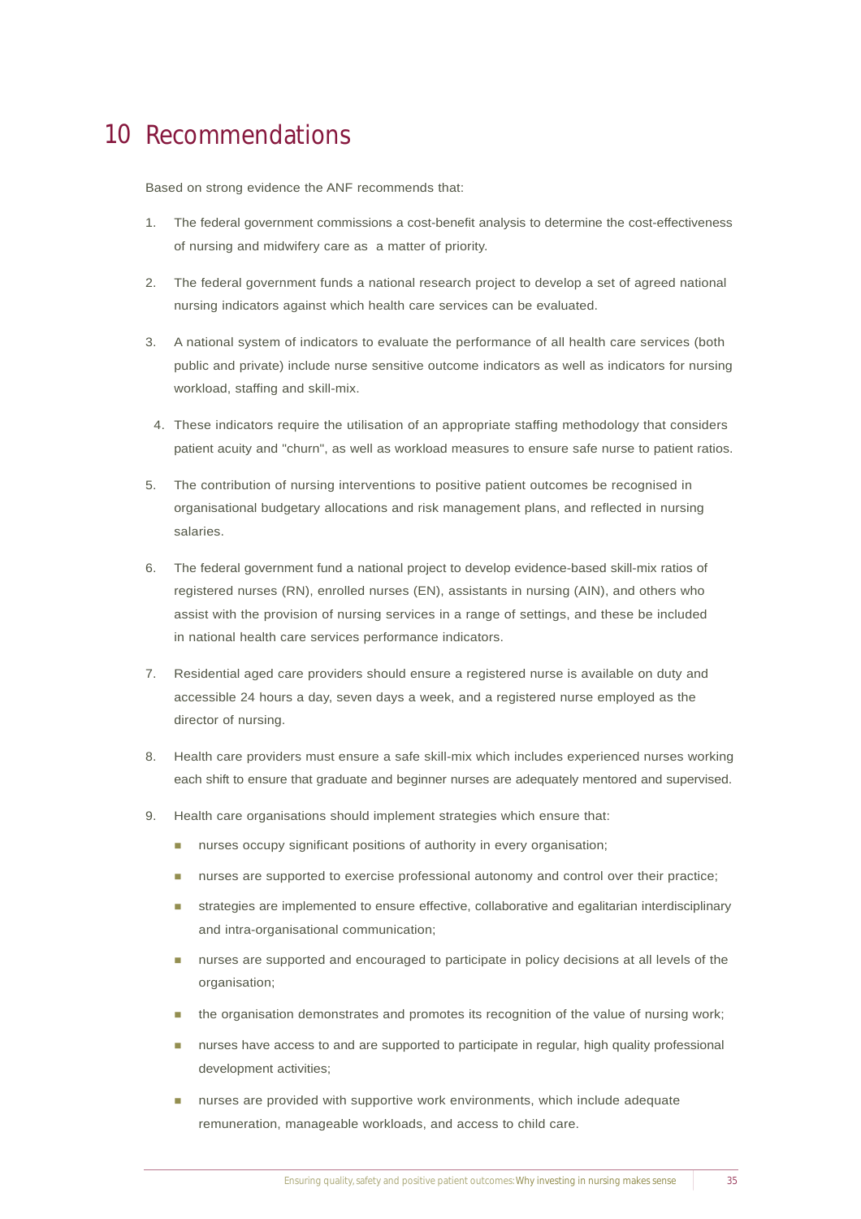# 10 Recommendations

Based on strong evidence the ANF recommends that:

1. The federal government commissions a cost-benefit analysis to determine the cost-effectiveness of nursing and midwifery care as a matter of priority.

2. The federal government funds a national research project to develop a set of agreed national nursing indicators against which health care services can be evaluated.

3. A national system of indicators to evaluate the performance of all health care services (both public and private) include nurse sensitive outcome indicators as well as indicators for nursing workload, staffing and skill-mix.

4. These indicators require the utilisation of an appropriate staffing methodology that considers patient acuity and "churn", as well as workload measures to ensure safe nurse to patient ratios.

5. The contribution of nursing interventions to positive patient outcomes be recognised in organisational budgetary allocations and risk management plans, and reflected in nursing salaries.

6. The federal government fund a national project to develop evidence-based skill-mix ratios of registered nurses (RN), enrolled nurses (EN), assistants in nursing (AIN), and others who assist with the provision of nursing services in a range of settings, and these be included in national health care services performance indicators.

7. Residential aged care providers should ensure a registered nurse is available on duty and accessible 24 hours a day, seven days a week, and a registered nurse employed as the director of nursing.

8. Health care providers must ensure a safe skill-mix which includes experienced nurses working each shift to ensure that graduate and beginner nurses are adequately mentored and supervised.

9. Health care organisations should implement strategies which ensure that:
   - nurses occupy significant positions of authority in every organisation;
   - nurses are supported to exercise professional autonomy and control over their practice;
   - strategies are implemented to ensure effective, collaborative and egalitarian interdisciplinary and intra-organisational communication;
   - nurses are supported and encouraged to participate in policy decisions at all levels of the organisation;
   - the organisation demonstrates and promotes its recognition of the value of nursing work;
   - nurses have access to and are supported to participate in regular, high quality professional development activities;
   - nurses are provided with supportive work environments, which include adequate remuneration, manageable workloads, and access to child care.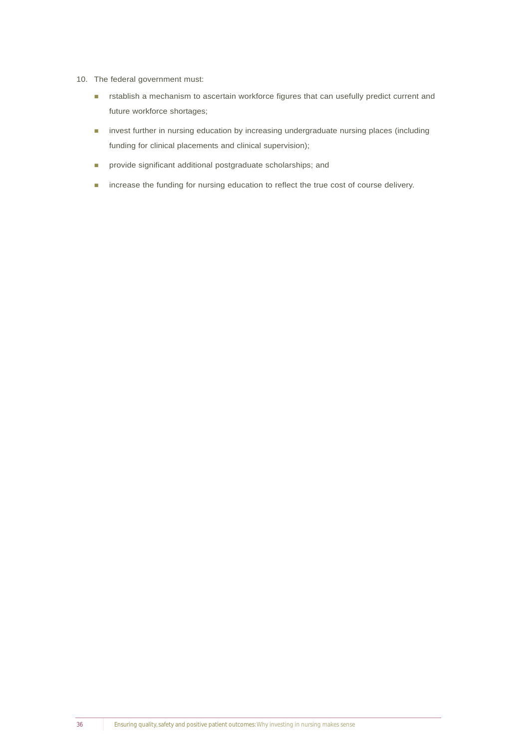10. The federal government must:

    - rstablish a mechanism to ascertain workforce figures that can usefully predict current and future workforce shortages;
    - invest further in nursing education by increasing undergraduate nursing places (including funding for clinical placements and clinical supervision);
    - provide significant additional postgraduate scholarships; and
    - increase the funding for nursing education to reflect the true cost of course delivery.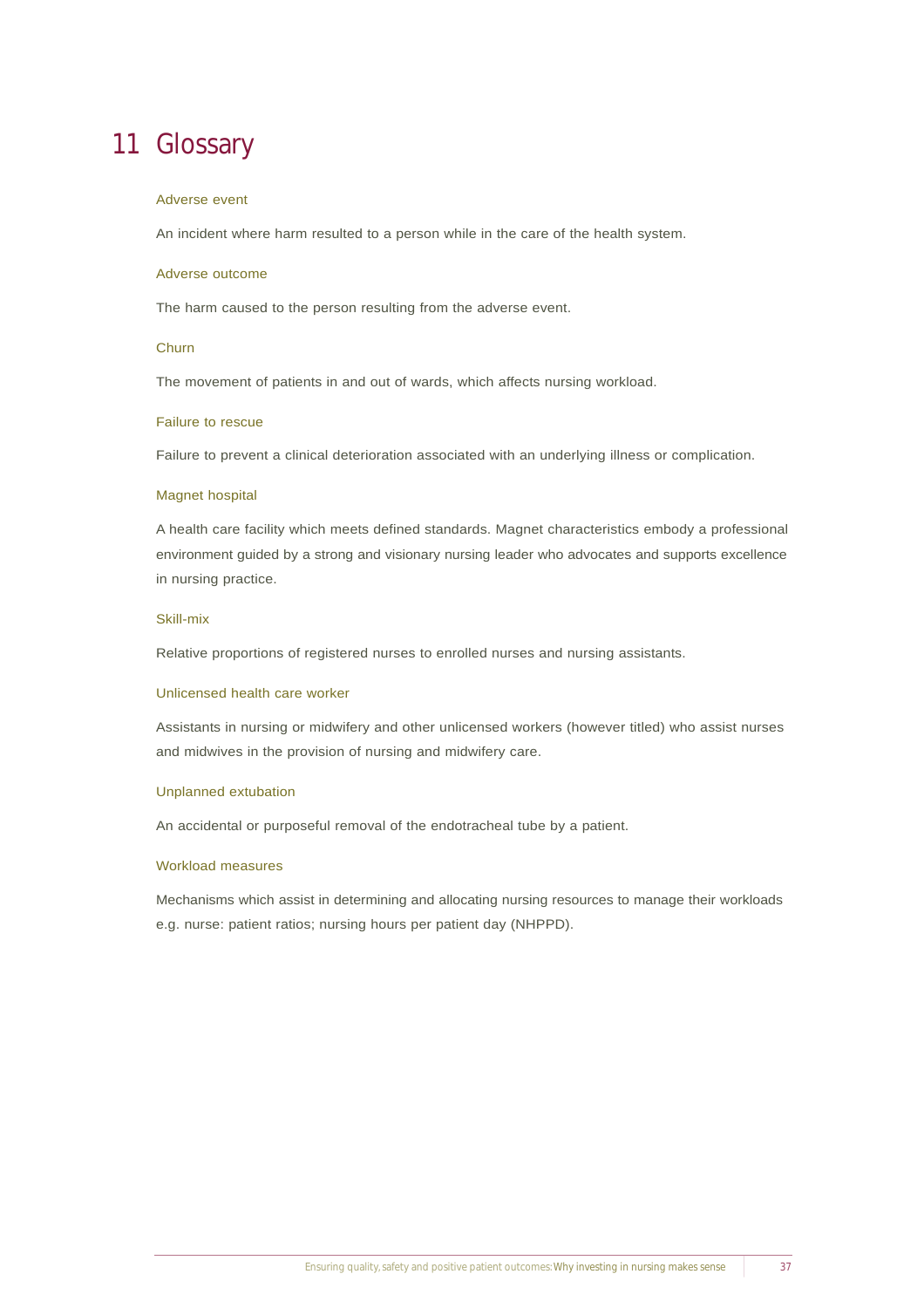# 11 Glossary

### Adverse event

An incident where harm resulted to a person while in the care of the health system.

### Adverse outcome

The harm caused to the person resulting from the adverse event.

### Churn

The movement of patients in and out of wards, which affects nursing workload.

### Failure to rescue

Failure to prevent a clinical deterioration associated with an underlying illness or complication.

### Magnet hospital

A health care facility which meets defined standards. Magnet characteristics embody a professional environment guided by a strong and visionary nursing leader who advocates and supports excellence in nursing practice.

### Skill-mix

Relative proportions of registered nurses to enrolled nurses and nursing assistants.

### Unlicensed health care worker

Assistants in nursing or midwifery and other unlicensed workers (however titled) who assist nurses and midwives in the provision of nursing and midwifery care.

### Unplanned extubation

An accidental or purposeful removal of the endotracheal tube by a patient.

### Workload measures

Mechanisms which assist in determining and allocating nursing resources to manage their workloads e.g. nurse: patient ratios; nursing hours per patient day (NHPPD).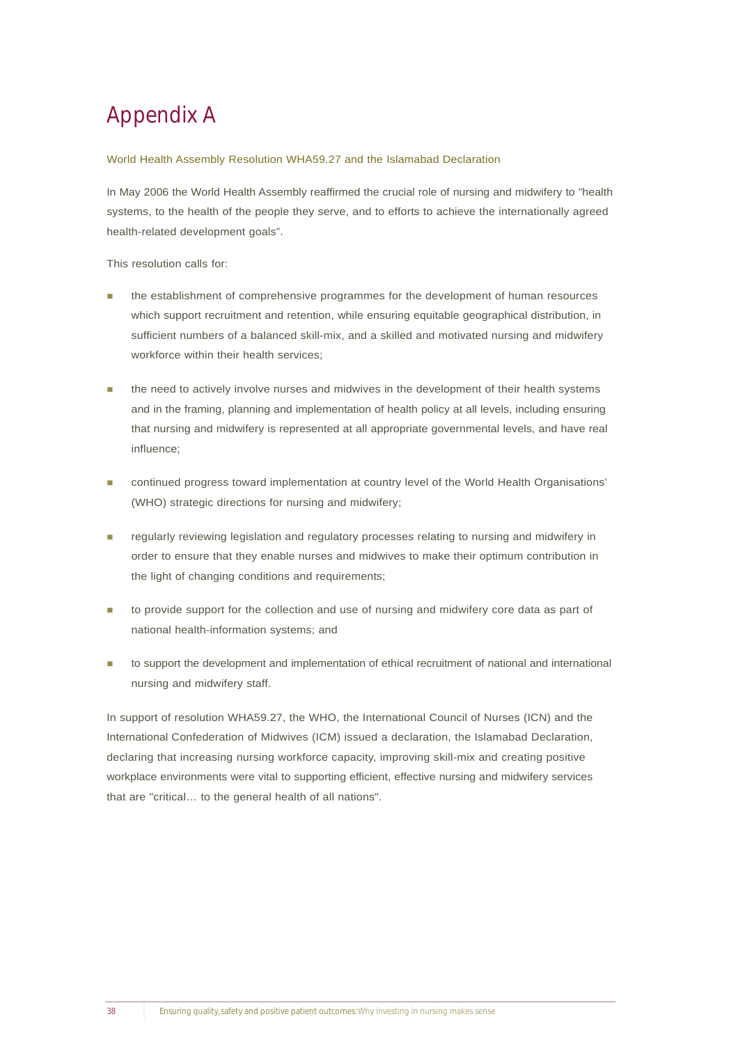# Appendix A

### World Health Assembly Resolution WHA59.27 and the Islamabad Declaration

In May 2006 the World Health Assembly reaffirmed the crucial role of nursing and midwifery to "health systems, to the health of the people they serve, and to efforts to achieve the internationally agreed health-related development goals".

This resolution calls for:

- the establishment of comprehensive programmes for the development of human resources which support recruitment and retention, while ensuring equitable geographical distribution, in sufficient numbers of a balanced skill-mix, and a skilled and motivated nursing and midwifery workforce within their health services;
- the need to actively involve nurses and midwives in the development of their health systems and in the framing, planning and implementation of health policy at all levels, including ensuring that nursing and midwifery is represented at all appropriate governmental levels, and have real influence;
- continued progress toward implementation at country level of the World Health Organisations' (WHO) strategic directions for nursing and midwifery;
- regularly reviewing legislation and regulatory processes relating to nursing and midwifery in order to ensure that they enable nurses and midwives to make their optimum contribution in the light of changing conditions and requirements;
- to provide support for the collection and use of nursing and midwifery core data as part of national health-information systems; and
- to support the development and implementation of ethical recruitment of national and international nursing and midwifery staff.

In support of resolution WHA59.27, the WHO, the International Council of Nurses (ICN) and the International Confederation of Midwives (ICM) issued a declaration, the Islamabad Declaration, declaring that increasing nursing workforce capacity, improving skill-mix and creating positive workplace environments were vital to supporting efficient, effective nursing and midwifery services that are "critical… to the general health of all nations".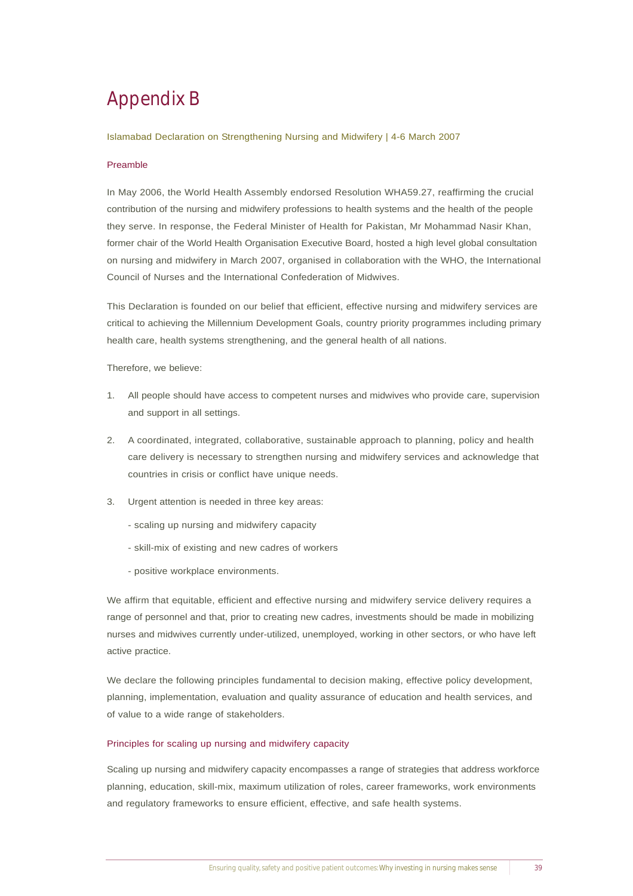# Appendix B

Islamabad Declaration on Strengthening Nursing and Midwifery | 4-6 March 2007

## Preamble

In May 2006, the World Health Assembly endorsed Resolution WHA59.27, reaffirming the crucial contribution of the nursing and midwifery professions to health systems and the health of the people they serve. In response, the Federal Minister of Health for Pakistan, Mr Mohammad Nasir Khan, former chair of the World Health Organisation Executive Board, hosted a high level global consultation on nursing and midwifery in March 2007, organised in collaboration with the WHO, the International Council of Nurses and the International Confederation of Midwives.

This Declaration is founded on our belief that efficient, effective nursing and midwifery services are critical to achieving the Millennium Development Goals, country priority programmes including primary health care, health systems strengthening, and the general health of all nations.

Therefore, we believe:

1. All people should have access to competent nurses and midwives who provide care, supervision and support in all settings.
2. A coordinated, integrated, collaborative, sustainable approach to planning, policy and health care delivery is necessary to strengthen nursing and midwifery services and acknowledge that countries in crisis or conflict have unique needs.
3. Urgent attention is needed in three key areas:
   - scaling up nursing and midwifery capacity
   - skill-mix of existing and new cadres of workers
   - positive workplace environments.

We affirm that equitable, efficient and effective nursing and midwifery service delivery requires a range of personnel and that, prior to creating new cadres, investments should be made in mobilizing nurses and midwives currently under-utilized, unemployed, working in other sectors, or who have left active practice.

We declare the following principles fundamental to decision making, effective policy development, planning, implementation, evaluation and quality assurance of education and health services, and of value to a wide range of stakeholders.

## Principles for scaling up nursing and midwifery capacity

Scaling up nursing and midwifery capacity encompasses a range of strategies that address workforce planning, education, skill-mix, maximum utilization of roles, career frameworks, work environments and regulatory frameworks to ensure efficient, effective, and safe health systems.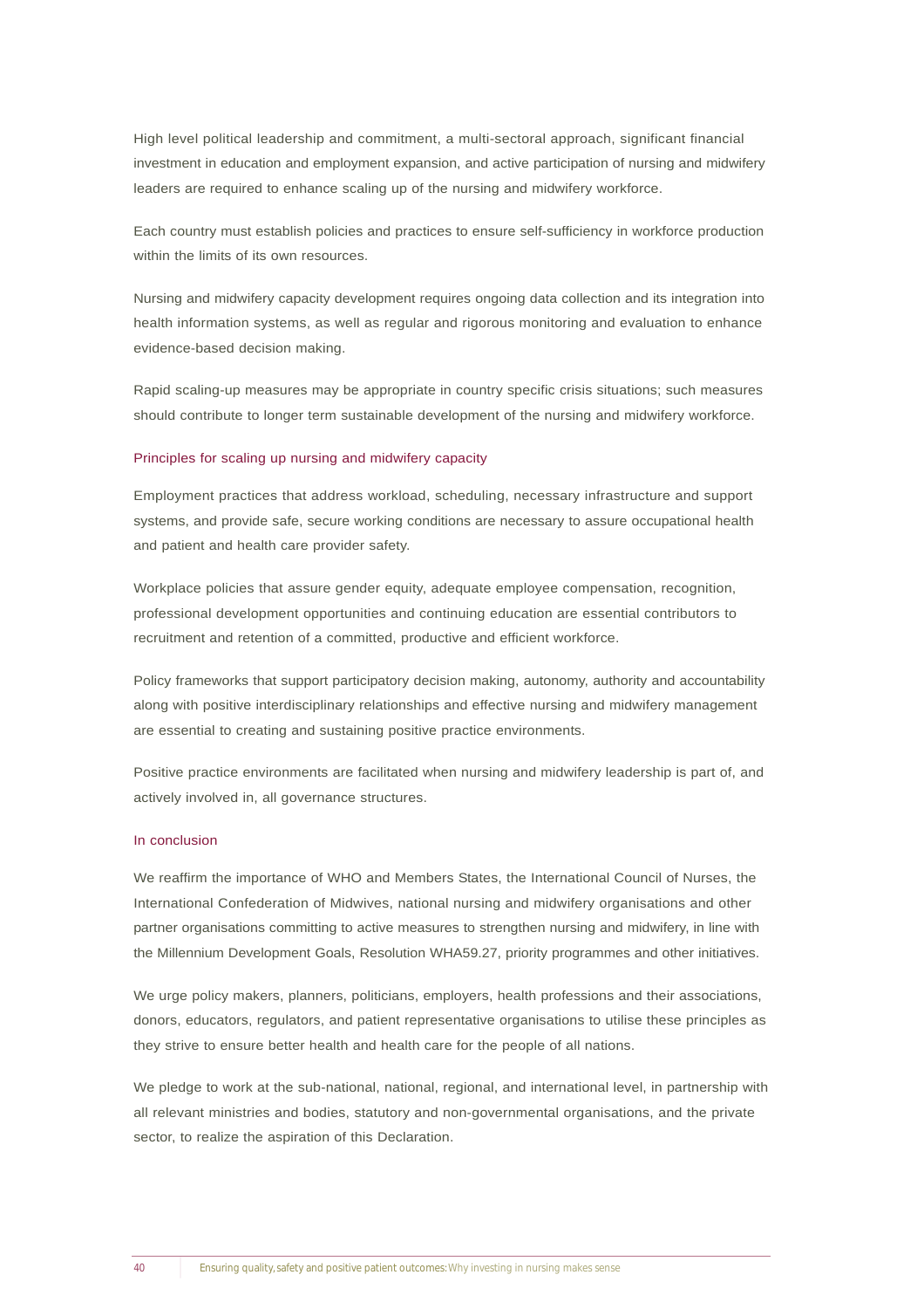High level political leadership and commitment, a multi-sectoral approach, significant financial investment in education and employment expansion, and active participation of nursing and midwifery leaders are required to enhance scaling up of the nursing and midwifery workforce.

Each country must establish policies and practices to ensure self-sufficiency in workforce production within the limits of its own resources.

Nursing and midwifery capacity development requires ongoing data collection and its integration into health information systems, as well as regular and rigorous monitoring and evaluation to enhance evidence-based decision making.

Rapid scaling-up measures may be appropriate in country specific crisis situations; such measures should contribute to longer term sustainable development of the nursing and midwifery workforce.

### Principles for scaling up nursing and midwifery capacity

Employment practices that address workload, scheduling, necessary infrastructure and support systems, and provide safe, secure working conditions are necessary to assure occupational health and patient and health care provider safety.

Workplace policies that assure gender equity, adequate employee compensation, recognition, professional development opportunities and continuing education are essential contributors to recruitment and retention of a committed, productive and efficient workforce.

Policy frameworks that support participatory decision making, autonomy, authority and accountability along with positive interdisciplinary relationships and effective nursing and midwifery management are essential to creating and sustaining positive practice environments.

Positive practice environments are facilitated when nursing and midwifery leadership is part of, and actively involved in, all governance structures.

### In conclusion

We reaffirm the importance of WHO and Members States, the International Council of Nurses, the International Confederation of Midwives, national nursing and midwifery organisations and other partner organisations committing to active measures to strengthen nursing and midwifery, in line with the Millennium Development Goals, Resolution WHA59.27, priority programmes and other initiatives.

We urge policy makers, planners, politicians, employers, health professions and their associations, donors, educators, regulators, and patient representative organisations to utilise these principles as they strive to ensure better health and health care for the people of all nations.

We pledge to work at the sub-national, national, regional, and international level, in partnership with all relevant ministries and bodies, statutory and non-governmental organisations, and the private sector, to realize the aspiration of this Declaration.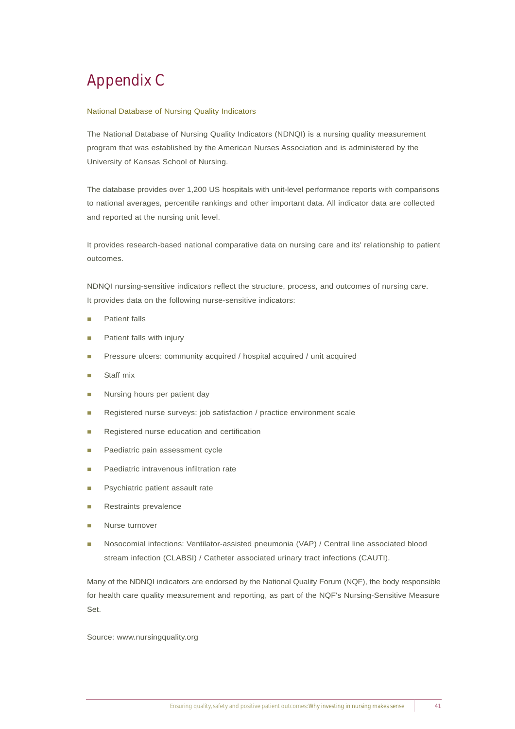# Appendix C

## National Database of Nursing Quality Indicators

The National Database of Nursing Quality Indicators (NDNQI) is a nursing quality measurement program that was established by the American Nurses Association and is administered by the University of Kansas School of Nursing.

The database provides over 1,200 US hospitals with unit-level performance reports with comparisons to national averages, percentile rankings and other important data. All indicator data are collected and reported at the nursing unit level.

It provides research-based national comparative data on nursing care and its' relationship to patient outcomes.

NDNQI nursing-sensitive indicators reflect the structure, process, and outcomes of nursing care. It provides data on the following nurse-sensitive indicators:

- Patient falls
- Patient falls with injury
- Pressure ulcers: community acquired / hospital acquired / unit acquired
- Staff mix
- Nursing hours per patient day
- Registered nurse surveys: job satisfaction / practice environment scale
- Registered nurse education and certification
- Paediatric pain assessment cycle
- Paediatric intravenous infiltration rate
- Psychiatric patient assault rate
- Restraints prevalence
- Nurse turnover
- Nosocomial infections: Ventilator-assisted pneumonia (VAP) / Central line associated blood stream infection (CLABSI) / Catheter associated urinary tract infections (CAUTI).

Many of the NDNQI indicators are endorsed by the National Quality Forum (NQF), the body responsible for health care quality measurement and reporting, as part of the NQF's Nursing-Sensitive Measure Set.

Source: www.nursingquality.org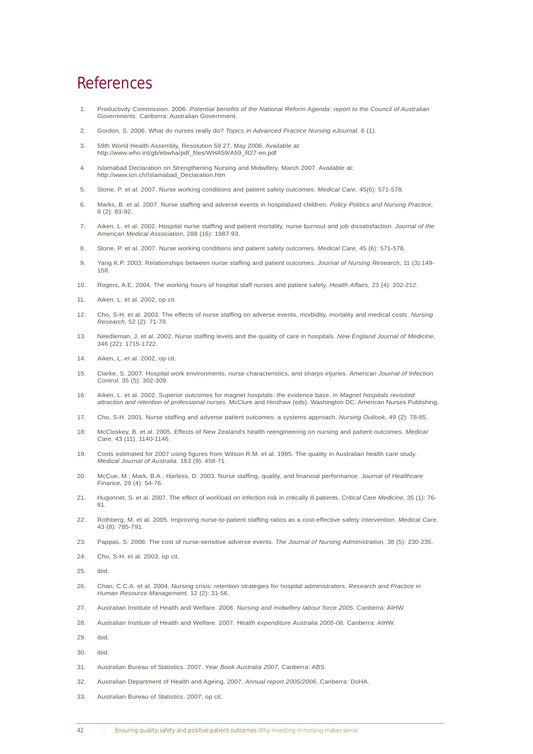# References

1. Productivity Commission. 2006. *Potential benefits of the National Reform Agenda*: r*eport to the Council of Australian Governments.* Canberra: Australian Government.
2. Gordon, S. 2006. What do nurses really do? *Topics in Advanced Practice Nursing eJournal.* 6 (1).
3. 59th World Health Assembly, Resolution 59.27, May 2006. Available at: http://www.who.int/gb/ebwha/pdf_files/WHA59/A59_R27-en.pdf
4. Islamabad Declaration on Strengthening Nursing and Midwifery. March 2007. Available at: http://www.icn.ch/Islamabad_Declaration.htm
5. Stone, P. et al. 2007. Nurse working conditions and patient safety outcomes. *Medical Care,* 45(6): 571-578.
6. Marks, B. et al. 2007. Nurse staffing and adverse events in hospitalized children. *Policy Politics and Nursing Practice,* 8 (2): 83-92.
7. Aiken, L. et al. 2002. Hospital nurse staffing and patient mortality, nurse burnout and job dissatisfaction. *Journal of the American Medical Association,* 288 (16): 1987-93.
8. Stone, P. et al. 2007. Nurse working conditions and patient safety outcomes. *Medical Care,* 45 (6): 571-578.
9. Yang K.P. 2003. Relationships between nurse staffing and patient outcomes. *Journal of Nursing Research,* 11 (3):149-158.
10. Rogers, A.E. 2004. The working hours of hospital staff nurses and patient safety. *Health Affairs,* 23 (4): 202-212.
11. Aiken, L. et al. 2002, op cit.
12. Cho, S-H. et al. 2003. The effects of nurse staffing on adverse events, morbidity, mortality and medical costs. *Nursing Research,* 52 (2): 71-79.
13. Needleman, J. et al. 2002. Nurse staffing levels and the quality of care in hospitals. *New England Journal of Medicine,* 346 (22): 1715-1722.
14. Aiken, L. et al. 2002, op cit.
15. Clarke, S. 2007. Hospital work environments, nurse characteristics, and sharps injuries. *American Journal of Infection Control,* 35 (5): 302-309.
16. Aiken, L. et al. 2002. Superior outcomes for magnet hospitals: the evidence base, in *Magnet hospitals revisited: attraction and retention of professional nurses.* McClure and Hinshaw (eds). Washington DC: American Nurses Publishing.
17. Cho, S-H. 2001. Nurse staffing and adverse patient outcomes: a systems approach. *Nursing Outlook,* 49 (2): 78-85.
18. McCloskey, B. et al. 2005. Effects of New Zealand's health reengineering on nursing and patient outcomes. *Medical Care,* 43 (11): 1140-1146.
19. Costs estimated for 2007 using figures from Wilson R.M. et al. 1995. The quality in Australian health care study. *Medical Journal of Australia.* 163 (9): 458-71.
20. McCue, M.; Mark, B.A.; Harless, D. 2003. Nurse staffing, quality, and financial performance. J*ournal of Healthcare Finance,* 29 (4): 54-76.
21. Hugonnet, S. et al. 2007. The effect of workload on infection risk in critically ill patients. *Critical Care Medicine,* 35 (1): 76-81.
22. Rothberg, M. et al. 2005. Improving nurse-to-patient staffing ratios as a cost-effective safety intervention. *Medical Care,* 43 (8): 785-791.
23. Pappas, S. 2008. The cost of nurse-sensitive adverse events. *The Journal of Nursing Administration,* 38 (5): 230-235.
24. Cho, S-H. et al. 2003, op cit.
25. ibid.
26. Chan, C.C.A. et al. 2004. Nursing crisis: retention strategies for hospital administrators. *Research and Practice in Human Resource Management,* 12 (2): 31-56.
27. Australian Institute of Health and Welfare. 2008. *Nursing and midwifery labour force 2005*. Canberra: AIHW.
28. Australian Institute of Health and Welfare. 2007. *Health expenditure Australia 2005-06.* Canberra: AIHW.
29. ibid.
30. ibid.
31. Australian Bureau of Statistics. 2007. *Year Book Australia 2007*. Canberra: ABS.
32. Australian Department of Health and Ageing. 2007. *Annual report 2005/2006*. Canberra: DoHA.
33. Australian Bureau of Statistics. 2007, op cit.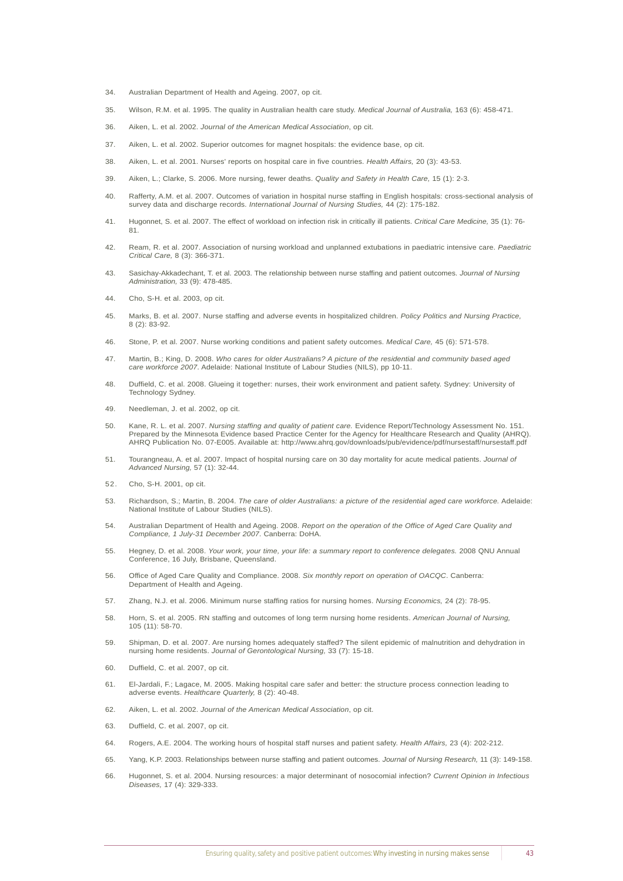34. Australian Department of Health and Ageing. 2007, op cit.

35. Wilson, R.M. et al. 1995. The quality in Australian health care study. *Medical Journal of Australia,* 163 (6): 458-471.

36. Aiken, L. et al. 2002. *Journal of the American Medical Association*, op cit.

37. Aiken, L. et al. 2002. Superior outcomes for magnet hospitals: the evidence base, op cit.

38. Aiken, L. et al. 2001. Nurses' reports on hospital care in five countries. *Health Affairs,* 20 (3): 43-53.

39. Aiken, L.; Clarke, S. 2006. More nursing, fewer deaths. *Quality and Safety in Health Care,* 15 (1): 2-3.

40. Rafferty, A.M. et al. 2007. Outcomes of variation in hospital nurse staffing in English hospitals: cross-sectional analysis of survey data and discharge records. *International Journal of Nursing Studies,* 44 (2): 175-182.

41. Hugonnet, S. et al. 2007. The effect of workload on infection risk in critically ill patients. *Critical Care Medicine,* 35 (1): 76-81.

42. Ream, R. et al. 2007. Association of nursing workload and unplanned extubations in paediatric intensive care. *Paediatric Critical Care,* 8 (3): 366-371.

43. Sasichay-Akkadechant, T. et al. 2003. The relationship between nurse staffing and patient outcomes. *Journal of Nursing Administration,* 33 (9): 478-485.

44. Cho, S-H. et al. 2003, op cit.

45. Marks, B. et al. 2007. Nurse staffing and adverse events in hospitalized children. *Policy Politics and Nursing Practice,* 8 (2): 83-92.

46. Stone, P. et al. 2007. Nurse working conditions and patient safety outcomes. *Medical Care,* 45 (6): 571-578.

47. Martin, B.; King, D. 2008. *Who cares for older Australians? A picture of the residential and community based aged care workforce 2007*. Adelaide: National Institute of Labour Studies (NILS), pp 10-11.

48. Duffield, C. et al. 2008. Glueing it together: nurses, their work environment and patient safety. Sydney: University of Technology Sydney.

49. Needleman, J. et al. 2002, op cit.

50. Kane, R. L. et al. 2007. *Nursing staffing and quality of patient care.* Evidence Report/Technology Assessment No. 151. Prepared by the Minnesota Evidence based Practice Center for the Agency for Healthcare Research and Quality (AHRQ). AHRQ Publication No. 07-E005. Available at: http://www.ahrq.gov/downloads/pub/evidence/pdf/nursestaff/nursestaff.pdf

51. Tourangneau, A. et al. 2007. Impact of hospital nursing care on 30 day mortality for acute medical patients. *Journal of Advanced Nursing,* 57 (1): 32-44.

52. Cho, S-H. 2001, op cit.

53. Richardson, S.; Martin, B. 2004. *The care of older Australians: a picture of the residential aged care workforce.* Adelaide: National Institute of Labour Studies (NILS).

54. Australian Department of Health and Ageing. 2008. *Report on the operation of the Office of Aged Care Quality and Compliance, 1 July-31 December 2007.* Canberra: DoHA.

55. Hegney, D. et al. 2008. *Your work, your time, your life: a summary report to conference delegates.* 2008 QNU Annual Conference, 16 July, Brisbane, Queensland.

56. Office of Aged Care Quality and Compliance. 2008. *Six monthly report on operation of OACQC*. Canberra: Department of Health and Ageing.

57. Zhang, N.J. et al. 2006. Minimum nurse staffing ratios for nursing homes. *Nursing Economics,* 24 (2): 78-95.

58. Horn, S. et al. 2005. RN staffing and outcomes of long term nursing home residents. *American Journal of Nursing,* 105 (11): 58-70.

59. Shipman, D. et al. 2007. Are nursing homes adequately staffed? The silent epidemic of malnutrition and dehydration in nursing home residents. *Journal of Gerontological Nursing,* 33 (7): 15-18.

60. Duffield, C. et al. 2007, op cit.

61. El-Jardali, F.; Lagace, M. 2005. Making hospital care safer and better: the structure process connection leading to adverse events. *Healthcare Quarterly,* 8 (2): 40-48.

62. Aiken, L. et al. 2002. *Journal of the American Medical Association*, op cit.

63. Duffield, C. et al. 2007, op cit.

64. Rogers, A.E. 2004. The working hours of hospital staff nurses and patient safety. *Health Affairs,* 23 (4): 202-212.

65. Yang, K.P. 2003. Relationships between nurse staffing and patient outcomes. *Journal of Nursing Research,* 11 (3): 149-158.

66. Hugonnet, S. et al. 2004. Nursing resources: a major determinant of nosocomial infection? *Current Opinion in Infectious Diseases,* 17 (4): 329-333.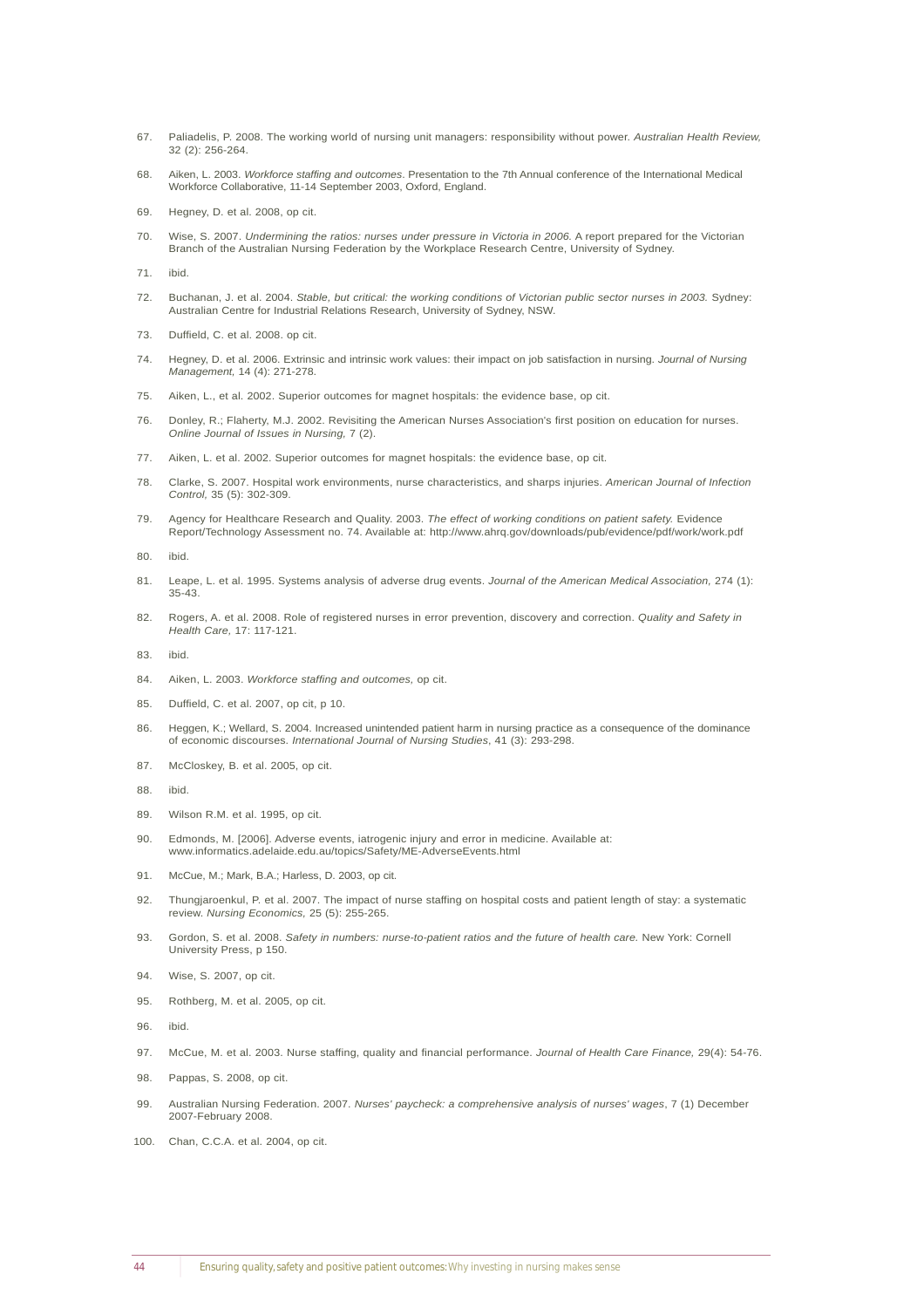67. Paliadelis, P. 2008. The working world of nursing unit managers: responsibility without power. *Australian Health Review,* 32 (2): 256-264.

68. Aiken, L. 2003. *Workforce staffing and outcomes*. Presentation to the 7th Annual conference of the International Medical Workforce Collaborative, 11-14 September 2003, Oxford, England.

69. Hegney, D. et al. 2008, op cit.

70. Wise, S. 2007. *Undermining the ratios: nurses under pressure in Victoria in 2006.* A report prepared for the Victorian Branch of the Australian Nursing Federation by the Workplace Research Centre, University of Sydney.

71. ibid.

72. Buchanan, J. et al. 2004. *Stable, but critical: the working conditions of Victorian public sector nurses in 2003.* Sydney: Australian Centre for Industrial Relations Research, University of Sydney, NSW.

73. Duffield, C. et al. 2008. op cit.

74. Hegney, D. et al. 2006. Extrinsic and intrinsic work values: their impact on job satisfaction in nursing. *Journal of Nursing Management,* 14 (4): 271-278.

75. Aiken, L., et al. 2002. Superior outcomes for magnet hospitals: the evidence base, op cit.

76. Donley, R.; Flaherty, M.J. 2002. Revisiting the American Nurses Association's first position on education for nurses. *Online Journal of Issues in Nursing,* 7 (2).

77. Aiken, L. et al. 2002. Superior outcomes for magnet hospitals: the evidence base, op cit.

78. Clarke, S. 2007. Hospital work environments, nurse characteristics, and sharps injuries. *American Journal of Infection Control,* 35 (5): 302-309.

79. Agency for Healthcare Research and Quality. 2003. *The effect of working conditions on patient safety.* Evidence Report/Technology Assessment no. 74. Available at: http://www.ahrq.gov/downloads/pub/evidence/pdf/work/work.pdf

80. ibid.

81. Leape, L. et al. 1995. Systems analysis of adverse drug events. *Journal of the American Medical Association,* 274 (1): 35-43.

82. Rogers, A. et al. 2008. Role of registered nurses in error prevention, discovery and correction. *Quality and Safety in Health Care,* 17: 117-121.

83. ibid.

84. Aiken, L. 2003. *Workforce staffing and outcomes,* op cit.

85. Duffield, C. et al. 2007, op cit, p 10.

86. Heggen, K.; Wellard, S. 2004. Increased unintended patient harm in nursing practice as a consequence of the dominance of economic discourses. *International Journal of Nursing Studies*, 41 (3): 293-298.

87. McCloskey, B. et al. 2005, op cit.

88. ibid.

89. Wilson R.M. et al. 1995, op cit.

90. Edmonds, M. [2006]. Adverse events, iatrogenic injury and error in medicine. Available at: www.informatics.adelaide.edu.au/topics/Safety/ME-AdverseEvents.html

91. McCue, M.; Mark, B.A.; Harless, D. 2003, op cit.

92. Thungjaroenkul, P. et al. 2007. The impact of nurse staffing on hospital costs and patient length of stay: a systematic review. *Nursing Economics,* 25 (5): 255-265.

93. Gordon, S. et al. 2008. *Safety in numbers: nurse-to-patient ratios and the future of health care.* New York: Cornell University Press, p 150.

94. Wise, S. 2007, op cit.

95. Rothberg, M. et al. 2005, op cit.

96. ibid.

97. McCue, M. et al. 2003. Nurse staffing, quality and financial performance. *Journal of Health Care Finance,* 29(4): 54-76.

98. Pappas, S. 2008, op cit.

99. Australian Nursing Federation. 2007. *Nurses' paycheck: a comprehensive analysis of nurses' wages*, 7 (1) December 2007-February 2008.

100. Chan, C.C.A. et al. 2004, op cit.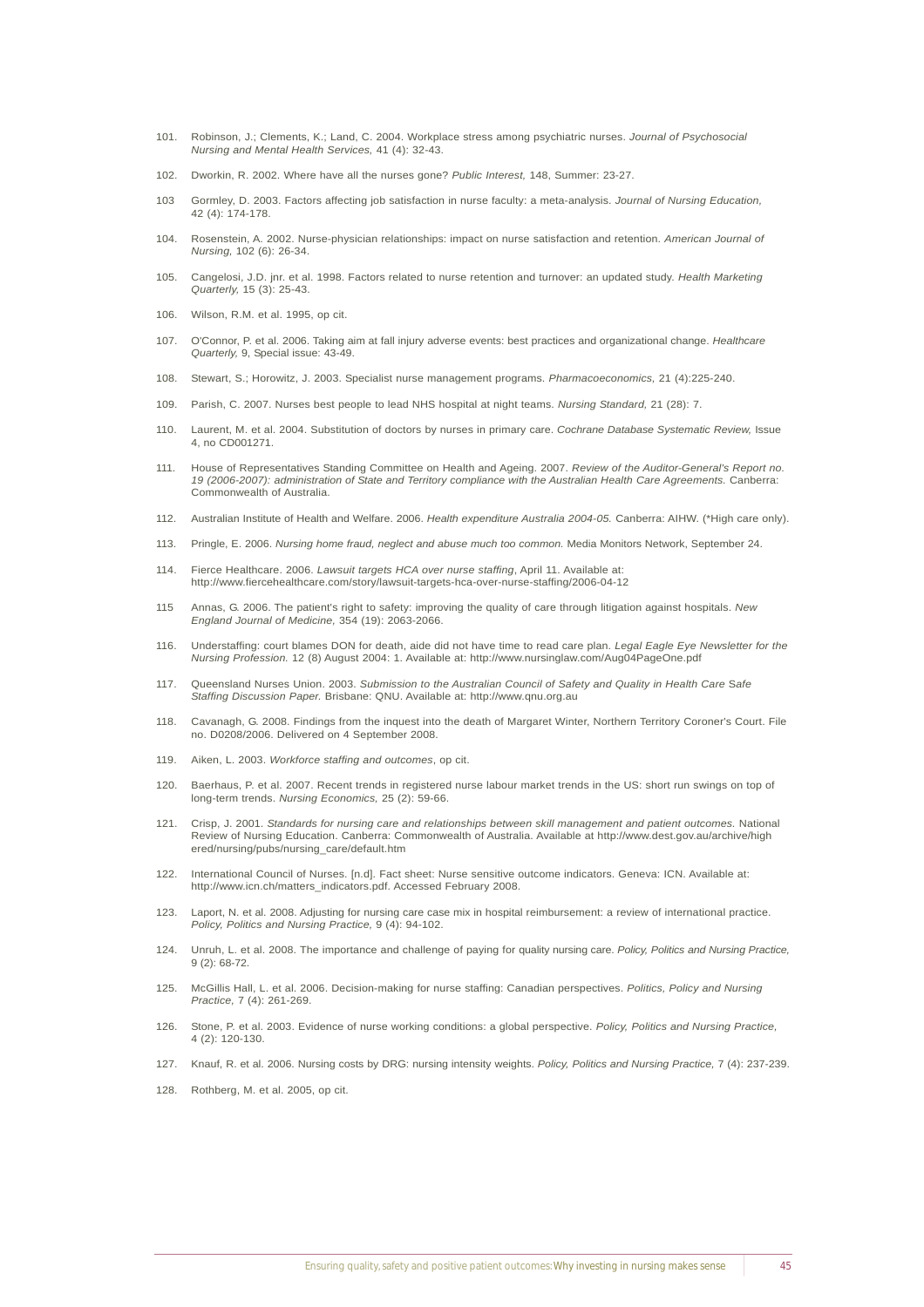101. Robinson, J.; Clements, K.; Land, C. 2004. Workplace stress among psychiatric nurses. *Journal of Psychosocial Nursing and Mental Health Services*, 41 (4): 32-43.

102. Dworkin, R. 2002. Where have all the nurses gone? *Public Interest,* 148, Summer: 23-27.

103 Gormley, D. 2003. Factors affecting job satisfaction in nurse faculty: a meta-analysis. *Journal of Nursing Education,* 42 (4): 174-178.

104. Rosenstein, A. 2002. Nurse-physician relationships: impact on nurse satisfaction and retention. *American Journal of Nursing,* 102 (6): 26-34.

105. Cangelosi, J.D. jnr. et al. 1998. Factors related to nurse retention and turnover: an updated study. *Health Marketing Quarterly,* 15 (3): 25-43.

106. Wilson, R.M. et al. 1995, op cit.

107. O'Connor, P. et al. 2006. Taking aim at fall injury adverse events: best practices and organizational change. *Healthcare Quarterly,* 9, Special issue: 43-49.

108. Stewart, S.; Horowitz, J. 2003. Specialist nurse management programs. *Pharmacoeconomics,* 21 (4):225-240.

109. Parish, C. 2007. Nurses best people to lead NHS hospital at night teams. *Nursing Standard,* 21 (28): 7.

110. Laurent, M. et al. 2004. Substitution of doctors by nurses in primary care. *Cochrane Database Systematic Review,* Issue 4, no CD001271.

111. House of Representatives Standing Committee on Health and Ageing. 2007. *Review of the Auditor-General's Report no. 19 (2006-2007): administration of State and Territory compliance with the Australian Health Care Agreements.* Canberra: Commonwealth of Australia.

112. Australian Institute of Health and Welfare. 2006. *Health expenditure Australia 2004-05.* Canberra: AIHW. (*High care only).

113. Pringle, E. 2006. *Nursing home fraud, neglect and abuse much too common.* Media Monitors Network, September 24.

114. Fierce Healthcare. 2006. *Lawsuit targets HCA over nurse staffing*, April 11. Available at: http://www.fiercehealthcare.com/story/lawsuit-targets-hca-over-nurse-staffing/2006-04-12

115 Annas, G. 2006. The patient's right to safety: improving the quality of care through litigation against hospitals. *New England Journal of Medicine,* 354 (19): 2063-2066.

116. Understaffing: court blames DON for death, aide did not have time to read care plan. *Legal Eagle Eye Newsletter for the Nursing Profession.* 12 (8) August 2004: 1. Available at: http://www.nursinglaw.com/Aug04PageOne.pdf

117. Queensland Nurses Union. 2003. *Submission to the Australian Council of Safety and Quality in Health Care Safe Staffing Discussion Paper.* Brisbane: QNU. Available at: http://www.qnu.org.au

118. Cavanagh, G. 2008. Findings from the inquest into the death of Margaret Winter, Northern Territory Coroner's Court. File no. D0208/2006. Delivered on 4 September 2008.

119. Aiken, L. 2003. *Workforce staffing and outcomes*, op cit.

120. Baerhaus, P. et al. 2007. Recent trends in registered nurse labour market trends in the US: short run swings on top of long-term trends. *Nursing Economics,* 25 (2): 59-66.

121. Crisp, J. 2001. *Standards for nursing care and relationships between skill management and patient outcomes.* National Review of Nursing Education. Canberra: Commonwealth of Australia. Available at http://www.dest.gov.au/archive/higher ed/nursing/pubs/nursing_care/default.htm

122. International Council of Nurses. [n.d]. Fact sheet: Nurse sensitive outcome indicators. Geneva: ICN. Available at: http://www.icn.ch/matters_indicators.pdf. Accessed February 2008.

123. Laport, N. et al. 2008. Adjusting for nursing care case mix in hospital reimbursement: a review of international practice. *Policy, Politics and Nursing Practice,* 9 (4): 94-102.

124. Unruh, L. et al. 2008. The importance and challenge of paying for quality nursing care. *Policy, Politics and Nursing Practice,* 9 (2): 68-72.

125. McGillis Hall, L. et al. 2006. Decision-making for nurse staffing: Canadian perspectives. *Politics, Policy and Nursing Practice,* 7 (4): 261-269.

126. Stone, P. et al. 2003. Evidence of nurse working conditions: a global perspective. *Policy, Politics and Nursing Practice,* 4 (2): 120-130.

127. Knauf, R. et al. 2006. Nursing costs by DRG: nursing intensity weights. *Policy, Politics and Nursing Practice,* 7 (4): 237-239.

128. Rothberg, M. et al. 2005, op cit.